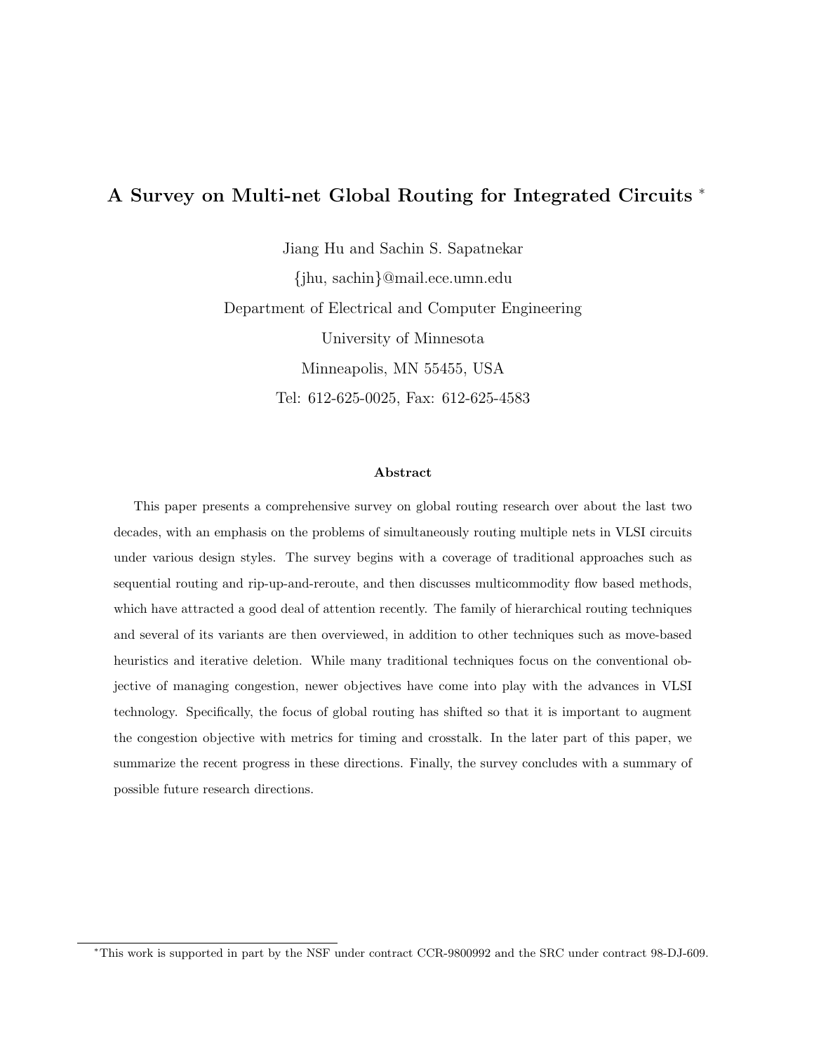# A Survey on Multi-net Global Routing for Integrated Circuits [*]

Jiang Hu and Sachin S. Sapatnekar

{jhu, sachin}@mail.ece.umn.edu

Department of Electrical and Computer Engineering

University of Minnesota

Minneapolis, MN 55455, USA

Tel: 612-625-0025, Fax: 612-625-4583

### Abstract

This paper presents a comprehensive survey on global routing research over about the last two decades, with an emphasis on the problems of simultaneously routing multiple nets in VLSI circuits under various design styles. The survey begins with a coverage of traditional approaches such as sequential routing and rip-up-and-reroute, and then discusses multicommodity flow based methods, which have attracted a good deal of attention recently. The family of hierarchical routing techniques and several of its variants are then overviewed, in addition to other techniques such as move-based heuristics and iterative deletion. While many traditional techniques focus on the conventional objective of managing congestion, newer objectives have come into play with the advances in VLSI technology. Specifically, the focus of global routing has shifted so that it is important to augment the congestion objective with metrics for timing and crosstalk. In the later part of this paper, we summarize the recent progress in these directions. Finally, the survey concludes with a summary of possible future research directions.

[*]This work is supported in part by the NSF under contract CCR-9800992 and the SRC under contract 98-DJ-609.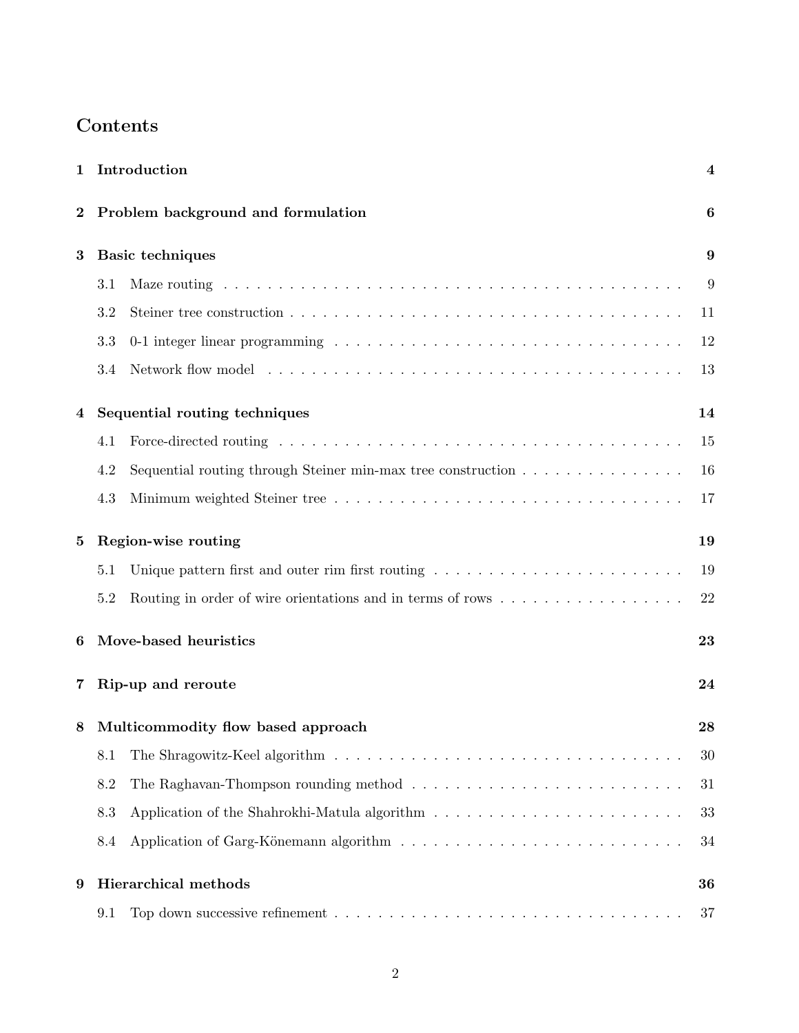# Contents

**1 Introduction** **4**

**2 Problem background and formulation** **6**

**3 Basic techniques** **9**

- 3.1 Maze routing . . . . . . . . . . 9
- 3.2 Steiner tree construction . . . . . . . . . . 11
- 3.3 0-1 integer linear programming . . . . . . . . . . 12
- 3.4 Network flow model . . . . . . . . . . 13

**4 Sequential routing techniques** **14**

- 4.1 Force-directed routing . . . . . . . . . . 15
- 4.2 Sequential routing through Steiner min-max tree construction . . . . . . . . . . 16
- 4.3 Minimum weighted Steiner tree . . . . . . . . . . 17

**5 Region-wise routing** **19**

- 5.1 Unique pattern first and outer rim first routing . . . . . . . . . . 19
- 5.2 Routing in order of wire orientations and in terms of rows . . . . . . . . . . 22

**6 Move-based heuristics** **23**

**7 Rip-up and reroute** **24**

**8 Multicommodity flow based approach** **28**

- 8.1 The Shragowitz-Keel algorithm . . . . . . . . . . 30
- 8.2 The Raghavan-Thompson rounding method . . . . . . . . . . 31
- 8.3 Application of the Shahrokhi-Matula algorithm . . . . . . . . . . 33
- 8.4 Application of Garg-Könemann algorithm . . . . . . . . . . 34

**9 Hierarchical methods** **36**

- 9.1 Top down successive refinement . . . . . . . . . . 37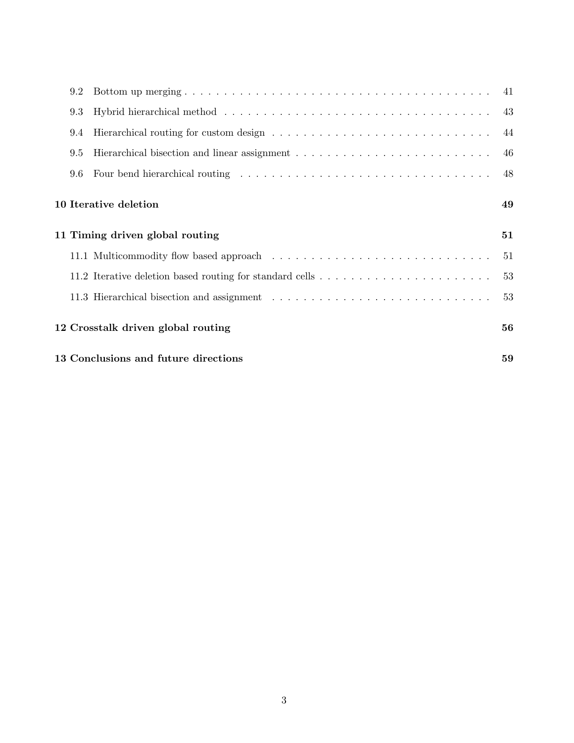9.2 Bottom up merging . . . . . . . . . . . . . . . . . . . . . . . . . . . . . . . . . . . . . . . 41

9.3 Hybrid hierarchical method . . . . . . . . . . . . . . . . . . . . . . . . . . . . . . . . . . . 43

9.4 Hierarchical routing for custom design . . . . . . . . . . . . . . . . . . . . . . . . . . . . 44

9.5 Hierarchical bisection and linear assignment . . . . . . . . . . . . . . . . . . . . . . . . . 46

9.6 Four bend hierarchical routing . . . . . . . . . . . . . . . . . . . . . . . . . . . . . . . . 48

**10 Iterative deletion 49**

**11 Timing driven global routing 51**

11.1 Multicommodity flow based approach . . . . . . . . . . . . . . . . . . . . . . . . . . . . 51

11.2 Iterative deletion based routing for standard cells . . . . . . . . . . . . . . . . . . . . . . 53

11.3 Hierarchical bisection and assignment . . . . . . . . . . . . . . . . . . . . . . . . . . . . 53

**12 Crosstalk driven global routing 56**

**13 Conclusions and future directions 59**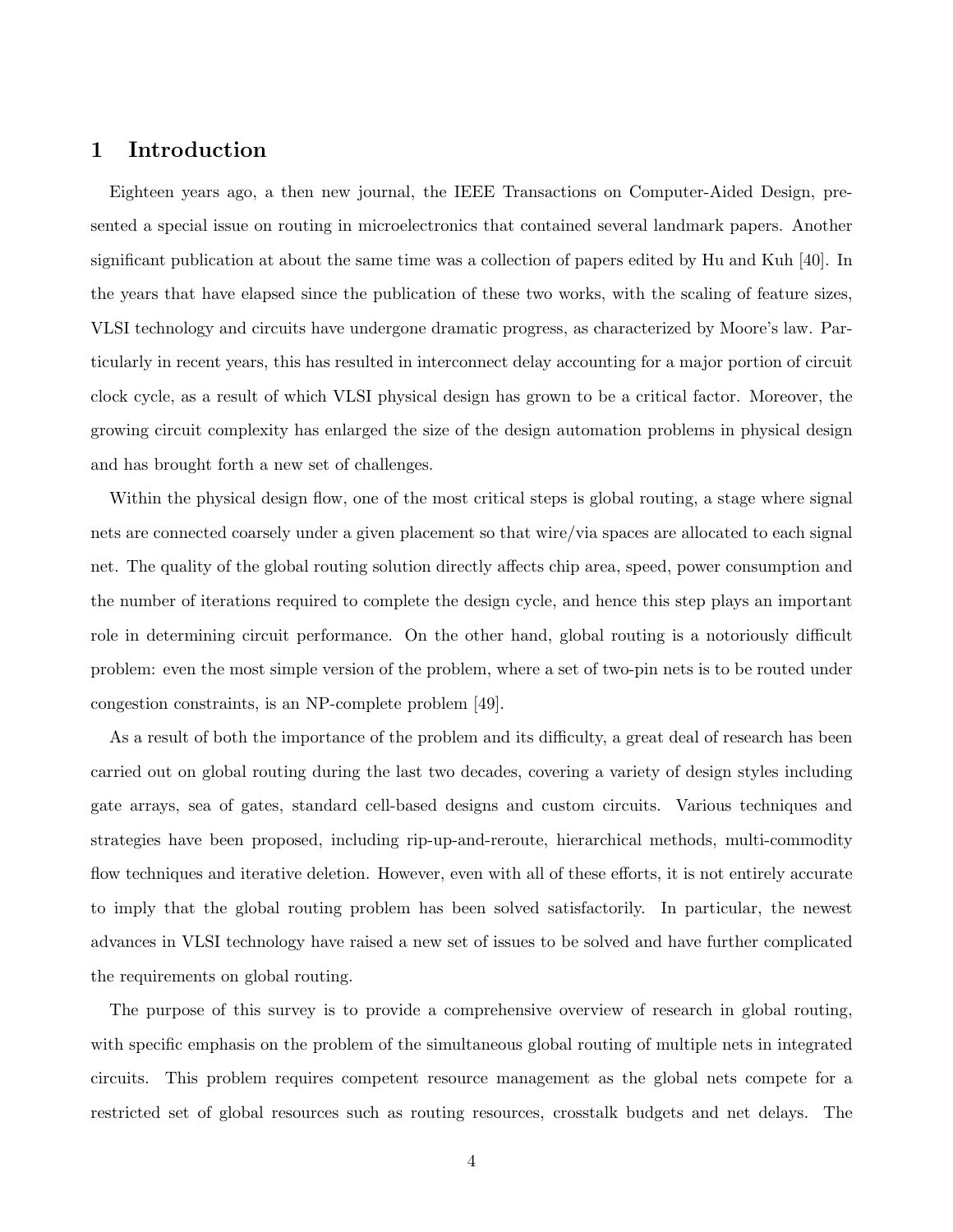## 1 Introduction

Eighteen years ago, a then new journal, the IEEE Transactions on Computer-Aided Design, presented a special issue on routing in microelectronics that contained several landmark papers. Another significant publication at about the same time was a collection of papers edited by Hu and Kuh [40]. In the years that have elapsed since the publication of these two works, with the scaling of feature sizes, VLSI technology and circuits have undergone dramatic progress, as characterized by Moore's law. Particularly in recent years, this has resulted in interconnect delay accounting for a major portion of circuit clock cycle, as a result of which VLSI physical design has grown to be a critical factor. Moreover, the growing circuit complexity has enlarged the size of the design automation problems in physical design and has brought forth a new set of challenges.

Within the physical design flow, one of the most critical steps is global routing, a stage where signal nets are connected coarsely under a given placement so that wire/via spaces are allocated to each signal net. The quality of the global routing solution directly affects chip area, speed, power consumption and the number of iterations required to complete the design cycle, and hence this step plays an important role in determining circuit performance. On the other hand, global routing is a notoriously difficult problem: even the most simple version of the problem, where a set of two-pin nets is to be routed under congestion constraints, is an NP-complete problem [49].

As a result of both the importance of the problem and its difficulty, a great deal of research has been carried out on global routing during the last two decades, covering a variety of design styles including gate arrays, sea of gates, standard cell-based designs and custom circuits. Various techniques and strategies have been proposed, including rip-up-and-reroute, hierarchical methods, multi-commodity flow techniques and iterative deletion. However, even with all of these efforts, it is not entirely accurate to imply that the global routing problem has been solved satisfactorily. In particular, the newest advances in VLSI technology have raised a new set of issues to be solved and have further complicated the requirements on global routing.

The purpose of this survey is to provide a comprehensive overview of research in global routing, with specific emphasis on the problem of the simultaneous global routing of multiple nets in integrated circuits. This problem requires competent resource management as the global nets compete for a restricted set of global resources such as routing resources, crosstalk budgets and net delays. The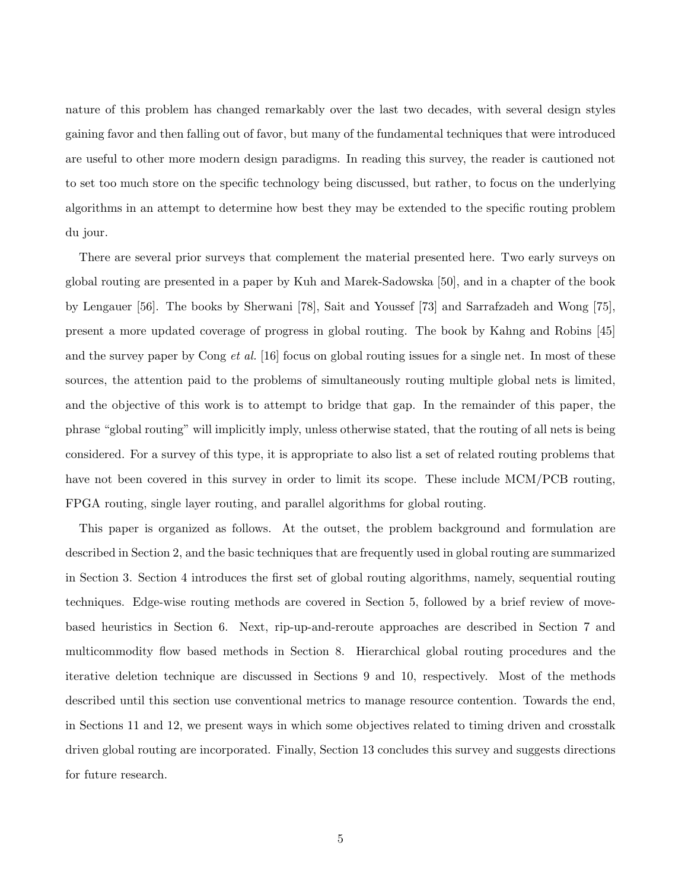nature of this problem has changed remarkably over the last two decades, with several design styles gaining favor and then falling out of favor, but many of the fundamental techniques that were introduced are useful to other more modern design paradigms. In reading this survey, the reader is cautioned not to set too much store on the specific technology being discussed, but rather, to focus on the underlying algorithms in an attempt to determine how best they may be extended to the specific routing problem du jour.

There are several prior surveys that complement the material presented here. Two early surveys on global routing are presented in a paper by Kuh and Marek-Sadowska [50], and in a chapter of the book by Lengauer [56]. The books by Sherwani [78], Sait and Youssef [73] and Sarrafzadeh and Wong [75], present a more updated coverage of progress in global routing. The book by Kahng and Robins [45] and the survey paper by Cong *et al.* [16] focus on global routing issues for a single net. In most of these sources, the attention paid to the problems of simultaneously routing multiple global nets is limited, and the objective of this work is to attempt to bridge that gap. In the remainder of this paper, the phrase "global routing" will implicitly imply, unless otherwise stated, that the routing of all nets is being considered. For a survey of this type, it is appropriate to also list a set of related routing problems that have not been covered in this survey in order to limit its scope. These include MCM/PCB routing, FPGA routing, single layer routing, and parallel algorithms for global routing.

This paper is organized as follows. At the outset, the problem background and formulation are described in Section 2, and the basic techniques that are frequently used in global routing are summarized in Section 3. Section 4 introduces the first set of global routing algorithms, namely, sequential routing techniques. Edge-wise routing methods are covered in Section 5, followed by a brief review of move-based heuristics in Section 6. Next, rip-up-and-reroute approaches are described in Section 7 and multicommodity flow based methods in Section 8. Hierarchical global routing procedures and the iterative deletion technique are discussed in Sections 9 and 10, respectively. Most of the methods described until this section use conventional metrics to manage resource contention. Towards the end, in Sections 11 and 12, we present ways in which some objectives related to timing driven and crosstalk driven global routing are incorporated. Finally, Section 13 concludes this survey and suggests directions for future research.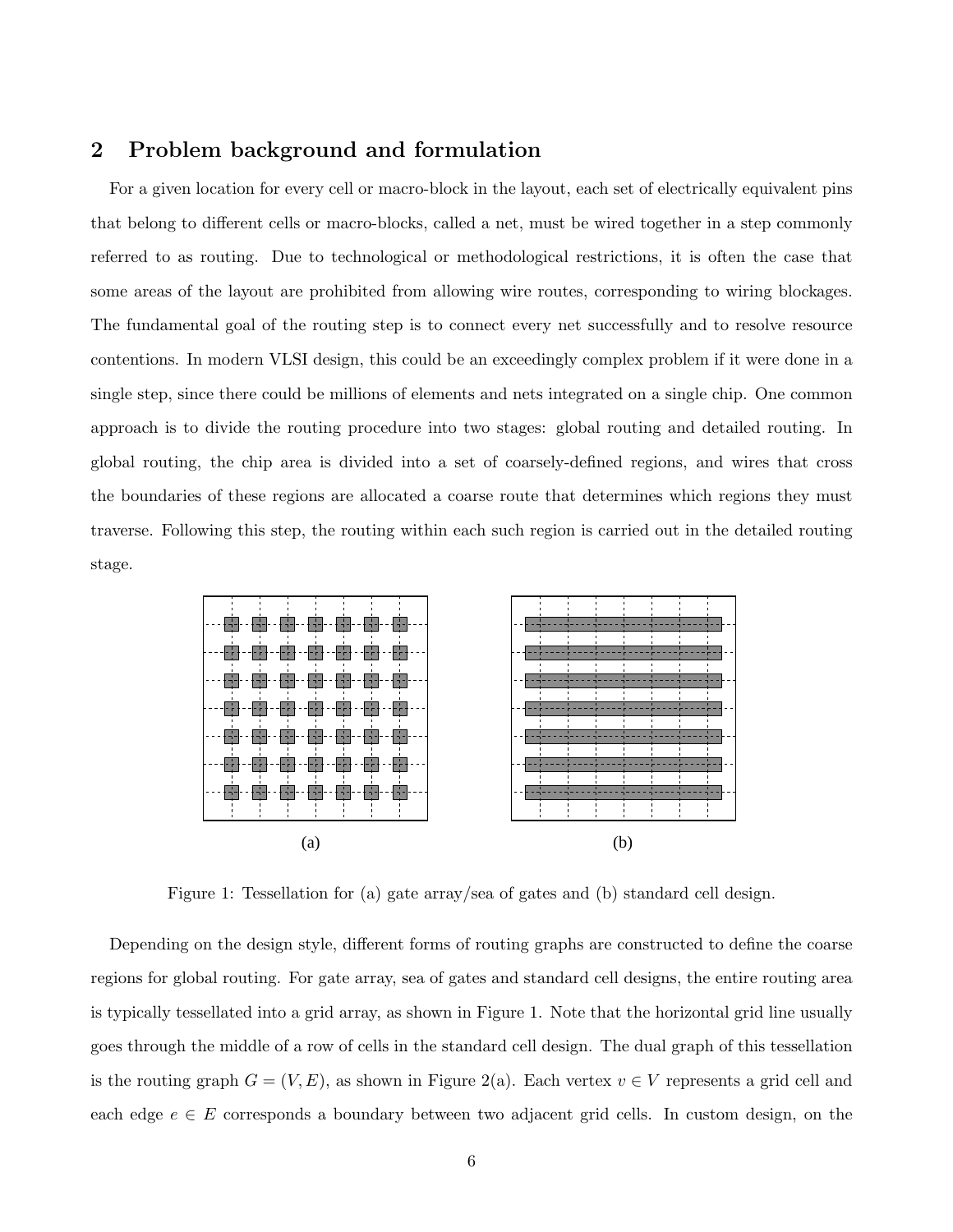## 2 Problem background and formulation

For a given location for every cell or macro-block in the layout, each set of electrically equivalent pins that belong to different cells or macro-blocks, called a net, must be wired together in a step commonly referred to as routing. Due to technological or methodological restrictions, it is often the case that some areas of the layout are prohibited from allowing wire routes, corresponding to wiring blockages. The fundamental goal of the routing step is to connect every net successfully and to resolve resource contentions. In modern VLSI design, this could be an exceedingly complex problem if it were done in a single step, since there could be millions of elements and nets integrated on a single chip. One common approach is to divide the routing procedure into two stages: global routing and detailed routing. In global routing, the chip area is divided into a set of coarsely-defined regions, and wires that cross the boundaries of these regions are allocated a coarse route that determines which regions they must traverse. Following this step, the routing within each such region is carried out in the detailed routing stage.

(a) (b)

Figure 1: Tessellation for (a) gate array/sea of gates and (b) standard cell design.

Depending on the design style, different forms of routing graphs are constructed to define the coarse regions for global routing. For gate array, sea of gates and standard cell designs, the entire routing area is typically tessellated into a grid array, as shown in Figure 1. Note that the horizontal grid line usually goes through the middle of a row of cells in the standard cell design. The dual graph of this tessellation is the routing graph $G = (V, E)$, as shown in Figure 2(a). Each vertex $v \in V$ represents a grid cell and each edge $e \in E$ corresponds a boundary between two adjacent grid cells. In custom design, on the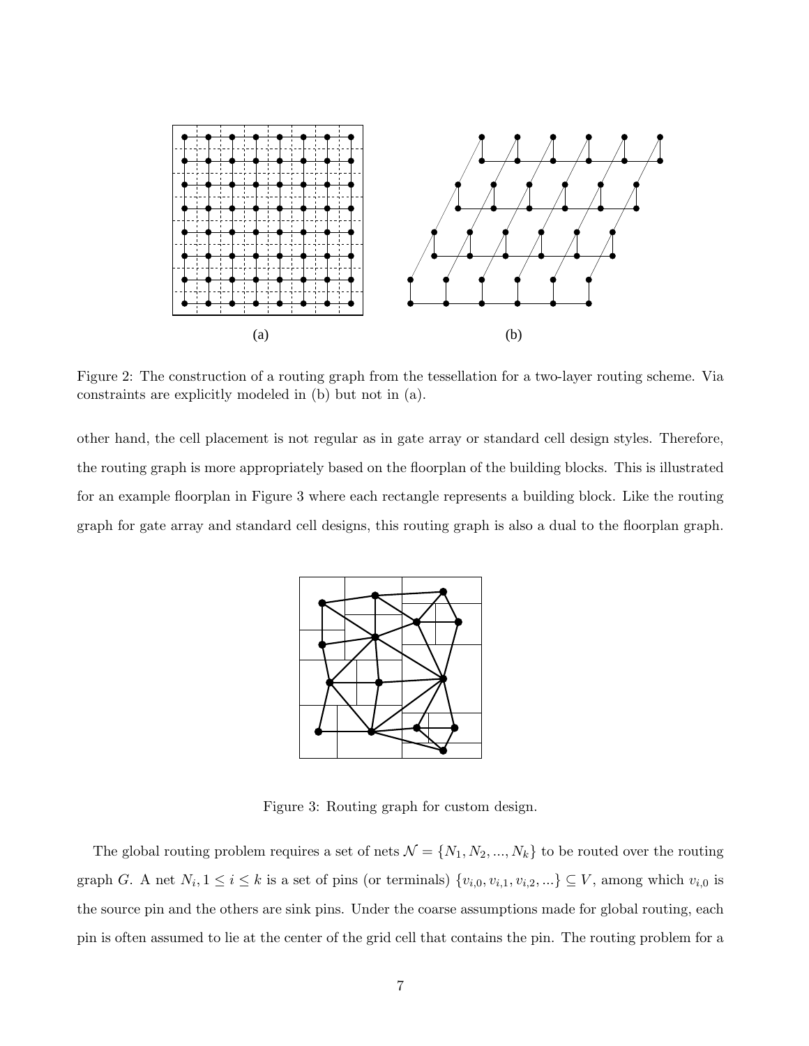Figure 2: The construction of a routing graph from the tessellation for a two-layer routing scheme. Via constraints are explicitly modeled in (b) but not in (a).

other hand, the cell placement is not regular as in gate array or standard cell design styles. Therefore, the routing graph is more appropriately based on the floorplan of the building blocks. This is illustrated for an example floorplan in Figure 3 where each rectangle represents a building block. Like the routing graph for gate array and standard cell designs, this routing graph is also a dual to the floorplan graph.

Figure 3: Routing graph for custom design.

The global routing problem requires a set of nets $\mathcal{N} = \{N_1, N_2, ..., N_k\}$ to be routed over the routing graph $G$. A net $N_i, 1 \leq i \leq k$ is a set of pins (or terminals) $\{v_{i,0}, v_{i,1}, v_{i,2}, ...\} \subseteq V$, among which $v_{i,0}$ is the source pin and the others are sink pins. Under the coarse assumptions made for global routing, each pin is often assumed to lie at the center of the grid cell that contains the pin. The routing problem for a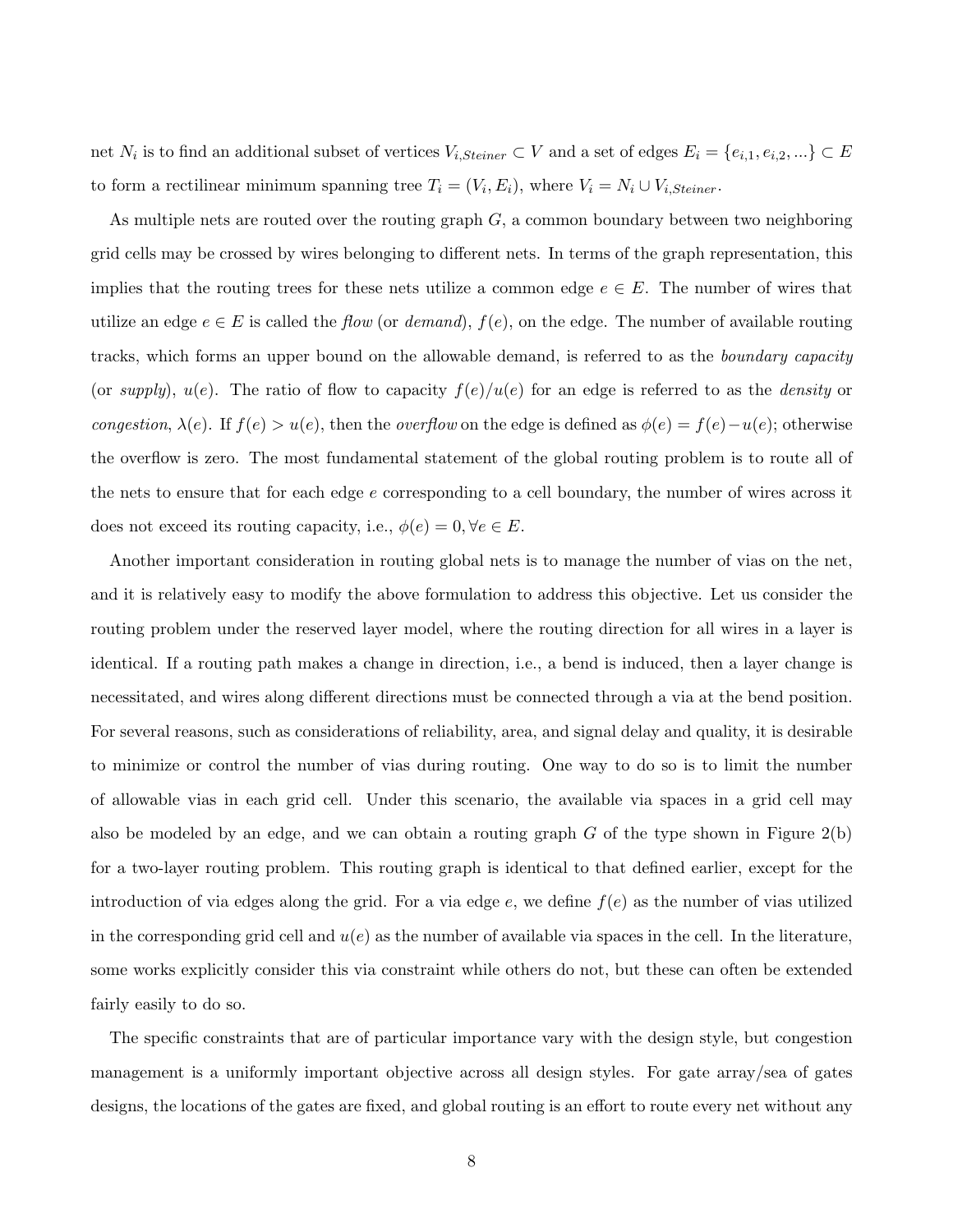net $N_i$ is to find an additional subset of vertices $V_{i,Steiner} \subset V$ and a set of edges $E_i = \{e_{i,1}, e_{i,2}, ...\} \subset E$ to form a rectilinear minimum spanning tree $T_i = (V_i, E_i)$, where $V_i = N_i \cup V_{i,Steiner}$.

As multiple nets are routed over the routing graph $G$, a common boundary between two neighboring grid cells may be crossed by wires belonging to different nets. In terms of the graph representation, this implies that the routing trees for these nets utilize a common edge $e \in E$. The number of wires that utilize an edge $e \in E$ is called the *flow* (or *demand*), $f(e)$, on the edge. The number of available routing tracks, which forms an upper bound on the allowable demand, is referred to as the *boundary capacity* (or *supply*), $u(e)$. The ratio of flow to capacity $f(e)/u(e)$ for an edge is referred to as the *density* or *congestion*, $\lambda(e)$. If $f(e) > u(e)$, then the *overflow* on the edge is defined as $\phi(e) = f(e) - u(e)$; otherwise the overflow is zero. The most fundamental statement of the global routing problem is to route all of the nets to ensure that for each edge $e$ corresponding to a cell boundary, the number of wires across it does not exceed its routing capacity, i.e., $\phi(e) = 0, \forall e \in E$.

Another important consideration in routing global nets is to manage the number of vias on the net, and it is relatively easy to modify the above formulation to address this objective. Let us consider the routing problem under the reserved layer model, where the routing direction for all wires in a layer is identical. If a routing path makes a change in direction, i.e., a bend is induced, then a layer change is necessitated, and wires along different directions must be connected through a via at the bend position. For several reasons, such as considerations of reliability, area, and signal delay and quality, it is desirable to minimize or control the number of vias during routing. One way to do so is to limit the number of allowable vias in each grid cell. Under this scenario, the available via spaces in a grid cell may also be modeled by an edge, and we can obtain a routing graph $G$ of the type shown in Figure 2(b) for a two-layer routing problem. This routing graph is identical to that defined earlier, except for the introduction of via edges along the grid. For a via edge $e$, we define $f(e)$ as the number of vias utilized in the corresponding grid cell and $u(e)$ as the number of available via spaces in the cell. In the literature, some works explicitly consider this via constraint while others do not, but these can often be extended fairly easily to do so.

The specific constraints that are of particular importance vary with the design style, but congestion management is a uniformly important objective across all design styles. For gate array/sea of gates designs, the locations of the gates are fixed, and global routing is an effort to route every net without any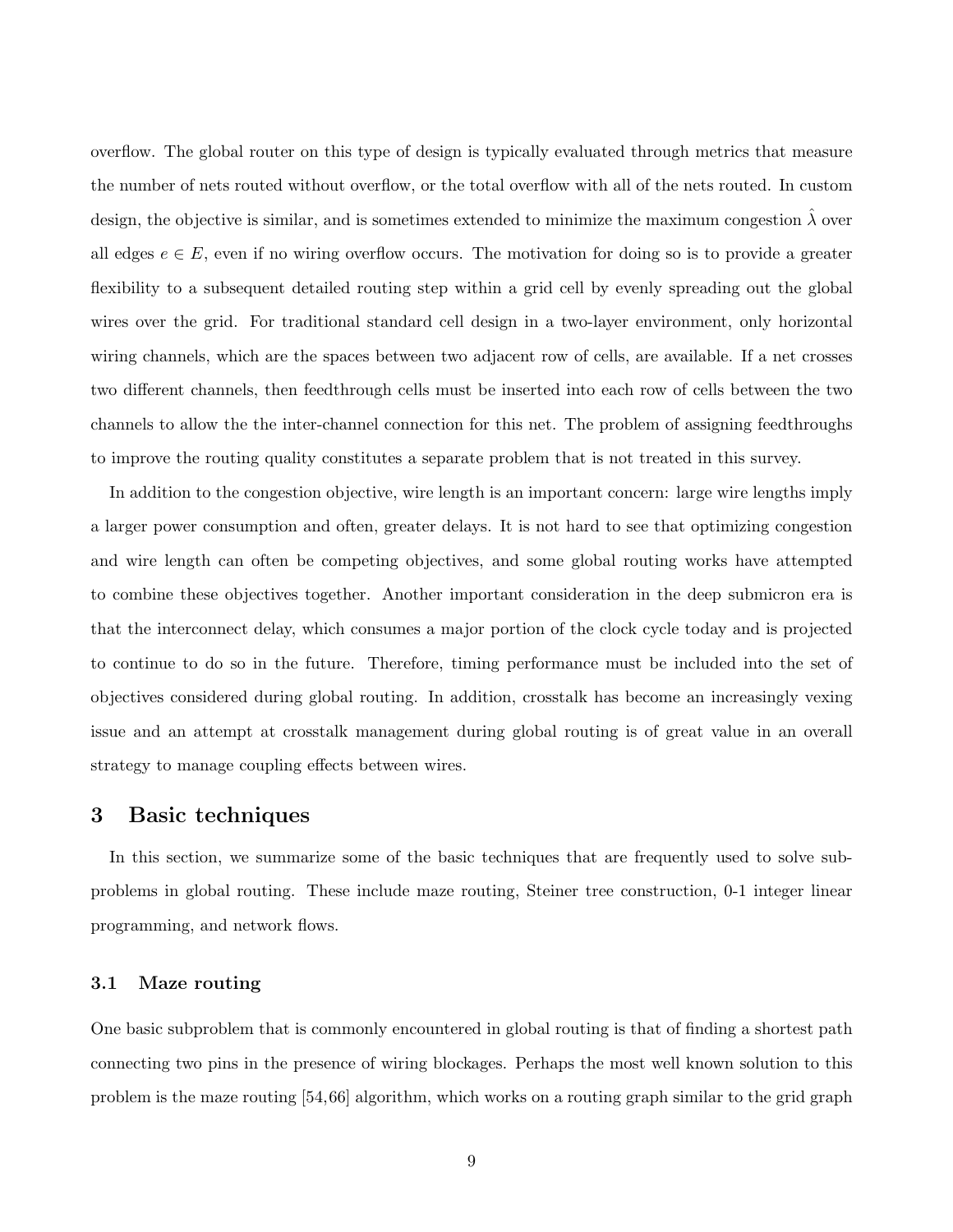overflow. The global router on this type of design is typically evaluated through metrics that measure the number of nets routed without overflow, or the total overflow with all of the nets routed. In custom design, the objective is similar, and is sometimes extended to minimize the maximum congestion $\hat{\lambda}$ over all edges $e \in E$, even if no wiring overflow occurs. The motivation for doing so is to provide a greater flexibility to a subsequent detailed routing step within a grid cell by evenly spreading out the global wires over the grid. For traditional standard cell design in a two-layer environment, only horizontal wiring channels, which are the spaces between two adjacent row of cells, are available. If a net crosses two different channels, then feedthrough cells must be inserted into each row of cells between the two channels to allow the the inter-channel connection for this net. The problem of assigning feedthroughs to improve the routing quality constitutes a separate problem that is not treated in this survey.

In addition to the congestion objective, wire length is an important concern: large wire lengths imply a larger power consumption and often, greater delays. It is not hard to see that optimizing congestion and wire length can often be competing objectives, and some global routing works have attempted to combine these objectives together. Another important consideration in the deep submicron era is that the interconnect delay, which consumes a major portion of the clock cycle today and is projected to continue to do so in the future. Therefore, timing performance must be included into the set of objectives considered during global routing. In addition, crosstalk has become an increasingly vexing issue and an attempt at crosstalk management during global routing is of great value in an overall strategy to manage coupling effects between wires.

## 3 Basic techniques

In this section, we summarize some of the basic techniques that are frequently used to solve subproblems in global routing. These include maze routing, Steiner tree construction, 0-1 integer linear programming, and network flows.

### 3.1 Maze routing

One basic subproblem that is commonly encountered in global routing is that of finding a shortest path connecting two pins in the presence of wiring blockages. Perhaps the most well known solution to this problem is the maze routing [54,66] algorithm, which works on a routing graph similar to the grid graph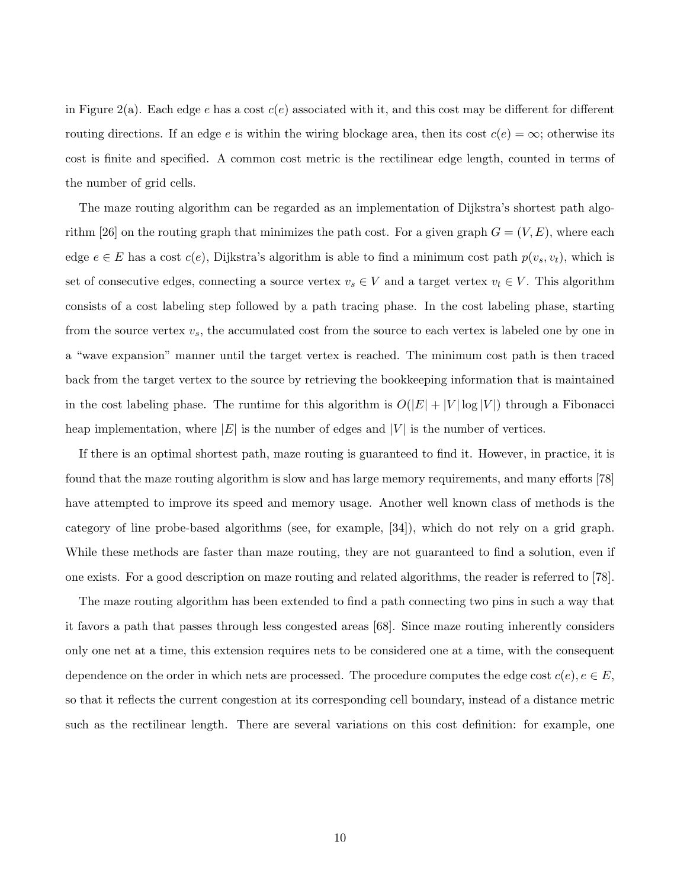in Figure 2(a). Each edge $e$ has a cost $c(e)$ associated with it, and this cost may be different for different routing directions. If an edge $e$ is within the wiring blockage area, then its cost $c(e) = \infty$; otherwise its cost is finite and specified. A common cost metric is the rectilinear edge length, counted in terms of the number of grid cells.

The maze routing algorithm can be regarded as an implementation of Dijkstra's shortest path algorithm [26] on the routing graph that minimizes the path cost. For a given graph $G = (V, E)$, where each edge $e \in E$ has a cost $c(e)$, Dijkstra's algorithm is able to find a minimum cost path $p(v_s, v_t)$, which is set of consecutive edges, connecting a source vertex $v_s \in V$ and a target vertex $v_t \in V$. This algorithm consists of a cost labeling step followed by a path tracing phase. In the cost labeling phase, starting from the source vertex $v_s$, the accumulated cost from the source to each vertex is labeled one by one in a "wave expansion" manner until the target vertex is reached. The minimum cost path is then traced back from the target vertex to the source by retrieving the bookkeeping information that is maintained in the cost labeling phase. The runtime for this algorithm is $O(|E| + |V| \log |V|)$ through a Fibonacci heap implementation, where $|E|$ is the number of edges and $|V|$ is the number of vertices.

If there is an optimal shortest path, maze routing is guaranteed to find it. However, in practice, it is found that the maze routing algorithm is slow and has large memory requirements, and many efforts [78] have attempted to improve its speed and memory usage. Another well known class of methods is the category of line probe-based algorithms (see, for example, [34]), which do not rely on a grid graph. While these methods are faster than maze routing, they are not guaranteed to find a solution, even if one exists. For a good description on maze routing and related algorithms, the reader is referred to [78].

The maze routing algorithm has been extended to find a path connecting two pins in such a way that it favors a path that passes through less congested areas [68]. Since maze routing inherently considers only one net at a time, this extension requires nets to be considered one at a time, with the consequent dependence on the order in which nets are processed. The procedure computes the edge cost $c(e), e \in E$, so that it reflects the current congestion at its corresponding cell boundary, instead of a distance metric such as the rectilinear length. There are several variations on this cost definition: for example, one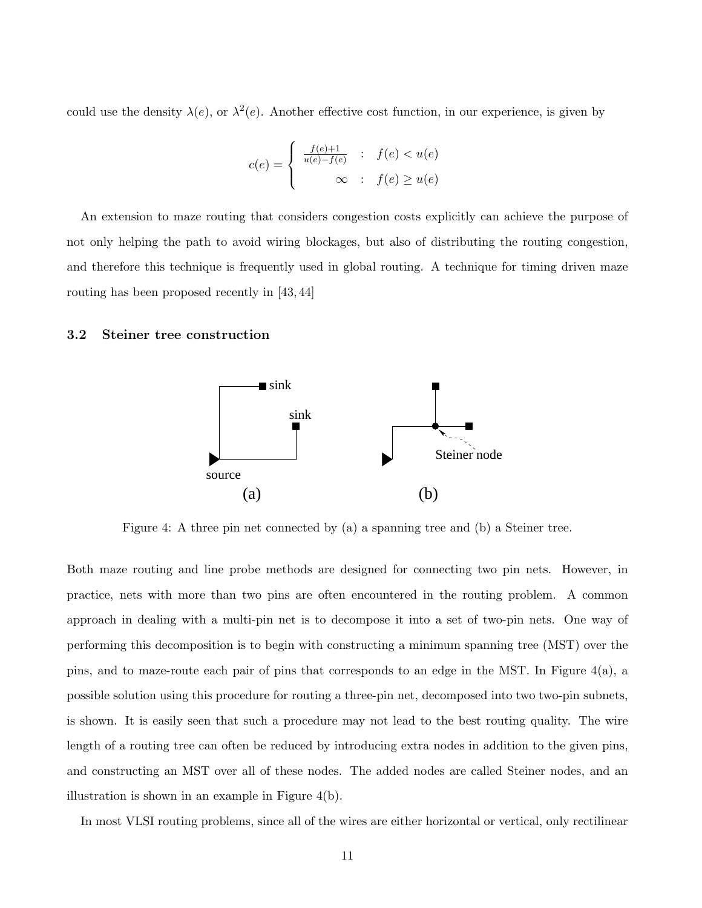could use the density $\lambda(e)$, or $\lambda^2(e)$. Another effective cost function, in our experience, is given by

$$c(e) = \begin{cases} \frac{f(e)+1}{u(e)-f(e)} & : \quad f(e) < u(e) \\ \infty & : \quad f(e) \geq u(e) \end{cases}$$

An extension to maze routing that considers congestion costs explicitly can achieve the purpose of not only helping the path to avoid wiring blockages, but also of distributing the routing congestion, and therefore this technique is frequently used in global routing. A technique for timing driven maze routing has been proposed recently in [43, 44]

### 3.2 Steiner tree construction

Figure 4: A three pin net connected by (a) a spanning tree and (b) a Steiner tree.

Both maze routing and line probe methods are designed for connecting two pin nets. However, in practice, nets with more than two pins are often encountered in the routing problem. A common approach in dealing with a multi-pin net is to decompose it into a set of two-pin nets. One way of performing this decomposition is to begin with constructing a minimum spanning tree (MST) over the pins, and to maze-route each pair of pins that corresponds to an edge in the MST. In Figure 4(a), a possible solution using this procedure for routing a three-pin net, decomposed into two two-pin subnets, is shown. It is easily seen that such a procedure may not lead to the best routing quality. The wire length of a routing tree can often be reduced by introducing extra nodes in addition to the given pins, and constructing an MST over all of these nodes. The added nodes are called Steiner nodes, and an illustration is shown in an example in Figure 4(b).

In most VLSI routing problems, since all of the wires are either horizontal or vertical, only rectilinear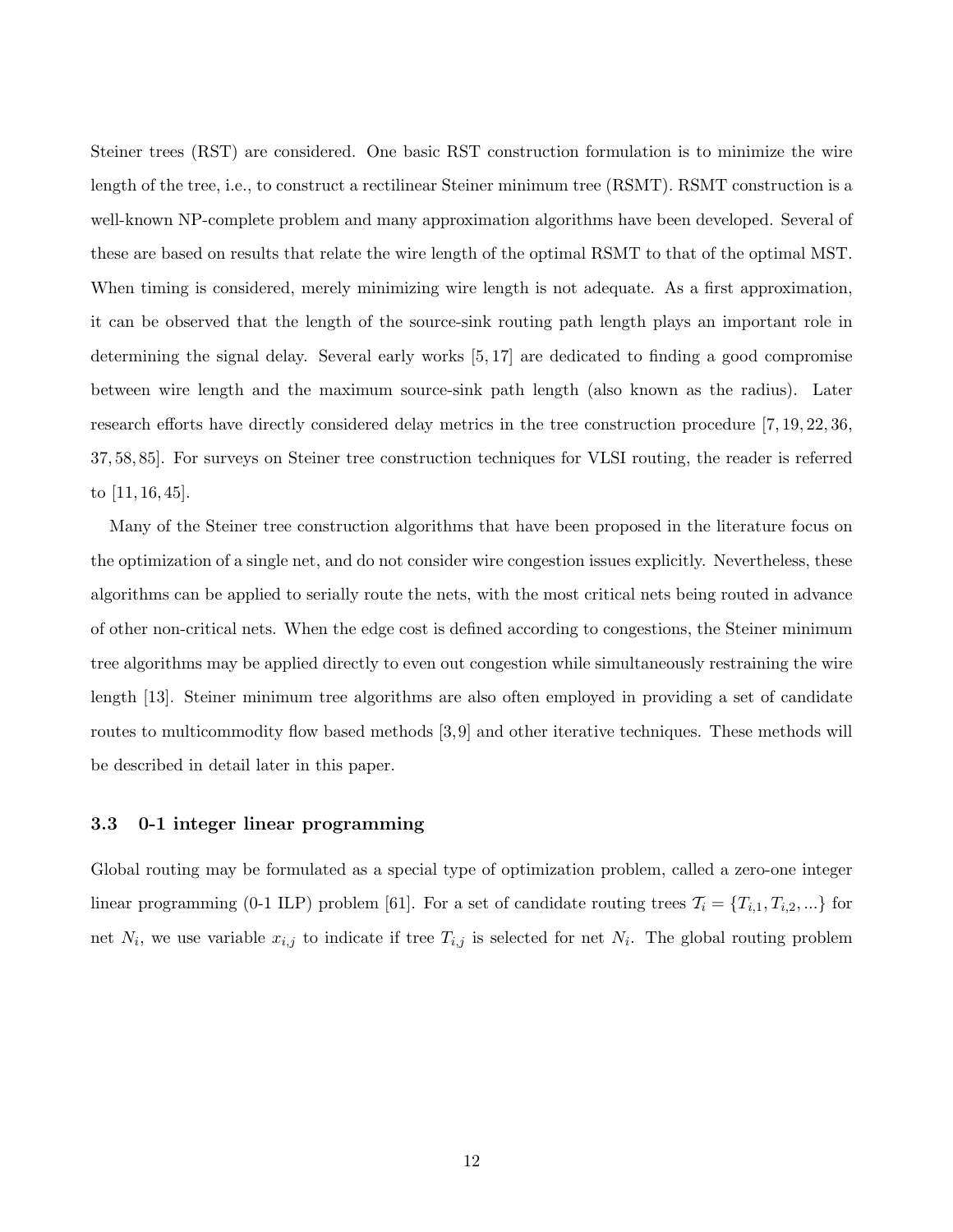Steiner trees (RST) are considered. One basic RST construction formulation is to minimize the wire length of the tree, i.e., to construct a rectilinear Steiner minimum tree (RSMT). RSMT construction is a well-known NP-complete problem and many approximation algorithms have been developed. Several of these are based on results that relate the wire length of the optimal RSMT to that of the optimal MST. When timing is considered, merely minimizing wire length is not adequate. As a first approximation, it can be observed that the length of the source-sink routing path length plays an important role in determining the signal delay. Several early works [5, 17] are dedicated to finding a good compromise between wire length and the maximum source-sink path length (also known as the radius). Later research efforts have directly considered delay metrics in the tree construction procedure [7, 19, 22, 36, 37, 58, 85]. For surveys on Steiner tree construction techniques for VLSI routing, the reader is referred to [11, 16, 45].

Many of the Steiner tree construction algorithms that have been proposed in the literature focus on the optimization of a single net, and do not consider wire congestion issues explicitly. Nevertheless, these algorithms can be applied to serially route the nets, with the most critical nets being routed in advance of other non-critical nets. When the edge cost is defined according to congestions, the Steiner minimum tree algorithms may be applied directly to even out congestion while simultaneously restraining the wire length [13]. Steiner minimum tree algorithms are also often employed in providing a set of candidate routes to multicommodity flow based methods [3, 9] and other iterative techniques. These methods will be described in detail later in this paper.

### 3.3 0-1 integer linear programming

Global routing may be formulated as a special type of optimization problem, called a zero-one integer linear programming (0-1 ILP) problem [61]. For a set of candidate routing trees $\mathcal{T}_i = \{T_{i,1}, T_{i,2}, ...\}$ for net $N_i$, we use variable $x_{i,j}$ to indicate if tree $T_{i,j}$ is selected for net $N_i$. The global routing problem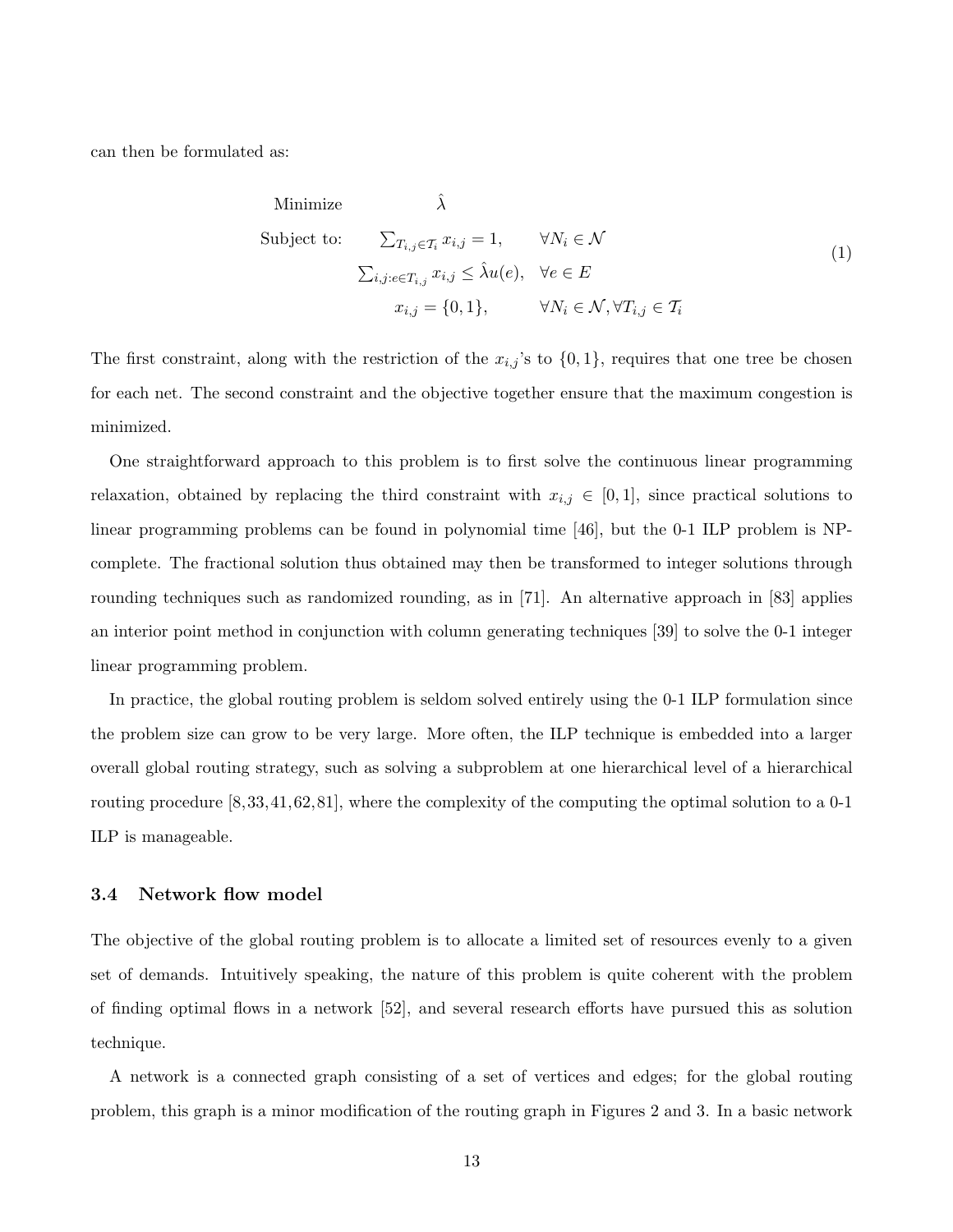can then be formulated as:

$$
\begin{array}{lll}
\text{Minimize} & \hat{\lambda} & \\
\text{Subject to:} & \sum_{T_{i,j} \in \mathcal{T}_i} x_{i,j} = 1, & \forall N_i \in \mathcal{N} \\
& \sum_{i,j: e \in T_{i,j}} x_{i,j} \leq \hat{\lambda} u(e), & \forall e \in E \\
& x_{i,j} = \{0,1\}, & \forall N_i \in \mathcal{N}, \forall T_{i,j} \in \mathcal{T}_i
\end{array}
\tag{1}
$$

The first constraint, along with the restriction of the $x_{i,j}$'s to $\{0,1\}$, requires that one tree be chosen for each net. The second constraint and the objective together ensure that the maximum congestion is minimized.

One straightforward approach to this problem is to first solve the continuous linear programming relaxation, obtained by replacing the third constraint with $x_{i,j} \in [0,1]$, since practical solutions to linear programming problems can be found in polynomial time [46], but the 0-1 ILP problem is NP-complete. The fractional solution thus obtained may then be transformed to integer solutions through rounding techniques such as randomized rounding, as in [71]. An alternative approach in [83] applies an interior point method in conjunction with column generating techniques [39] to solve the 0-1 integer linear programming problem.

In practice, the global routing problem is seldom solved entirely using the 0-1 ILP formulation since the problem size can grow to be very large. More often, the ILP technique is embedded into a larger overall global routing strategy, such as solving a subproblem at one hierarchical level of a hierarchical routing procedure [8,33,41,62,81], where the complexity of the computing the optimal solution to a 0-1 ILP is manageable.

### 3.4 Network flow model

The objective of the global routing problem is to allocate a limited set of resources evenly to a given set of demands. Intuitively speaking, the nature of this problem is quite coherent with the problem of finding optimal flows in a network [52], and several research efforts have pursued this as solution technique.

A network is a connected graph consisting of a set of vertices and edges; for the global routing problem, this graph is a minor modification of the routing graph in Figures 2 and 3. In a basic network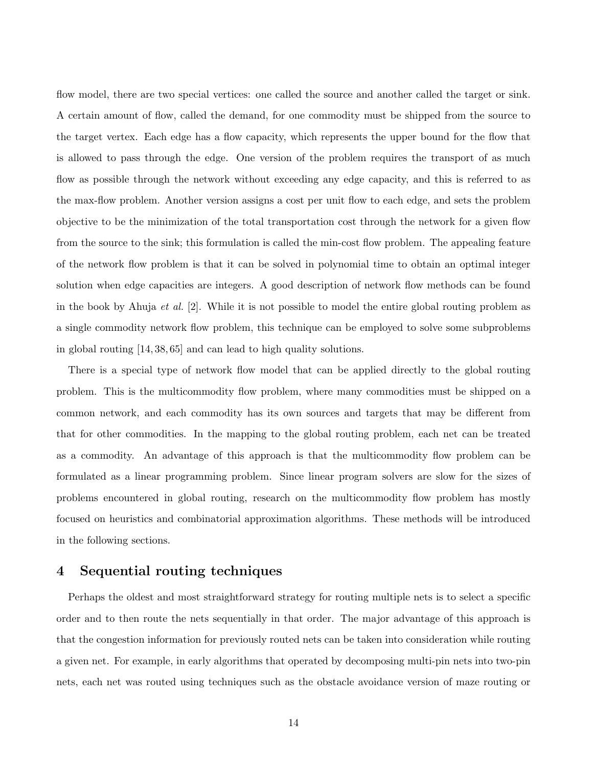flow model, there are two special vertices: one called the source and another called the target or sink. A certain amount of flow, called the demand, for one commodity must be shipped from the source to the target vertex. Each edge has a flow capacity, which represents the upper bound for the flow that is allowed to pass through the edge. One version of the problem requires the transport of as much flow as possible through the network without exceeding any edge capacity, and this is referred to as the max-flow problem. Another version assigns a cost per unit flow to each edge, and sets the problem objective to be the minimization of the total transportation cost through the network for a given flow from the source to the sink; this formulation is called the min-cost flow problem. The appealing feature of the network flow problem is that it can be solved in polynomial time to obtain an optimal integer solution when edge capacities are integers. A good description of network flow methods can be found in the book by Ahuja *et al.* [2]. While it is not possible to model the entire global routing problem as a single commodity network flow problem, this technique can be employed to solve some subproblems in global routing [14, 38, 65] and can lead to high quality solutions.

There is a special type of network flow model that can be applied directly to the global routing problem. This is the multicommodity flow problem, where many commodities must be shipped on a common network, and each commodity has its own sources and targets that may be different from that for other commodities. In the mapping to the global routing problem, each net can be treated as a commodity. An advantage of this approach is that the multicommodity flow problem can be formulated as a linear programming problem. Since linear program solvers are slow for the sizes of problems encountered in global routing, research on the multicommodity flow problem has mostly focused on heuristics and combinatorial approximation algorithms. These methods will be introduced in the following sections.

## 4 Sequential routing techniques

Perhaps the oldest and most straightforward strategy for routing multiple nets is to select a specific order and to then route the nets sequentially in that order. The major advantage of this approach is that the congestion information for previously routed nets can be taken into consideration while routing a given net. For example, in early algorithms that operated by decomposing multi-pin nets into two-pin nets, each net was routed using techniques such as the obstacle avoidance version of maze routing or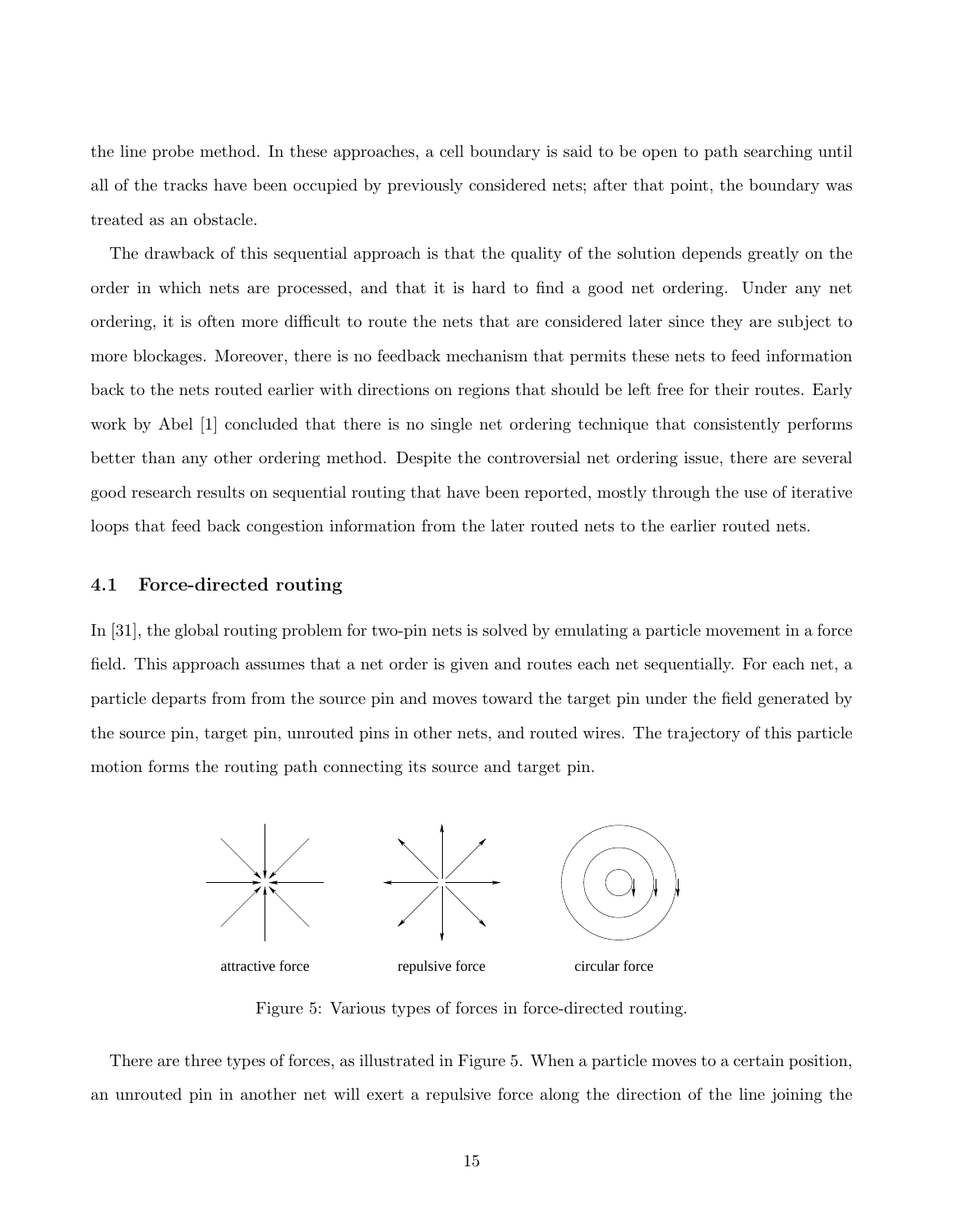the line probe method. In these approaches, a cell boundary is said to be open to path searching until all of the tracks have been occupied by previously considered nets; after that point, the boundary was treated as an obstacle.

The drawback of this sequential approach is that the quality of the solution depends greatly on the order in which nets are processed, and that it is hard to find a good net ordering. Under any net ordering, it is often more difficult to route the nets that are considered later since they are subject to more blockages. Moreover, there is no feedback mechanism that permits these nets to feed information back to the nets routed earlier with directions on regions that should be left free for their routes. Early work by Abel [1] concluded that there is no single net ordering technique that consistently performs better than any other ordering method. Despite the controversial net ordering issue, there are several good research results on sequential routing that have been reported, mostly through the use of iterative loops that feed back congestion information from the later routed nets to the earlier routed nets.

### 4.1 Force-directed routing

In [31], the global routing problem for two-pin nets is solved by emulating a particle movement in a force field. This approach assumes that a net order is given and routes each net sequentially. For each net, a particle departs from from the source pin and moves toward the target pin under the field generated by the source pin, target pin, unrouted pins in other nets, and routed wires. The trajectory of this particle motion forms the routing path connecting its source and target pin.

attractive force &nbsp;&nbsp;&nbsp; repulsive force &nbsp;&nbsp;&nbsp; circular force

Figure 5: Various types of forces in force-directed routing.

There are three types of forces, as illustrated in Figure 5. When a particle moves to a certain position, an unrouted pin in another net will exert a repulsive force along the direction of the line joining the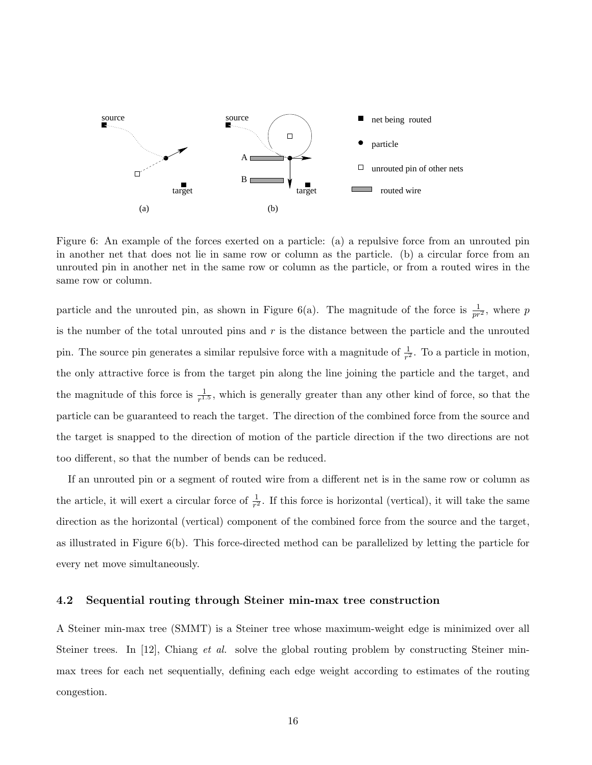Figure 6: An example of the forces exerted on a particle: (a) a repulsive force from an unrouted pin in another net that does not lie in same row or column as the particle. (b) a circular force from an unrouted pin in another net in the same row or column as the particle, or from a routed wires in the same row or column.

particle and the unrouted pin, as shown in Figure 6(a). The magnitude of the force is $\frac{1}{pr^2}$, where $p$ is the number of the total unrouted pins and $r$ is the distance between the particle and the unrouted pin. The source pin generates a similar repulsive force with a magnitude of $\frac{1}{r^2}$. To a particle in motion, the only attractive force is from the target pin along the line joining the particle and the target, and the magnitude of this force is $\frac{1}{r^{1.5}}$, which is generally greater than any other kind of force, so that the particle can be guaranteed to reach the target. The direction of the combined force from the source and the target is snapped to the direction of motion of the particle direction if the two directions are not too different, so that the number of bends can be reduced.

If an unrouted pin or a segment of routed wire from a different net is in the same row or column as the article, it will exert a circular force of $\frac{1}{r^2}$. If this force is horizontal (vertical), it will take the same direction as the horizontal (vertical) component of the combined force from the source and the target, as illustrated in Figure 6(b). This force-directed method can be parallelized by letting the particle for every net move simultaneously.

### 4.2 Sequential routing through Steiner min-max tree construction

A Steiner min-max tree (SMMT) is a Steiner tree whose maximum-weight edge is minimized over all Steiner trees. In [12], Chiang *et al.* solve the global routing problem by constructing Steiner min-max trees for each net sequentially, defining each edge weight according to estimates of the routing congestion.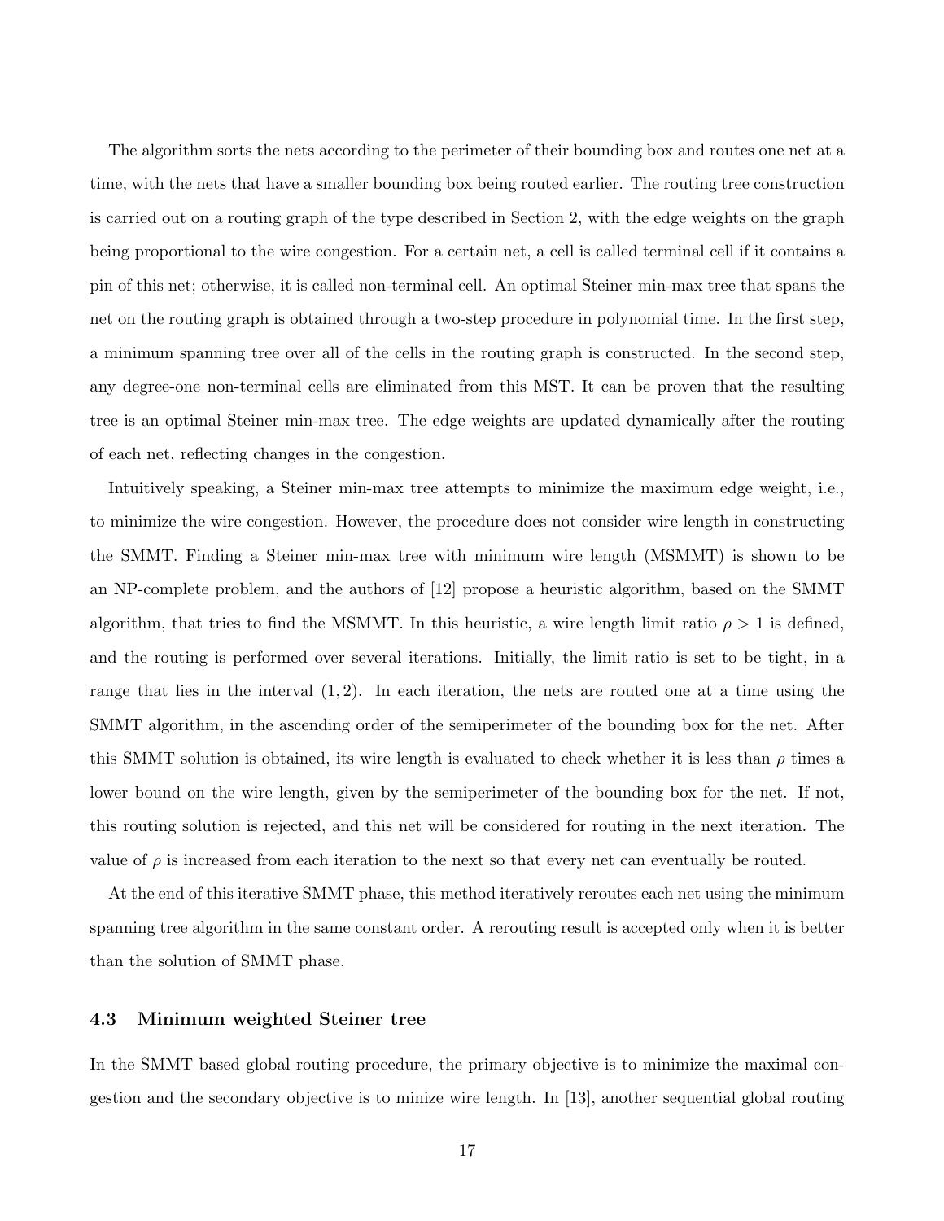The algorithm sorts the nets according to the perimeter of their bounding box and routes one net at a time, with the nets that have a smaller bounding box being routed earlier. The routing tree construction is carried out on a routing graph of the type described in Section 2, with the edge weights on the graph being proportional to the wire congestion. For a certain net, a cell is called terminal cell if it contains a pin of this net; otherwise, it is called non-terminal cell. An optimal Steiner min-max tree that spans the net on the routing graph is obtained through a two-step procedure in polynomial time. In the first step, a minimum spanning tree over all of the cells in the routing graph is constructed. In the second step, any degree-one non-terminal cells are eliminated from this MST. It can be proven that the resulting tree is an optimal Steiner min-max tree. The edge weights are updated dynamically after the routing of each net, reflecting changes in the congestion.

Intuitively speaking, a Steiner min-max tree attempts to minimize the maximum edge weight, i.e., to minimize the wire congestion. However, the procedure does not consider wire length in constructing the SMMT. Finding a Steiner min-max tree with minimum wire length (MSMMT) is shown to be an NP-complete problem, and the authors of [12] propose a heuristic algorithm, based on the SMMT algorithm, that tries to find the MSMMT. In this heuristic, a wire length limit ratio $\rho > 1$ is defined, and the routing is performed over several iterations. Initially, the limit ratio is set to be tight, in a range that lies in the interval $(1, 2)$. In each iteration, the nets are routed one at a time using the SMMT algorithm, in the ascending order of the semiperimeter of the bounding box for the net. After this SMMT solution is obtained, its wire length is evaluated to check whether it is less than $\rho$ times a lower bound on the wire length, given by the semiperimeter of the bounding box for the net. If not, this routing solution is rejected, and this net will be considered for routing in the next iteration. The value of $\rho$ is increased from each iteration to the next so that every net can eventually be routed.

At the end of this iterative SMMT phase, this method iteratively reroutes each net using the minimum spanning tree algorithm in the same constant order. A rerouting result is accepted only when it is better than the solution of SMMT phase.

### 4.3 Minimum weighted Steiner tree

In the SMMT based global routing procedure, the primary objective is to minimize the maximal congestion and the secondary objective is to minize wire length. In [13], another sequential global routing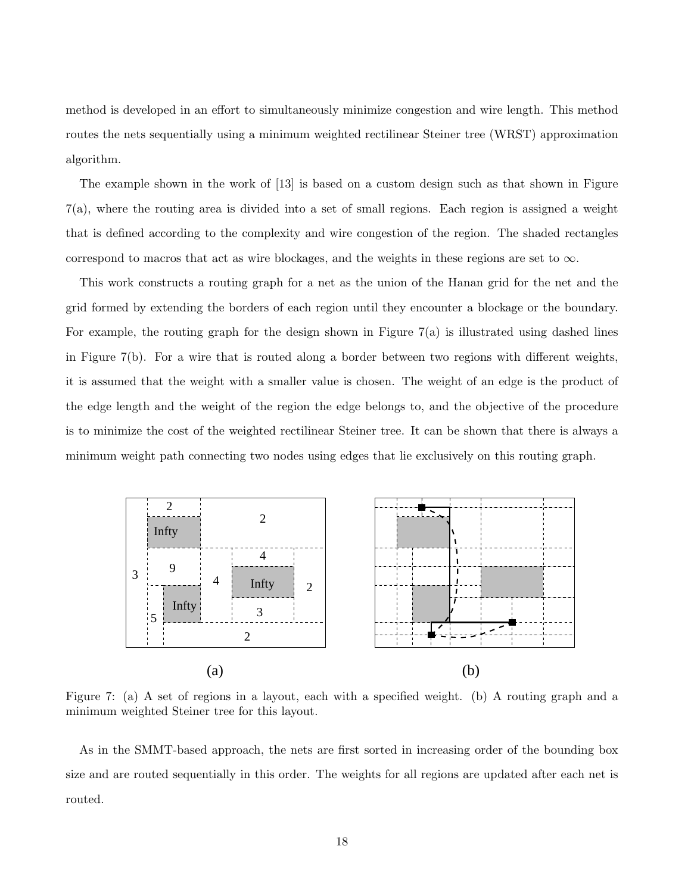method is developed in an effort to simultaneously minimize congestion and wire length. This method routes the nets sequentially using a minimum weighted rectilinear Steiner tree (WRST) approximation algorithm.

The example shown in the work of [13] is based on a custom design such as that shown in Figure 7(a), where the routing area is divided into a set of small regions. Each region is assigned a weight that is defined according to the complexity and wire congestion of the region. The shaded rectangles correspond to macros that act as wire blockages, and the weights in these regions are set to $\infty$.

This work constructs a routing graph for a net as the union of the Hanan grid for the net and the grid formed by extending the borders of each region until they encounter a blockage or the boundary. For example, the routing graph for the design shown in Figure 7(a) is illustrated using dashed lines in Figure 7(b). For a wire that is routed along a border between two regions with different weights, it is assumed that the weight with a smaller value is chosen. The weight of an edge is the product of the edge length and the weight of the region the edge belongs to, and the objective of the procedure is to minimize the cost of the weighted rectilinear Steiner tree. It can be shown that there is always a minimum weight path connecting two nodes using edges that lie exclusively on this routing graph.

Figure 7: (a) A set of regions in a layout, each with a specified weight. (b) A routing graph and a minimum weighted Steiner tree for this layout.

As in the SMMT-based approach, the nets are first sorted in increasing order of the bounding box size and are routed sequentially in this order. The weights for all regions are updated after each net is routed.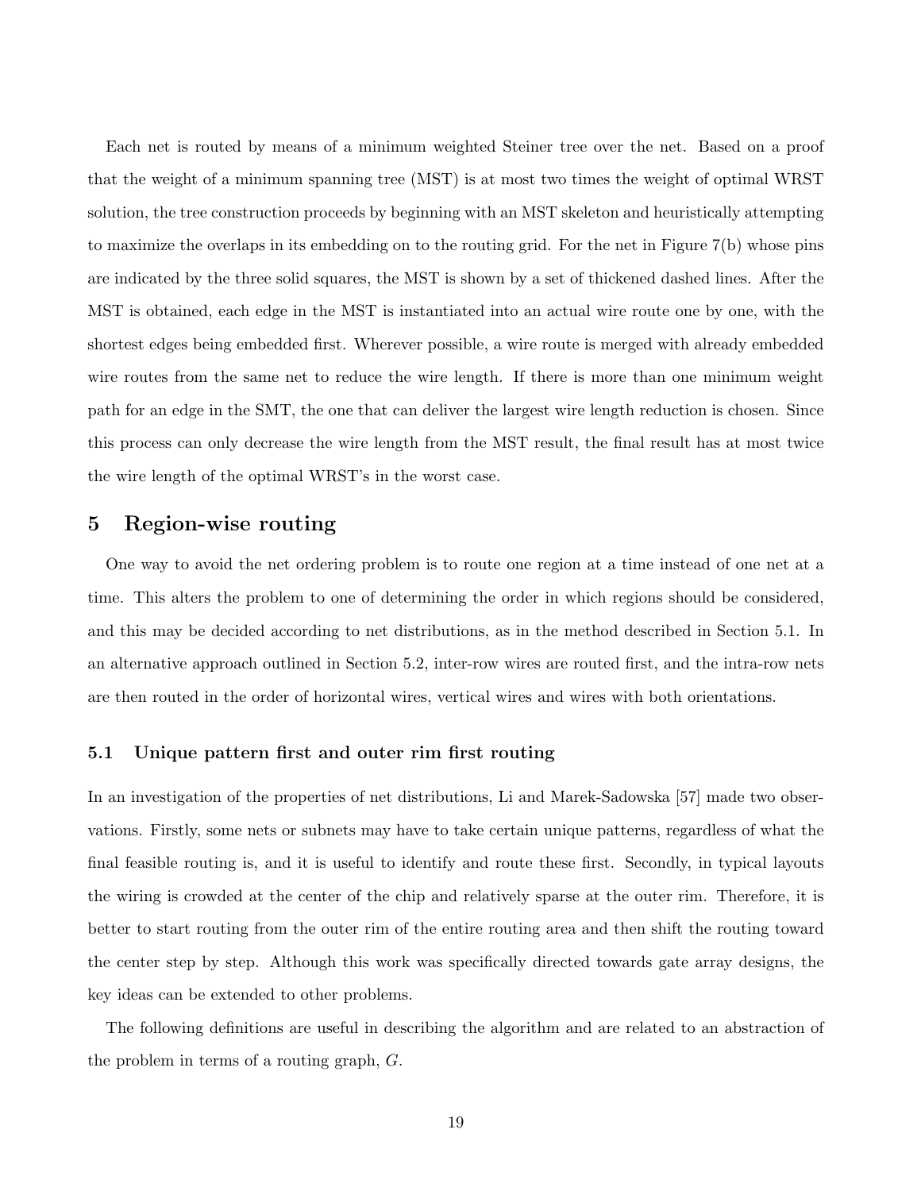Each net is routed by means of a minimum weighted Steiner tree over the net. Based on a proof that the weight of a minimum spanning tree (MST) is at most two times the weight of optimal WRST solution, the tree construction proceeds by beginning with an MST skeleton and heuristically attempting to maximize the overlaps in its embedding on to the routing grid. For the net in Figure 7(b) whose pins are indicated by the three solid squares, the MST is shown by a set of thickened dashed lines. After the MST is obtained, each edge in the MST is instantiated into an actual wire route one by one, with the shortest edges being embedded first. Wherever possible, a wire route is merged with already embedded wire routes from the same net to reduce the wire length. If there is more than one minimum weight path for an edge in the SMT, the one that can deliver the largest wire length reduction is chosen. Since this process can only decrease the wire length from the MST result, the final result has at most twice the wire length of the optimal WRST's in the worst case.

## 5 Region-wise routing

One way to avoid the net ordering problem is to route one region at a time instead of one net at a time. This alters the problem to one of determining the order in which regions should be considered, and this may be decided according to net distributions, as in the method described in Section 5.1. In an alternative approach outlined in Section 5.2, inter-row wires are routed first, and the intra-row nets are then routed in the order of horizontal wires, vertical wires and wires with both orientations.

### 5.1 Unique pattern first and outer rim first routing

In an investigation of the properties of net distributions, Li and Marek-Sadowska [57] made two observations. Firstly, some nets or subnets may have to take certain unique patterns, regardless of what the final feasible routing is, and it is useful to identify and route these first. Secondly, in typical layouts the wiring is crowded at the center of the chip and relatively sparse at the outer rim. Therefore, it is better to start routing from the outer rim of the entire routing area and then shift the routing toward the center step by step. Although this work was specifically directed towards gate array designs, the key ideas can be extended to other problems.

The following definitions are useful in describing the algorithm and are related to an abstraction of the problem in terms of a routing graph, $G$.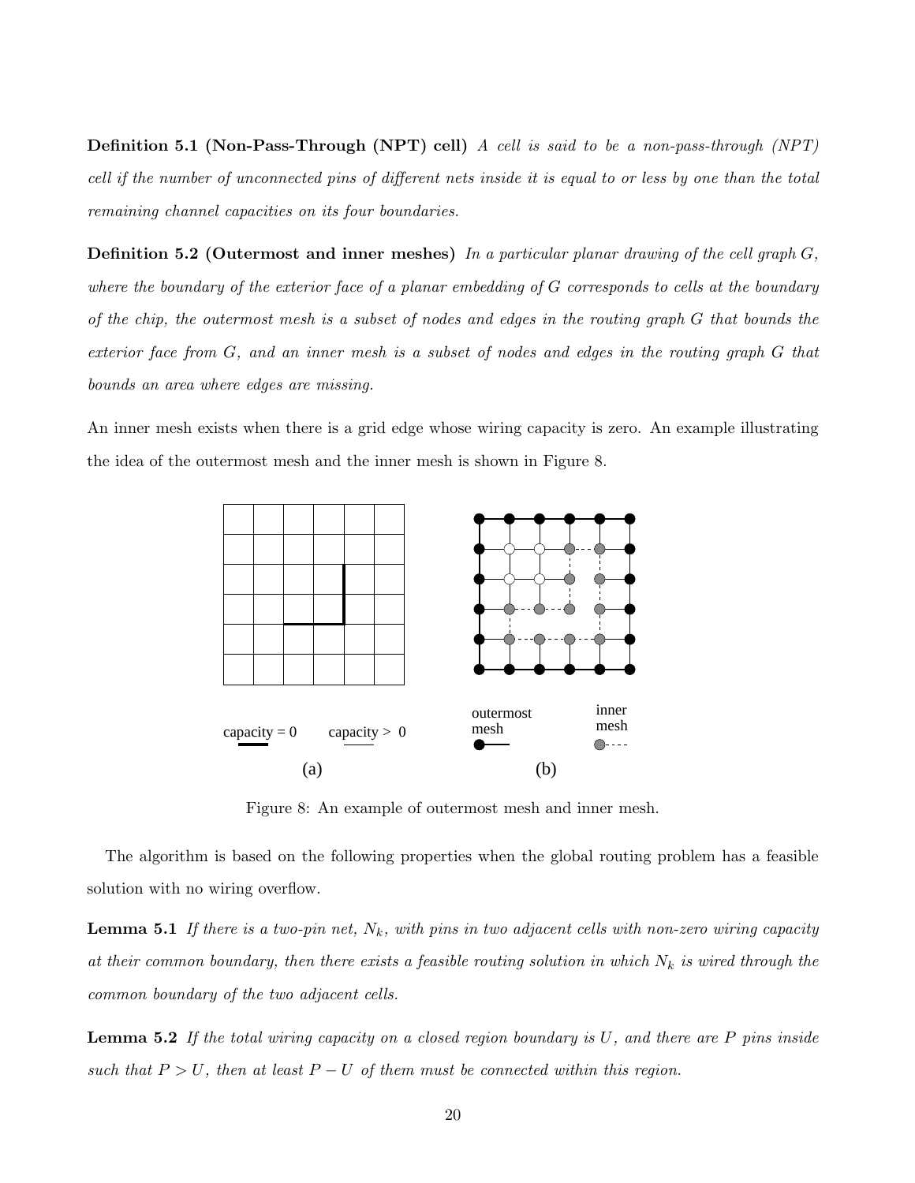**Definition 5.1 (Non-Pass-Through (NPT) cell)** *A cell is said to be a non-pass-through (NPT) cell if the number of unconnected pins of different nets inside it is equal to or less by one than the total remaining channel capacities on its four boundaries.*

**Definition 5.2 (Outermost and inner meshes)** *In a particular planar drawing of the cell graph $G$, where the boundary of the exterior face of a planar embedding of $G$ corresponds to cells at the boundary of the chip, the outermost mesh is a subset of nodes and edges in the routing graph $G$ that bounds the exterior face from $G$, and an inner mesh is a subset of nodes and edges in the routing graph $G$ that bounds an area where edges are missing.*

An inner mesh exists when there is a grid edge whose wiring capacity is zero. An example illustrating the idea of the outermost mesh and the inner mesh is shown in Figure 8.

capacity = 0    capacity > 0

(a)

outermost mesh    inner mesh

(b)

Figure 8: An example of outermost mesh and inner mesh.

The algorithm is based on the following properties when the global routing problem has a feasible solution with no wiring overflow.

**Lemma 5.1** *If there is a two-pin net, $N_k$, with pins in two adjacent cells with non-zero wiring capacity at their common boundary, then there exists a feasible routing solution in which $N_k$ is wired through the common boundary of the two adjacent cells.*

**Lemma 5.2** *If the total wiring capacity on a closed region boundary is $U$, and there are $P$ pins inside such that $P > U$, then at least $P - U$ of them must be connected within this region.*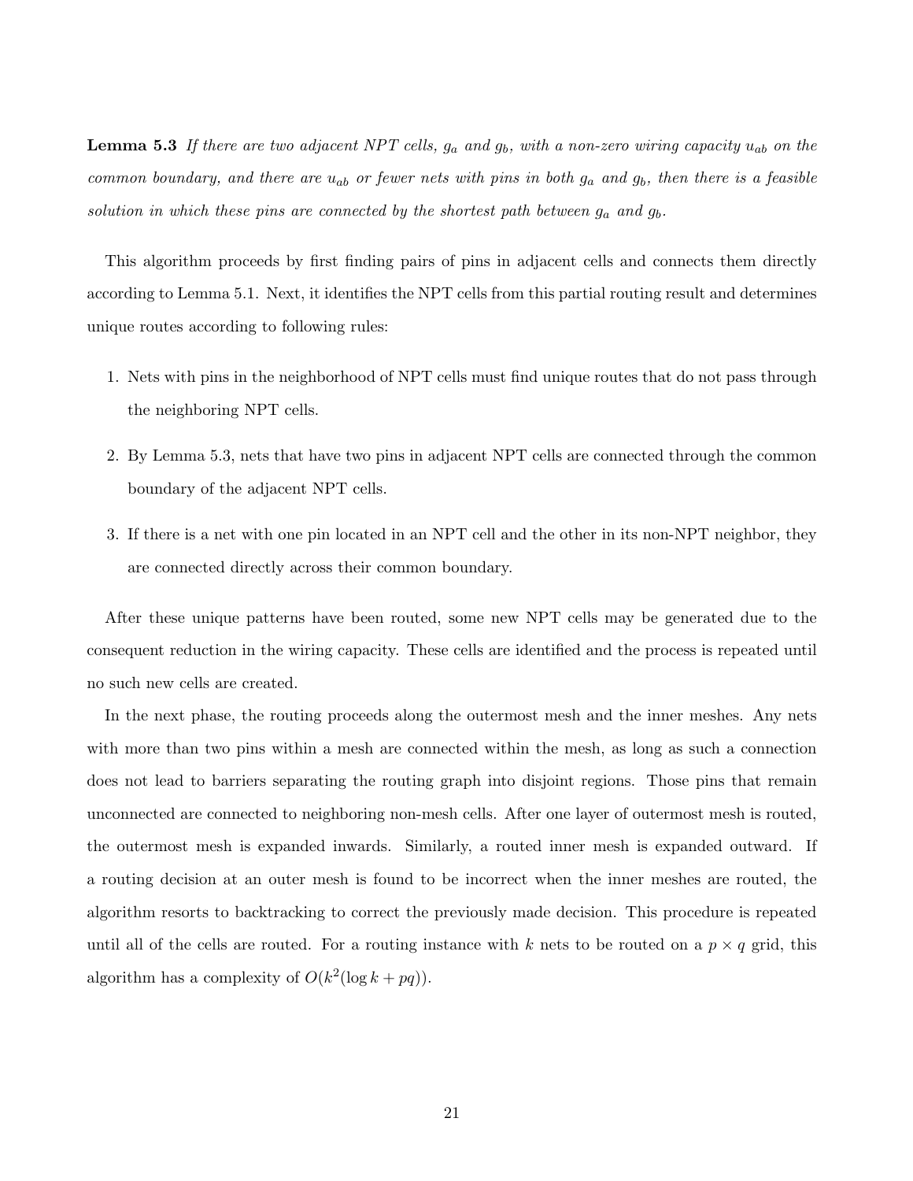**Lemma 5.3** *If there are two adjacent NPT cells, $g_a$ and $g_b$, with a non-zero wiring capacity $u_{ab}$ on the common boundary, and there are $u_{ab}$ or fewer nets with pins in both $g_a$ and $g_b$, then there is a feasible solution in which these pins are connected by the shortest path between $g_a$ and $g_b$.*

This algorithm proceeds by first finding pairs of pins in adjacent cells and connects them directly according to Lemma 5.1. Next, it identifies the NPT cells from this partial routing result and determines unique routes according to following rules:

1. Nets with pins in the neighborhood of NPT cells must find unique routes that do not pass through the neighboring NPT cells.
2. By Lemma 5.3, nets that have two pins in adjacent NPT cells are connected through the common boundary of the adjacent NPT cells.
3. If there is a net with one pin located in an NPT cell and the other in its non-NPT neighbor, they are connected directly across their common boundary.

After these unique patterns have been routed, some new NPT cells may be generated due to the consequent reduction in the wiring capacity. These cells are identified and the process is repeated until no such new cells are created.

In the next phase, the routing proceeds along the outermost mesh and the inner meshes. Any nets with more than two pins within a mesh are connected within the mesh, as long as such a connection does not lead to barriers separating the routing graph into disjoint regions. Those pins that remain unconnected are connected to neighboring non-mesh cells. After one layer of outermost mesh is routed, the outermost mesh is expanded inwards. Similarly, a routed inner mesh is expanded outward. If a routing decision at an outer mesh is found to be incorrect when the inner meshes are routed, the algorithm resorts to backtracking to correct the previously made decision. This procedure is repeated until all of the cells are routed. For a routing instance with $k$ nets to be routed on a $p \times q$ grid, this algorithm has a complexity of $O(k^2(\log k + pq))$.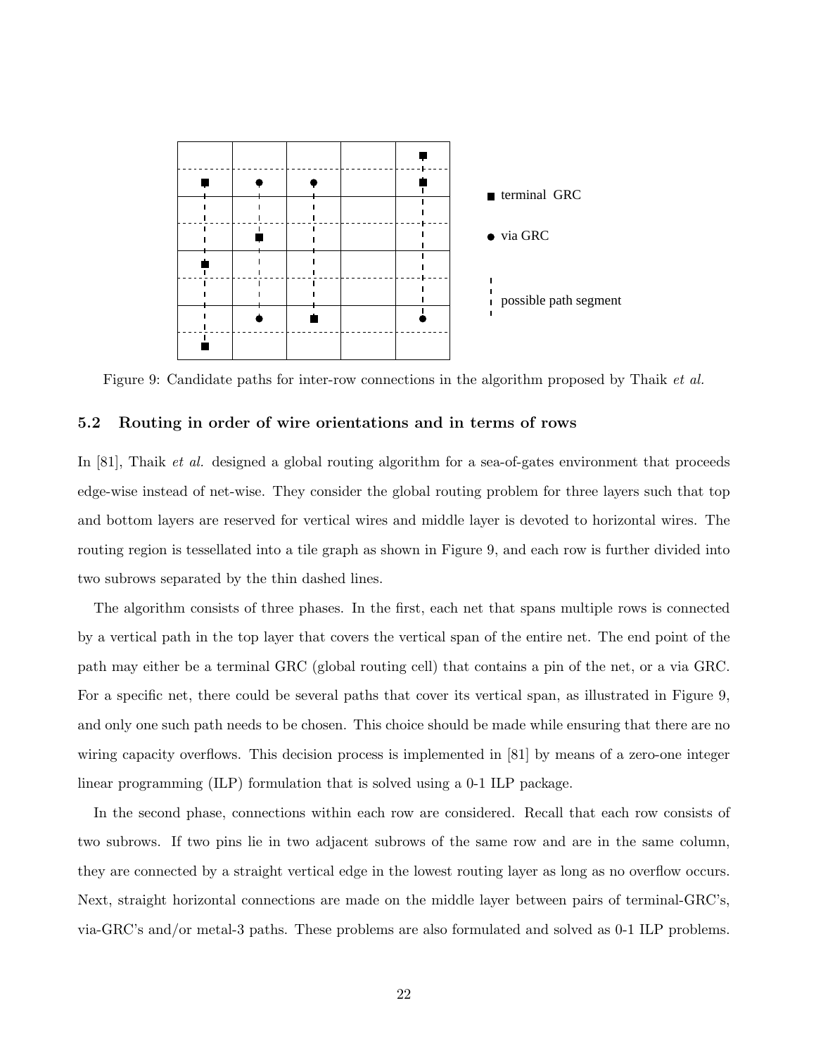Figure 9: Candidate paths for inter-row connections in the algorithm proposed by Thaik *et al.*

### 5.2 Routing in order of wire orientations and in terms of rows

In [81], Thaik *et al.* designed a global routing algorithm for a sea-of-gates environment that proceeds edge-wise instead of net-wise. They consider the global routing problem for three layers such that top and bottom layers are reserved for vertical wires and middle layer is devoted to horizontal wires. The routing region is tessellated into a tile graph as shown in Figure 9, and each row is further divided into two subrows separated by the thin dashed lines.

The algorithm consists of three phases. In the first, each net that spans multiple rows is connected by a vertical path in the top layer that covers the vertical span of the entire net. The end point of the path may either be a terminal GRC (global routing cell) that contains a pin of the net, or a via GRC. For a specific net, there could be several paths that cover its vertical span, as illustrated in Figure 9, and only one such path needs to be chosen. This choice should be made while ensuring that there are no wiring capacity overflows. This decision process is implemented in [81] by means of a zero-one integer linear programming (ILP) formulation that is solved using a 0-1 ILP package.

In the second phase, connections within each row are considered. Recall that each row consists of two subrows. If two pins lie in two adjacent subrows of the same row and are in the same column, they are connected by a straight vertical edge in the lowest routing layer as long as no overflow occurs. Next, straight horizontal connections are made on the middle layer between pairs of terminal-GRC's, via-GRC's and/or metal-3 paths. These problems are also formulated and solved as 0-1 ILP problems.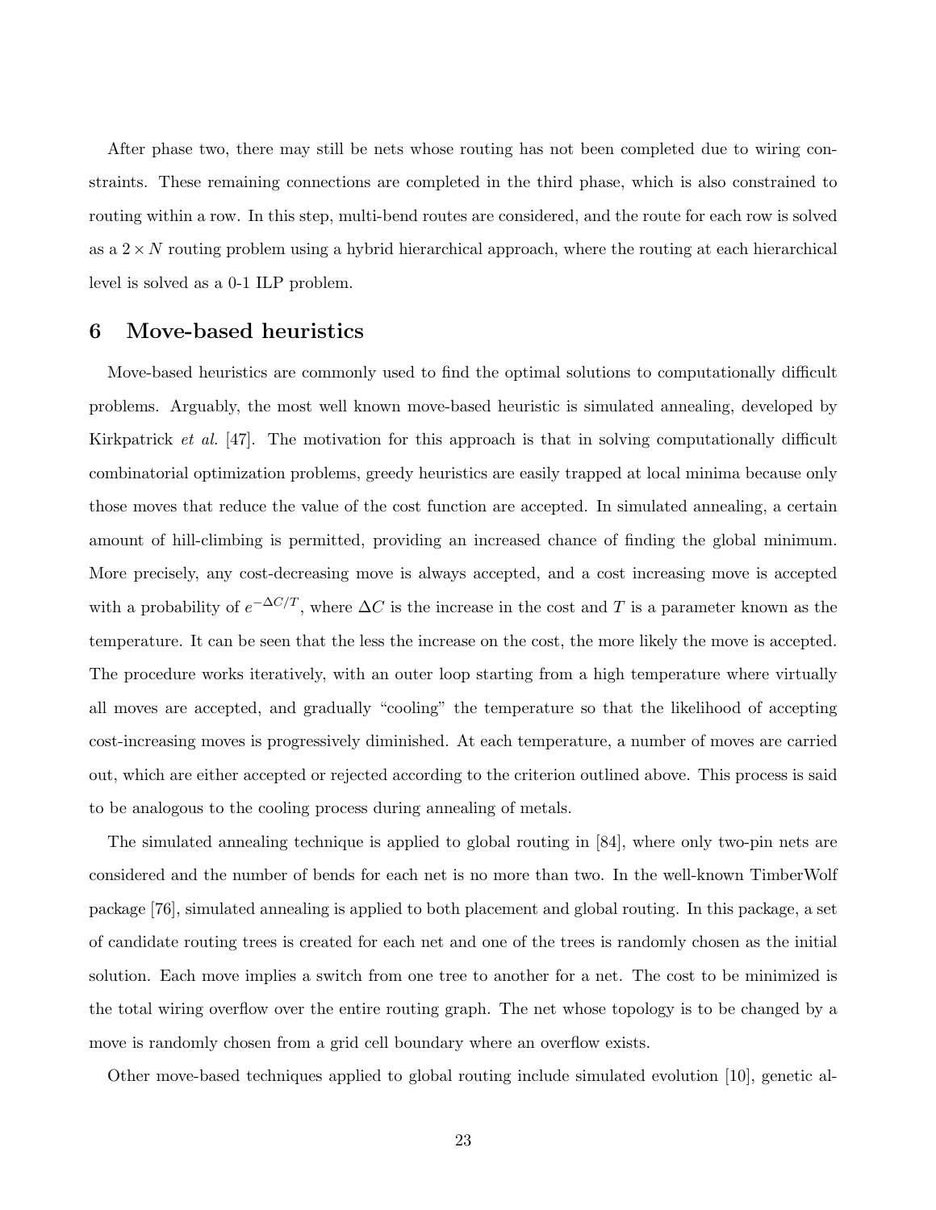After phase two, there may still be nets whose routing has not been completed due to wiring constraints. These remaining connections are completed in the third phase, which is also constrained to routing within a row. In this step, multi-bend routes are considered, and the route for each row is solved as a $2 \times N$ routing problem using a hybrid hierarchical approach, where the routing at each hierarchical level is solved as a 0-1 ILP problem.

## 6 Move-based heuristics

Move-based heuristics are commonly used to find the optimal solutions to computationally difficult problems. Arguably, the most well known move-based heuristic is simulated annealing, developed by Kirkpatrick *et al.* [47]. The motivation for this approach is that in solving computationally difficult combinatorial optimization problems, greedy heuristics are easily trapped at local minima because only those moves that reduce the value of the cost function are accepted. In simulated annealing, a certain amount of hill-climbing is permitted, providing an increased chance of finding the global minimum. More precisely, any cost-decreasing move is always accepted, and a cost increasing move is accepted with a probability of $e^{-\Delta C/T}$, where $\Delta C$ is the increase in the cost and $T$ is a parameter known as the temperature. It can be seen that the less the increase on the cost, the more likely the move is accepted. The procedure works iteratively, with an outer loop starting from a high temperature where virtually all moves are accepted, and gradually "cooling" the temperature so that the likelihood of accepting cost-increasing moves is progressively diminished. At each temperature, a number of moves are carried out, which are either accepted or rejected according to the criterion outlined above. This process is said to be analogous to the cooling process during annealing of metals.

The simulated annealing technique is applied to global routing in [84], where only two-pin nets are considered and the number of bends for each net is no more than two. In the well-known TimberWolf package [76], simulated annealing is applied to both placement and global routing. In this package, a set of candidate routing trees is created for each net and one of the trees is randomly chosen as the initial solution. Each move implies a switch from one tree to another for a net. The cost to be minimized is the total wiring overflow over the entire routing graph. The net whose topology is to be changed by a move is randomly chosen from a grid cell boundary where an overflow exists.

Other move-based techniques applied to global routing include simulated evolution [10], genetic al-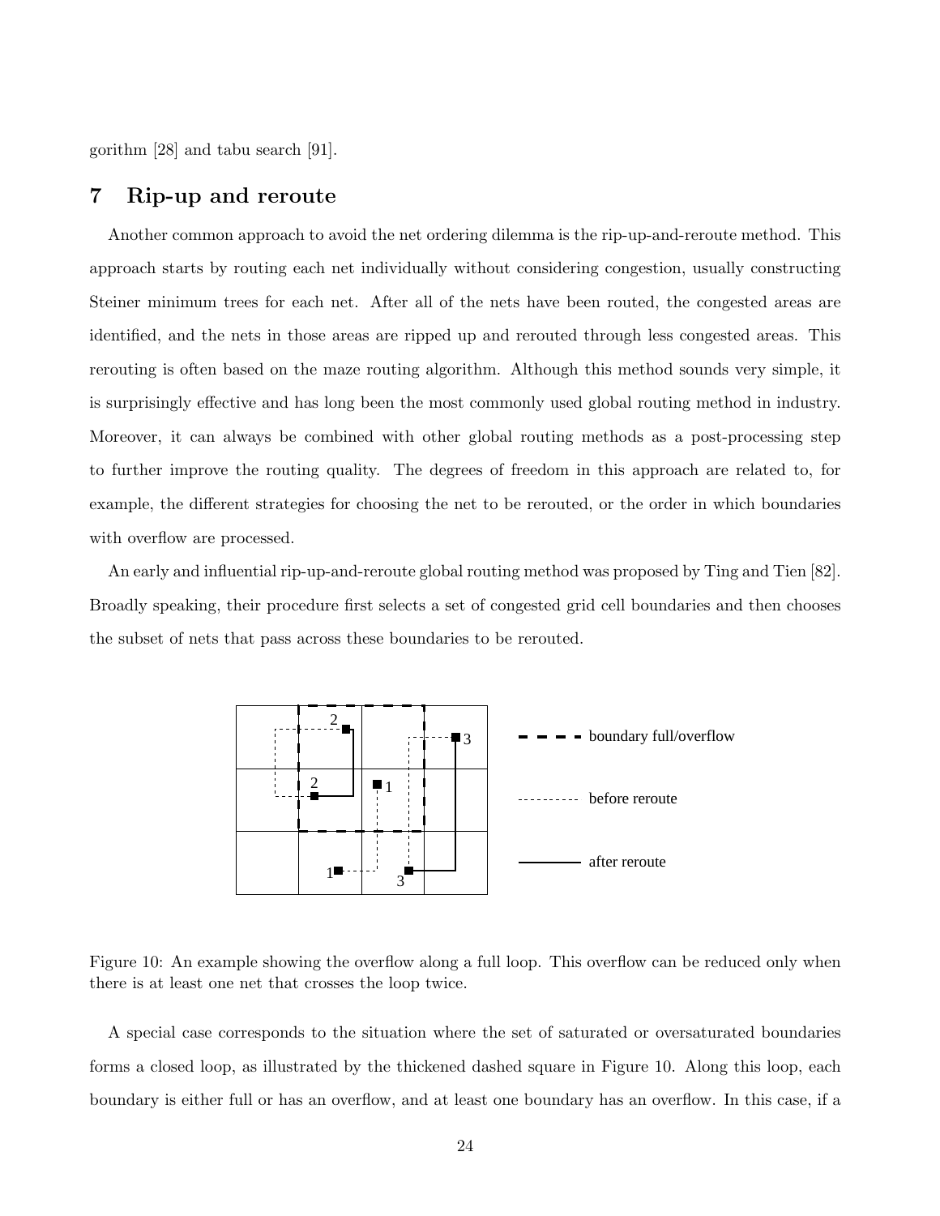gorithm [28] and tabu search [91].

## 7 Rip-up and reroute

Another common approach to avoid the net ordering dilemma is the rip-up-and-reroute method. This approach starts by routing each net individually without considering congestion, usually constructing Steiner minimum trees for each net. After all of the nets have been routed, the congested areas are identified, and the nets in those areas are ripped up and rerouted through less congested areas. This rerouting is often based on the maze routing algorithm. Although this method sounds very simple, it is surprisingly effective and has long been the most commonly used global routing method in industry. Moreover, it can always be combined with other global routing methods as a post-processing step to further improve the routing quality. The degrees of freedom in this approach are related to, for example, the different strategies for choosing the net to be rerouted, or the order in which boundaries with overflow are processed.

An early and influential rip-up-and-reroute global routing method was proposed by Ting and Tien [82]. Broadly speaking, their procedure first selects a set of congested grid cell boundaries and then chooses the subset of nets that pass across these boundaries to be rerouted.

Figure 10: An example showing the overflow along a full loop. This overflow can be reduced only when there is at least one net that crosses the loop twice.

A special case corresponds to the situation where the set of saturated or oversaturated boundaries forms a closed loop, as illustrated by the thickened dashed square in Figure 10. Along this loop, each boundary is either full or has an overflow, and at least one boundary has an overflow. In this case, if a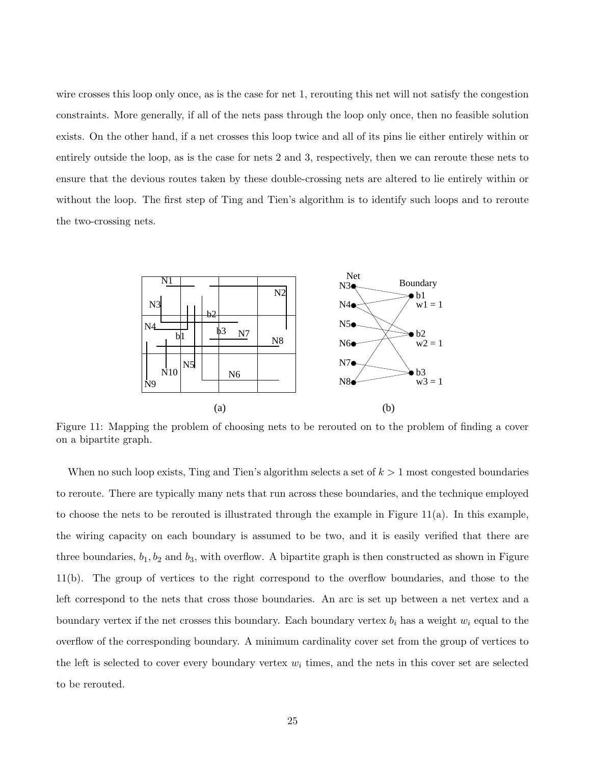wire crosses this loop only once, as is the case for net 1, rerouting this net will not satisfy the congestion constraints. More generally, if all of the nets pass through the loop only once, then no feasible solution exists. On the other hand, if a net crosses this loop twice and all of its pins lie either entirely within or entirely outside the loop, as is the case for nets 2 and 3, respectively, then we can reroute these nets to ensure that the devious routes taken by these double-crossing nets are altered to lie entirely within or without the loop. The first step of Ting and Tien's algorithm is to identify such loops and to reroute the two-crossing nets.

Figure 11: Mapping the problem of choosing nets to be rerouted on to the problem of finding a cover on a bipartite graph.

When no such loop exists, Ting and Tien's algorithm selects a set of $k > 1$ most congested boundaries to reroute. There are typically many nets that run across these boundaries, and the technique employed to choose the nets to be rerouted is illustrated through the example in Figure 11(a). In this example, the wiring capacity on each boundary is assumed to be two, and it is easily verified that there are three boundaries, $b_1, b_2$ and $b_3$, with overflow. A bipartite graph is then constructed as shown in Figure 11(b). The group of vertices to the right correspond to the overflow boundaries, and those to the left correspond to the nets that cross those boundaries. An arc is set up between a net vertex and a boundary vertex if the net crosses this boundary. Each boundary vertex $b_i$ has a weight $w_i$ equal to the overflow of the corresponding boundary. A minimum cardinality cover set from the group of vertices to the left is selected to cover every boundary vertex $w_i$ times, and the nets in this cover set are selected to be rerouted.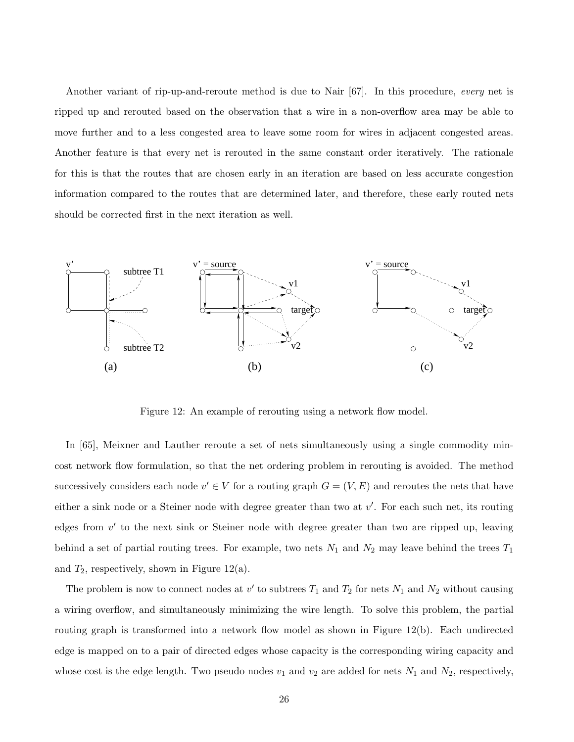Another variant of rip-up-and-reroute method is due to Nair [67]. In this procedure, *every* net is ripped up and rerouted based on the observation that a wire in a non-overflow area may be able to move further and to a less congested area to leave some room for wires in adjacent congested areas. Another feature is that every net is rerouted in the same constant order iteratively. The rationale for this is that the routes that are chosen early in an iteration are based on less accurate congestion information compared to the routes that are determined later, and therefore, these early routed nets should be corrected first in the next iteration as well.

Figure 12: An example of rerouting using a network flow model.

In [65], Meixner and Lauther reroute a set of nets simultaneously using a single commodity min-cost network flow formulation, so that the net ordering problem in rerouting is avoided. The method successively considers each node $v' \in V$ for a routing graph $G = (V, E)$ and reroutes the nets that have either a sink node or a Steiner node with degree greater than two at $v'$. For each such net, its routing edges from $v'$ to the next sink or Steiner node with degree greater than two are ripped up, leaving behind a set of partial routing trees. For example, two nets $N_1$ and $N_2$ may leave behind the trees $T_1$ and $T_2$, respectively, shown in Figure 12(a).

The problem is now to connect nodes at $v'$ to subtrees $T_1$ and $T_2$ for nets $N_1$ and $N_2$ without causing a wiring overflow, and simultaneously minimizing the wire length. To solve this problem, the partial routing graph is transformed into a network flow model as shown in Figure 12(b). Each undirected edge is mapped on to a pair of directed edges whose capacity is the corresponding wiring capacity and whose cost is the edge length. Two pseudo nodes $v_1$ and $v_2$ are added for nets $N_1$ and $N_2$, respectively,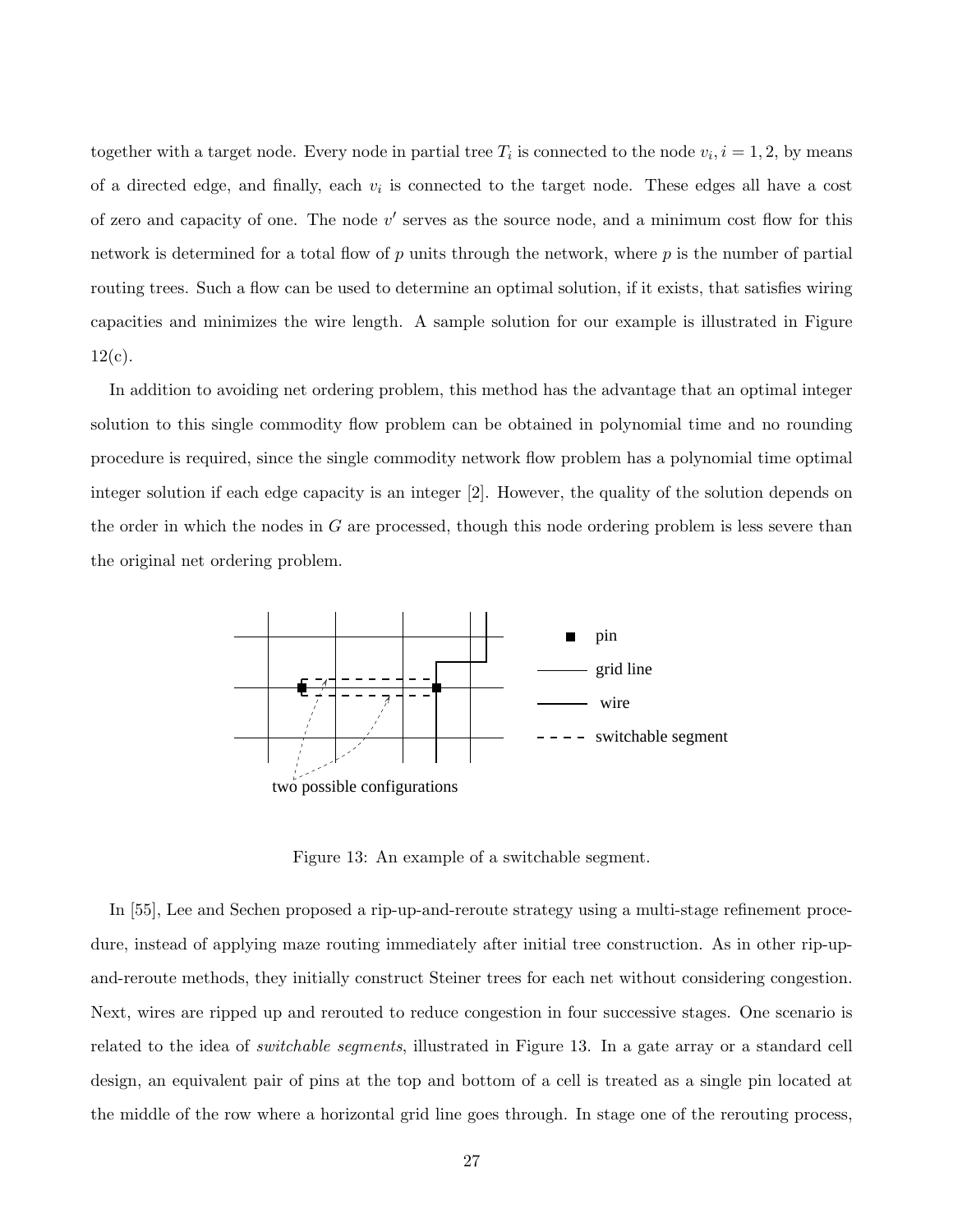together with a target node. Every node in partial tree $T_i$ is connected to the node $v_i, i = 1, 2$, by means of a directed edge, and finally, each $v_i$ is connected to the target node. These edges all have a cost of zero and capacity of one. The node $v'$ serves as the source node, and a minimum cost flow for this network is determined for a total flow of $p$ units through the network, where $p$ is the number of partial routing trees. Such a flow can be used to determine an optimal solution, if it exists, that satisfies wiring capacities and minimizes the wire length. A sample solution for our example is illustrated in Figure 12(c).

In addition to avoiding net ordering problem, this method has the advantage that an optimal integer solution to this single commodity flow problem can be obtained in polynomial time and no rounding procedure is required, since the single commodity network flow problem has a polynomial time optimal integer solution if each edge capacity is an integer [2]. However, the quality of the solution depends on the order in which the nodes in $G$ are processed, though this node ordering problem is less severe than the original net ordering problem.

Figure 13: An example of a switchable segment.

In [55], Lee and Sechen proposed a rip-up-and-reroute strategy using a multi-stage refinement procedure, instead of applying maze routing immediately after initial tree construction. As in other rip-up-and-reroute methods, they initially construct Steiner trees for each net without considering congestion. Next, wires are ripped up and rerouted to reduce congestion in four successive stages. One scenario is related to the idea of *switchable segments*, illustrated in Figure 13. In a gate array or a standard cell design, an equivalent pair of pins at the top and bottom of a cell is treated as a single pin located at the middle of the row where a horizontal grid line goes through. In stage one of the rerouting process,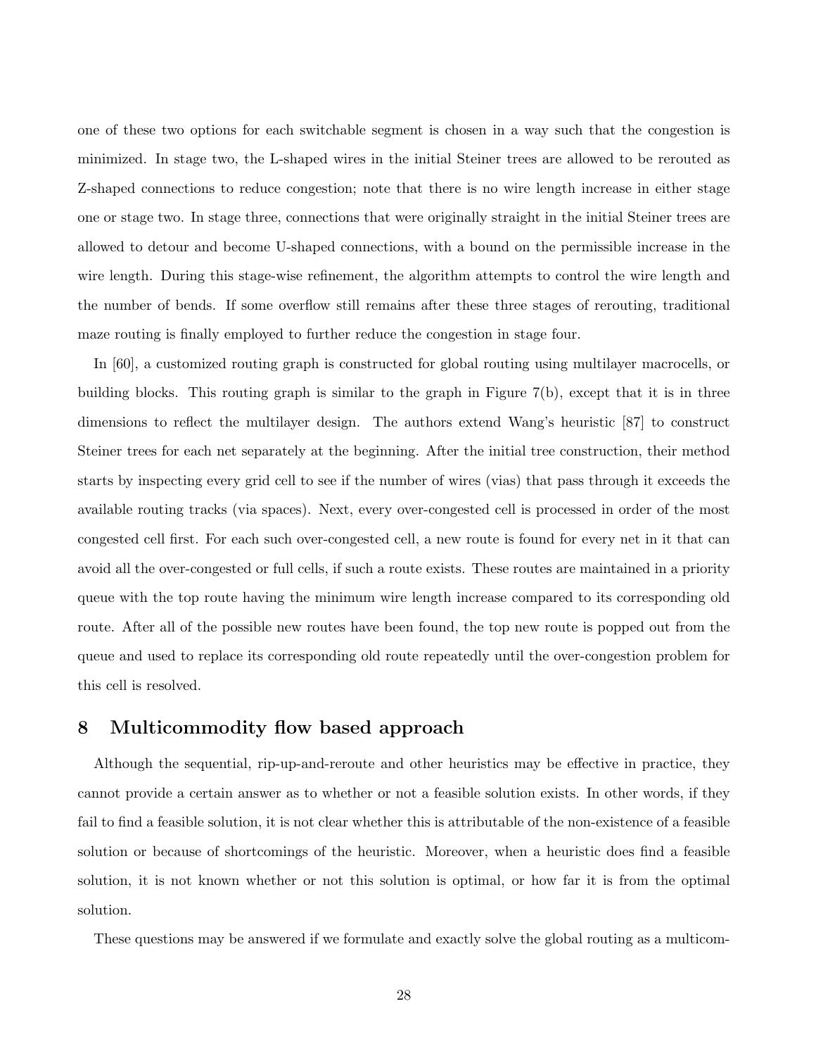one of these two options for each switchable segment is chosen in a way such that the congestion is minimized. In stage two, the L-shaped wires in the initial Steiner trees are allowed to be rerouted as Z-shaped connections to reduce congestion; note that there is no wire length increase in either stage one or stage two. In stage three, connections that were originally straight in the initial Steiner trees are allowed to detour and become U-shaped connections, with a bound on the permissible increase in the wire length. During this stage-wise refinement, the algorithm attempts to control the wire length and the number of bends. If some overflow still remains after these three stages of rerouting, traditional maze routing is finally employed to further reduce the congestion in stage four.

In [60], a customized routing graph is constructed for global routing using multilayer macrocells, or building blocks. This routing graph is similar to the graph in Figure 7(b), except that it is in three dimensions to reflect the multilayer design. The authors extend Wang's heuristic [87] to construct Steiner trees for each net separately at the beginning. After the initial tree construction, their method starts by inspecting every grid cell to see if the number of wires (vias) that pass through it exceeds the available routing tracks (via spaces). Next, every over-congested cell is processed in order of the most congested cell first. For each such over-congested cell, a new route is found for every net in it that can avoid all the over-congested or full cells, if such a route exists. These routes are maintained in a priority queue with the top route having the minimum wire length increase compared to its corresponding old route. After all of the possible new routes have been found, the top new route is popped out from the queue and used to replace its corresponding old route repeatedly until the over-congestion problem for this cell is resolved.

## 8 Multicommodity flow based approach

Although the sequential, rip-up-and-reroute and other heuristics may be effective in practice, they cannot provide a certain answer as to whether or not a feasible solution exists. In other words, if they fail to find a feasible solution, it is not clear whether this is attributable of the non-existence of a feasible solution or because of shortcomings of the heuristic. Moreover, when a heuristic does find a feasible solution, it is not known whether or not this solution is optimal, or how far it is from the optimal solution.

These questions may be answered if we formulate and exactly solve the global routing as a multicom-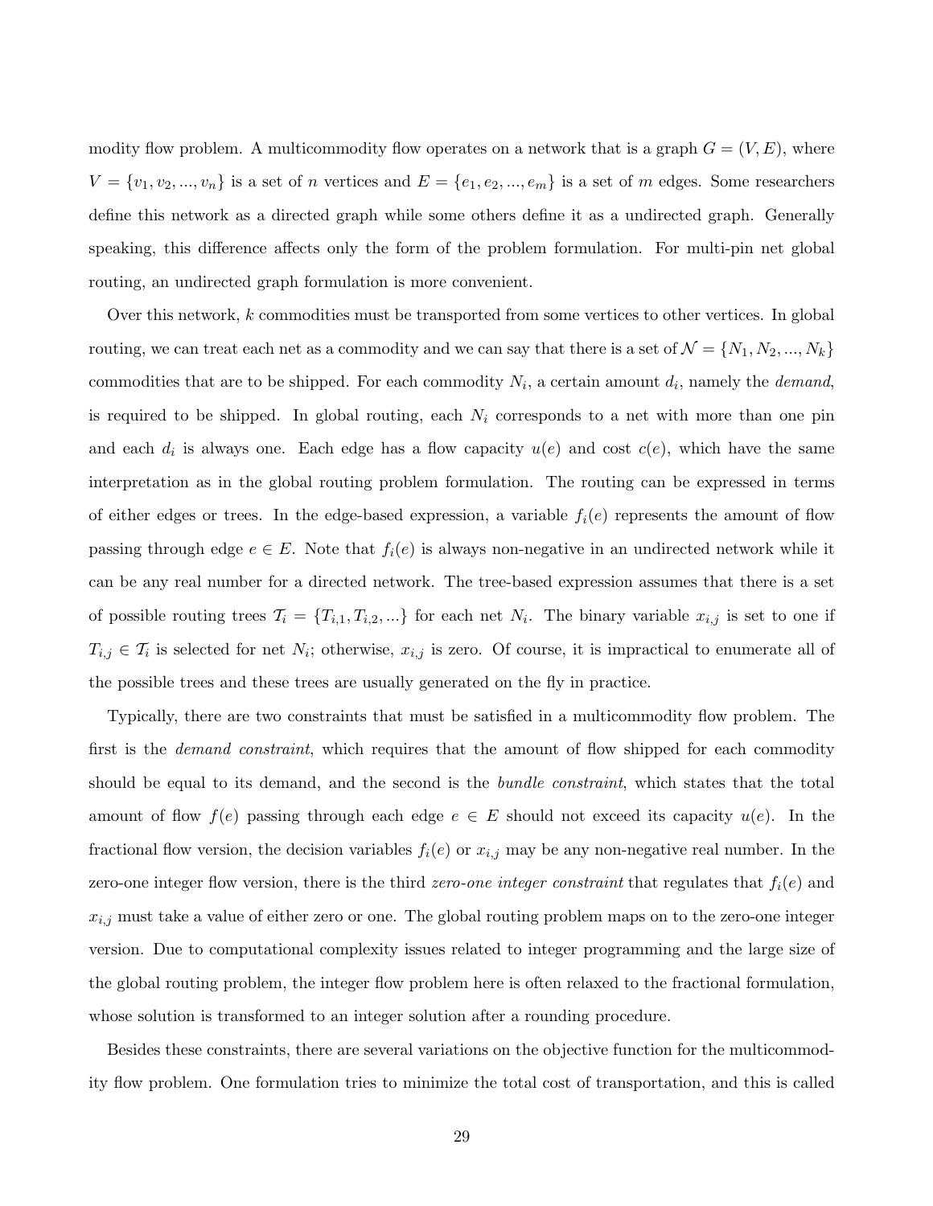modity flow problem. A multicommodity flow operates on a network that is a graph $G = (V, E)$, where $V = \{v_1, v_2, ..., v_n\}$ is a set of $n$ vertices and $E = \{e_1, e_2, ..., e_m\}$ is a set of $m$ edges. Some researchers define this network as a directed graph while some others define it as a undirected graph. Generally speaking, this difference affects only the form of the problem formulation. For multi-pin net global routing, an undirected graph formulation is more convenient.

Over this network, $k$ commodities must be transported from some vertices to other vertices. In global routing, we can treat each net as a commodity and we can say that there is a set of $\mathcal{N} = \{N_1, N_2, ..., N_k\}$ commodities that are to be shipped. For each commodity $N_i$, a certain amount $d_i$, namely the *demand*, is required to be shipped. In global routing, each $N_i$ corresponds to a net with more than one pin and each $d_i$ is always one. Each edge has a flow capacity $u(e)$ and cost $c(e)$, which have the same interpretation as in the global routing problem formulation. The routing can be expressed in terms of either edges or trees. In the edge-based expression, a variable $f_i(e)$ represents the amount of flow passing through edge $e \in E$. Note that $f_i(e)$ is always non-negative in an undirected network while it can be any real number for a directed network. The tree-based expression assumes that there is a set of possible routing trees $\mathcal{T}_i = \{T_{i,1}, T_{i,2}, ...\}$ for each net $N_i$. The binary variable $x_{i,j}$ is set to one if $T_{i,j} \in \mathcal{T}_i$ is selected for net $N_i$; otherwise, $x_{i,j}$ is zero. Of course, it is impractical to enumerate all of the possible trees and these trees are usually generated on the fly in practice.

Typically, there are two constraints that must be satisfied in a multicommodity flow problem. The first is the *demand constraint*, which requires that the amount of flow shipped for each commodity should be equal to its demand, and the second is the *bundle constraint*, which states that the total amount of flow $f(e)$ passing through each edge $e \in E$ should not exceed its capacity $u(e)$. In the fractional flow version, the decision variables $f_i(e)$ or $x_{i,j}$ may be any non-negative real number. In the zero-one integer flow version, there is the third *zero-one integer constraint* that regulates that $f_i(e)$ and $x_{i,j}$ must take a value of either zero or one. The global routing problem maps on to the zero-one integer version. Due to computational complexity issues related to integer programming and the large size of the global routing problem, the integer flow problem here is often relaxed to the fractional formulation, whose solution is transformed to an integer solution after a rounding procedure.

Besides these constraints, there are several variations on the objective function for the multicommodity flow problem. One formulation tries to minimize the total cost of transportation, and this is called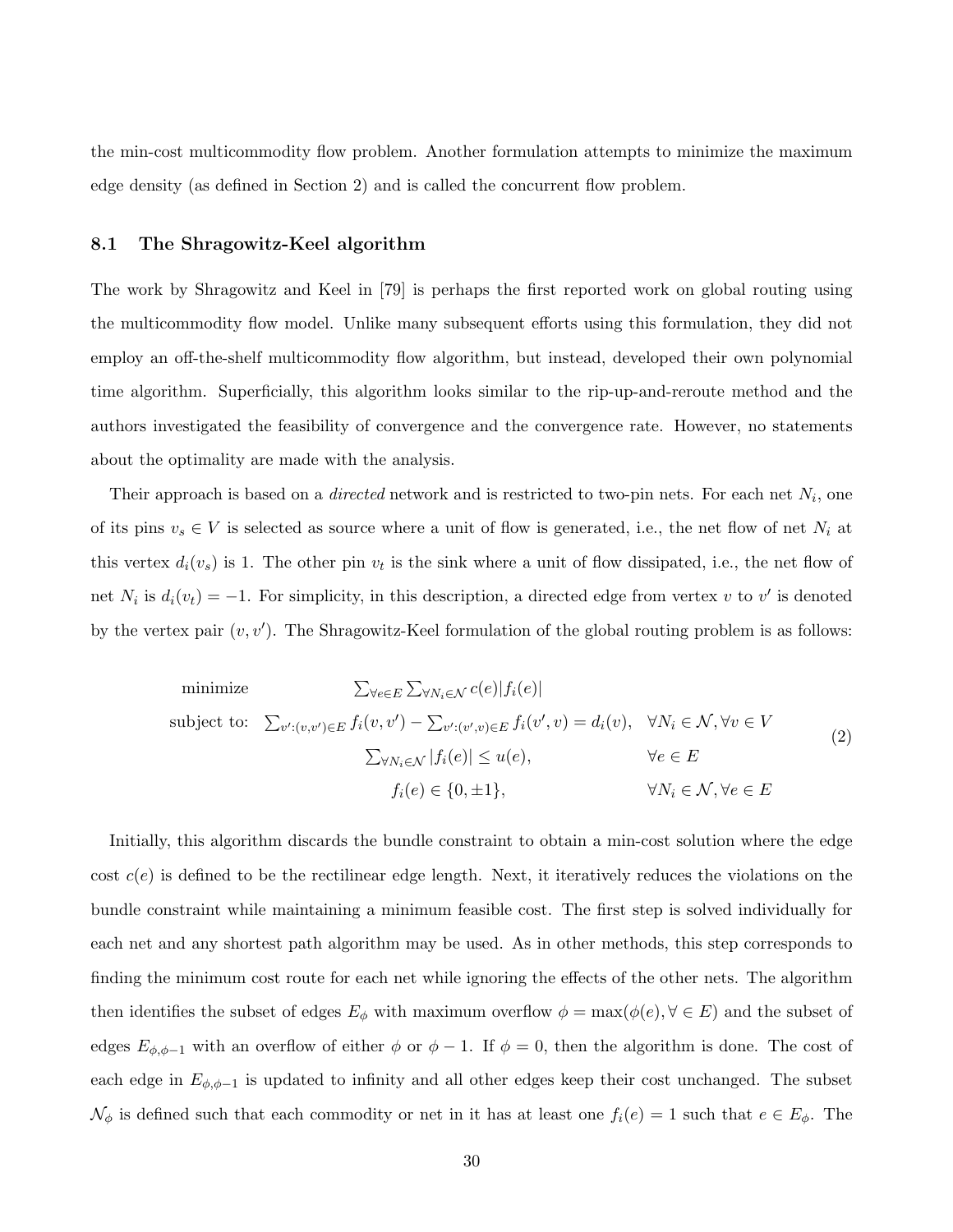the min-cost multicommodity flow problem. Another formulation attempts to minimize the maximum edge density (as defined in Section 2) and is called the concurrent flow problem.

### 8.1 The Shragowitz-Keel algorithm

The work by Shragowitz and Keel in [79] is perhaps the first reported work on global routing using the multicommodity flow model. Unlike many subsequent efforts using this formulation, they did not employ an off-the-shelf multicommodity flow algorithm, but instead, developed their own polynomial time algorithm. Superficially, this algorithm looks similar to the rip-up-and-reroute method and the authors investigated the feasibility of convergence and the convergence rate. However, no statements about the optimality are made with the analysis.

Their approach is based on a *directed* network and is restricted to two-pin nets. For each net $N_i$, one of its pins $v_s \in V$ is selected as source where a unit of flow is generated, i.e., the net flow of net $N_i$ at this vertex $d_i(v_s)$ is 1. The other pin $v_t$ is the sink where a unit of flow dissipated, i.e., the net flow of net $N_i$ is $d_i(v_t) = -1$. For simplicity, in this description, a directed edge from vertex $v$ to $v'$ is denoted by the vertex pair $(v, v')$. The Shragowitz-Keel formulation of the global routing problem is as follows:

$$
\begin{array}{lll}
\text{minimize} & \sum_{\forall e \in E} \sum_{\forall N_i \in \mathcal{N}} c(e)|f_i(e)| & \\
\text{subject to:} & \sum_{v':(v,v') \in E} f_i(v,v') - \sum_{v':(v',v) \in E} f_i(v',v) = d_i(v), & \forall N_i \in \mathcal{N}, \forall v \in V \\
& \sum_{\forall N_i \in \mathcal{N}} |f_i(e)| \leq u(e), & \forall e \in E \\
& f_i(e) \in \{0, \pm 1\}, & \forall N_i \in \mathcal{N}, \forall e \in E
\end{array}
\tag{2}
$$

Initially, this algorithm discards the bundle constraint to obtain a min-cost solution where the edge cost $c(e)$ is defined to be the rectilinear edge length. Next, it iteratively reduces the violations on the bundle constraint while maintaining a minimum feasible cost. The first step is solved individually for each net and any shortest path algorithm may be used. As in other methods, this step corresponds to finding the minimum cost route for each net while ignoring the effects of the other nets. The algorithm then identifies the subset of edges $E_\phi$ with maximum overflow $\phi = \max(\phi(e), \forall \in E)$ and the subset of edges $E_{\phi,\phi-1}$ with an overflow of either $\phi$ or $\phi - 1$. If $\phi = 0$, then the algorithm is done. The cost of each edge in $E_{\phi,\phi-1}$ is updated to infinity and all other edges keep their cost unchanged. The subset $\mathcal{N}_\phi$ is defined such that each commodity or net in it has at least one $f_i(e) = 1$ such that $e \in E_\phi$. The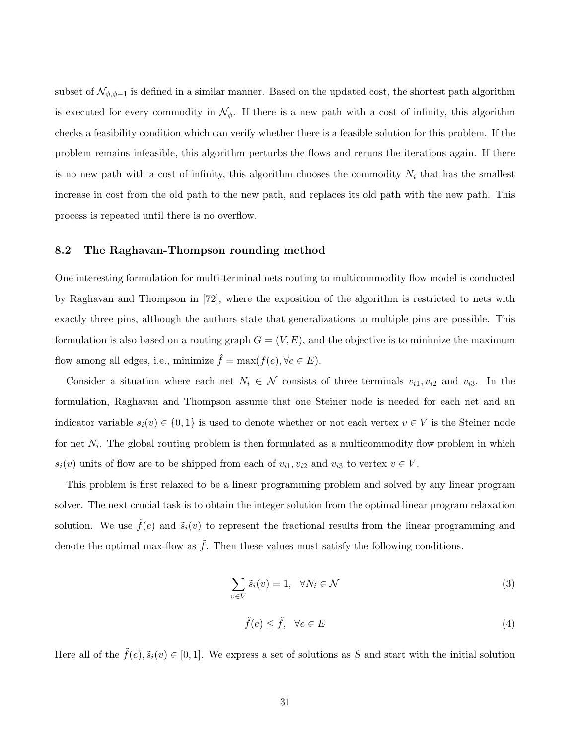subset of $\mathcal{N}_{\phi,\phi-1}$ is defined in a similar manner. Based on the updated cost, the shortest path algorithm is executed for every commodity in $\mathcal{N}_{\phi}$. If there is a new path with a cost of infinity, this algorithm checks a feasibility condition which can verify whether there is a feasible solution for this problem. If the problem remains infeasible, this algorithm perturbs the flows and reruns the iterations again. If there is no new path with a cost of infinity, this algorithm chooses the commodity $N_i$ that has the smallest increase in cost from the old path to the new path, and replaces its old path with the new path. This process is repeated until there is no overflow.

### 8.2 The Raghavan-Thompson rounding method

One interesting formulation for multi-terminal nets routing to multicommodity flow model is conducted by Raghavan and Thompson in [72], where the exposition of the algorithm is restricted to nets with exactly three pins, although the authors state that generalizations to multiple pins are possible. This formulation is also based on a routing graph $G = (V, E)$, and the objective is to minimize the maximum flow among all edges, i.e., minimize $\hat{f} = \max(f(e), \forall e \in E)$.

Consider a situation where each net $N_i \in \mathcal{N}$ consists of three terminals $v_{i1}, v_{i2}$ and $v_{i3}$. In the formulation, Raghavan and Thompson assume that one Steiner node is needed for each net and an indicator variable $s_i(v) \in \{0, 1\}$ is used to denote whether or not each vertex $v \in V$ is the Steiner node for net $N_i$. The global routing problem is then formulated as a multicommodity flow problem in which $s_i(v)$ units of flow are to be shipped from each of $v_{i1}, v_{i2}$ and $v_{i3}$ to vertex $v \in V$.

This problem is first relaxed to be a linear programming problem and solved by any linear program solver. The next crucial task is to obtain the integer solution from the optimal linear program relaxation solution. We use $\tilde{f}(e)$ and $\tilde{s}_i(v)$ to represent the fractional results from the linear programming and denote the optimal max-flow as $\tilde{f}$. Then these values must satisfy the following conditions.

$$\sum_{v \in V} \tilde{s}_i(v) = 1, \quad \forall N_i \in \mathcal{N} \tag{3}$$

$$\tilde{f}(e) \leq \tilde{f}, \quad \forall e \in E \tag{4}$$

Here all of the $\tilde{f}(e), \tilde{s}_i(v) \in [0, 1]$. We express a set of solutions as $S$ and start with the initial solution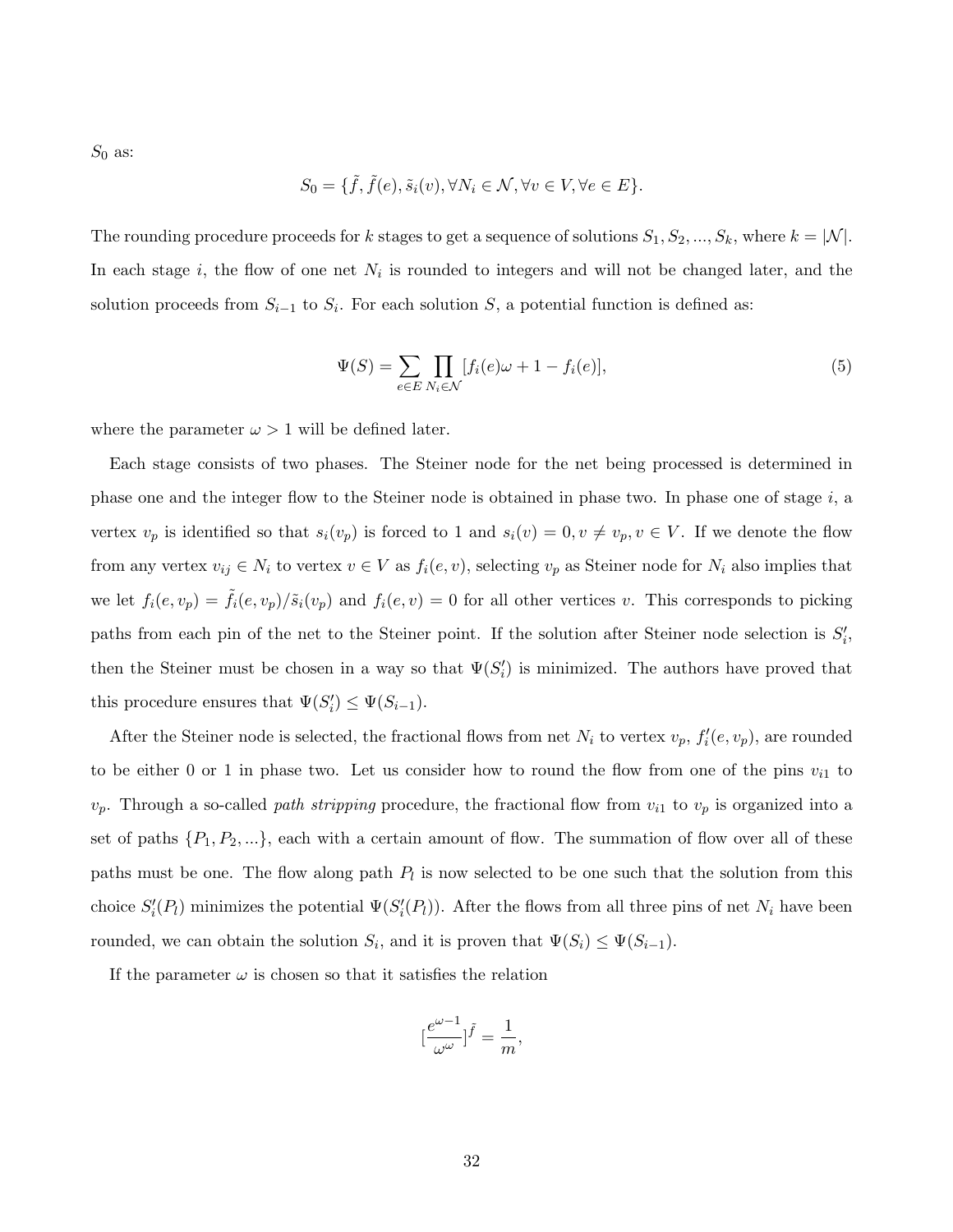$S_0$ as:

$$S_0 = \{\tilde{f}, \tilde{f}(e), \tilde{s}_i(v), \forall N_i \in \mathcal{N}, \forall v \in V, \forall e \in E\}.$$

The rounding procedure proceeds for $k$ stages to get a sequence of solutions $S_1, S_2, ..., S_k$, where $k = |\mathcal{N}|$. In each stage $i$, the flow of one net $N_i$ is rounded to integers and will not be changed later, and the solution proceeds from $S_{i-1}$ to $S_i$. For each solution $S$, a potential function is defined as:

$$\Psi(S) = \sum_{e \in E} \prod_{N_i \in \mathcal{N}} [f_i(e)\omega + 1 - f_i(e)], \tag{5}$$

where the parameter $\omega > 1$ will be defined later.

Each stage consists of two phases. The Steiner node for the net being processed is determined in phase one and the integer flow to the Steiner node is obtained in phase two. In phase one of stage $i$, a vertex $v_p$ is identified so that $s_i(v_p)$ is forced to 1 and $s_i(v) = 0, v \neq v_p, v \in V$. If we denote the flow from any vertex $v_{ij} \in N_i$ to vertex $v \in V$ as $f_i(e, v)$, selecting $v_p$ as Steiner node for $N_i$ also implies that we let $f_i(e, v_p) = \tilde{f}_i(e, v_p)/\tilde{s}_i(v_p)$ and $f_i(e, v) = 0$ for all other vertices $v$. This corresponds to picking paths from each pin of the net to the Steiner point. If the solution after Steiner node selection is $S_i'$, then the Steiner must be chosen in a way so that $\Psi(S_i')$ is minimized. The authors have proved that this procedure ensures that $\Psi(S_i') \leq \Psi(S_{i-1})$.

After the Steiner node is selected, the fractional flows from net $N_i$ to vertex $v_p$, $f_i'(e, v_p)$, are rounded to be either 0 or 1 in phase two. Let us consider how to round the flow from one of the pins $v_{i1}$ to $v_p$. Through a so-called *path stripping* procedure, the fractional flow from $v_{i1}$ to $v_p$ is organized into a set of paths $\{P_1, P_2, ...\}$, each with a certain amount of flow. The summation of flow over all of these paths must be one. The flow along path $P_l$ is now selected to be one such that the solution from this choice $S_i'(P_l)$ minimizes the potential $\Psi(S_i'(P_l))$. After the flows from all three pins of net $N_i$ have been rounded, we can obtain the solution $S_i$, and it is proven that $\Psi(S_i) \leq \Psi(S_{i-1})$.

If the parameter $\omega$ is chosen so that it satisfies the relation

$$[\frac{e^{\omega-1}}{\omega^{\omega}}]^{\tilde{f}} = \frac{1}{m},$$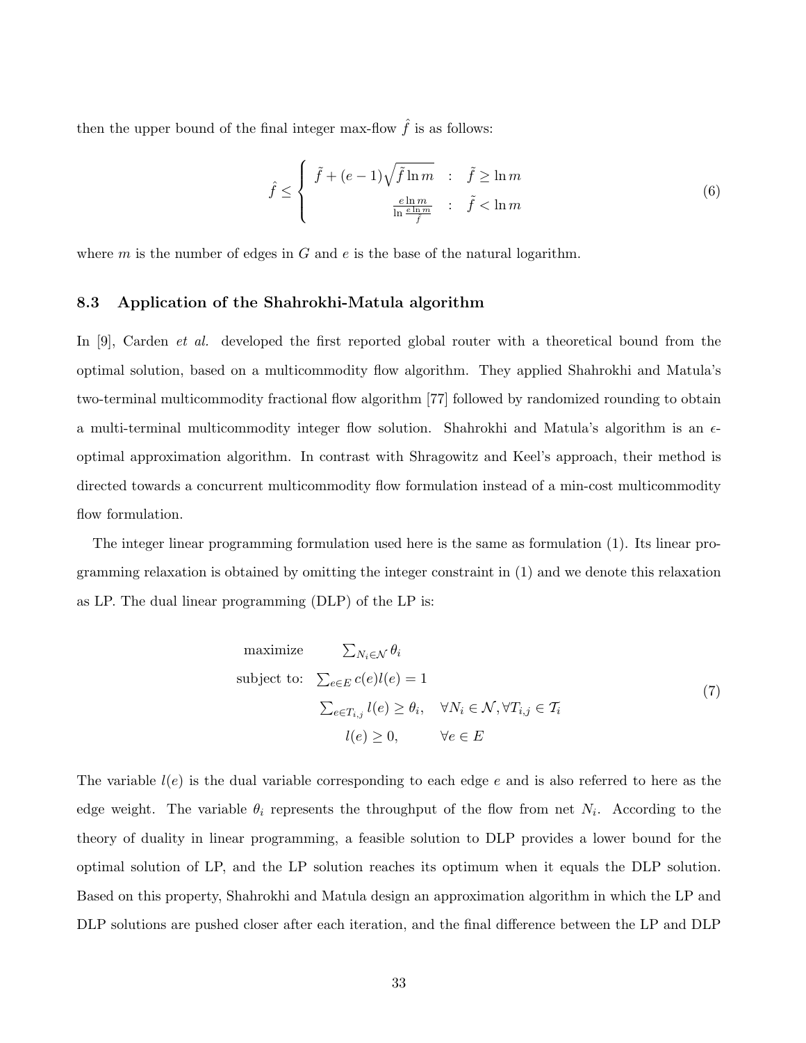then the upper bound of the final integer max-flow $\hat{f}$ is as follows:

$$\hat{f} \leq \begin{cases} \tilde{f} + (e-1)\sqrt{\tilde{f}\ln m} & : \quad \tilde{f} \geq \ln m \\ \frac{e \ln m}{\ln \frac{e \ln m}{\tilde{f}}} & : \quad \tilde{f} < \ln m \end{cases} \tag{6}$$

where $m$ is the number of edges in $G$ and $e$ is the base of the natural logarithm.

### 8.3 Application of the Shahrokhi-Matula algorithm

In [9], Carden *et al.* developed the first reported global router with a theoretical bound from the optimal solution, based on a multicommodity flow algorithm. They applied Shahrokhi and Matula's two-terminal multicommodity fractional flow algorithm [77] followed by randomized rounding to obtain a multi-terminal multicommodity integer flow solution. Shahrokhi and Matula's algorithm is an $\epsilon$-optimal approximation algorithm. In contrast with Shragowitz and Keel's approach, their method is directed towards a concurrent multicommodity flow formulation instead of a min-cost multicommodity flow formulation.

The integer linear programming formulation used here is the same as formulation (1). Its linear programming relaxation is obtained by omitting the integer constraint in (1) and we denote this relaxation as LP. The dual linear programming (DLP) of the LP is:

$$\begin{array}{rl} \text{maximize} & \sum_{N_i \in \mathcal{N}} \theta_i \\ \text{subject to:} & \sum_{e \in E} c(e) l(e) = 1 \\ & \sum_{e \in T_{i,j}} l(e) \geq \theta_i, \quad \forall N_i \in \mathcal{N}, \forall T_{i,j} \in \mathcal{T}_i \\ & l(e) \geq 0, \qquad \forall e \in E \end{array} \tag{7}$$

The variable $l(e)$ is the dual variable corresponding to each edge $e$ and is also referred to here as the edge weight. The variable $\theta_i$ represents the throughput of the flow from net $N_i$. According to the theory of duality in linear programming, a feasible solution to DLP provides a lower bound for the optimal solution of LP, and the LP solution reaches its optimum when it equals the DLP solution. Based on this property, Shahrokhi and Matula design an approximation algorithm in which the LP and DLP solutions are pushed closer after each iteration, and the final difference between the LP and DLP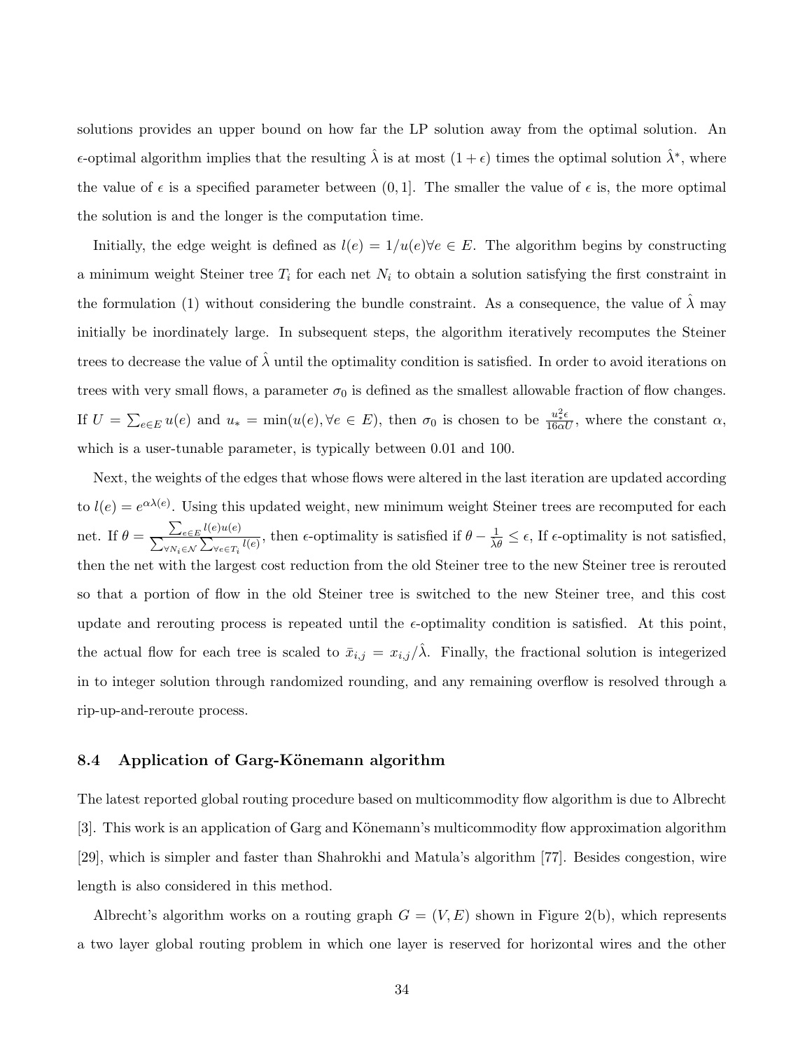solutions provides an upper bound on how far the LP solution away from the optimal solution. An $\epsilon$-optimal algorithm implies that the resulting $\hat{\lambda}$ is at most $(1+\epsilon)$ times the optimal solution $\hat{\lambda}^*$, where the value of $\epsilon$ is a specified parameter between $(0, 1]$. The smaller the value of $\epsilon$ is, the more optimal the solution is and the longer is the computation time.

Initially, the edge weight is defined as $l(e) = 1/u(e) \forall e \in E$. The algorithm begins by constructing a minimum weight Steiner tree $T_i$ for each net $N_i$ to obtain a solution satisfying the first constraint in the formulation (1) without considering the bundle constraint. As a consequence, the value of $\hat{\lambda}$ may initially be inordinately large. In subsequent steps, the algorithm iteratively recomputes the Steiner trees to decrease the value of $\hat{\lambda}$ until the optimality condition is satisfied. In order to avoid iterations on trees with very small flows, a parameter $\sigma_0$ is defined as the smallest allowable fraction of flow changes. If $U = \sum_{e \in E} u(e)$ and $u_* = \min(u(e), \forall e \in E)$, then $\sigma_0$ is chosen to be $\frac{u_*^2 \epsilon}{16 \alpha U}$, where the constant $\alpha$, which is a user-tunable parameter, is typically between 0.01 and 100.

Next, the weights of the edges that whose flows were altered in the last iteration are updated according to $l(e) = e^{\alpha \lambda(e)}$. Using this updated weight, new minimum weight Steiner trees are recomputed for each net. If $\theta = \frac{\sum_{e \in E} l(e) u(e)}{\sum_{\forall N_i \in \mathcal{N}} \sum_{\forall e \in T_i} l(e)}$, then $\epsilon$-optimality is satisfied if $\theta - \frac{1}{\hat{\lambda}\theta} \leq \epsilon$, If $\epsilon$-optimality is not satisfied, then the net with the largest cost reduction from the old Steiner tree to the new Steiner tree is rerouted so that a portion of flow in the old Steiner tree is switched to the new Steiner tree, and this cost update and rerouting process is repeated until the $\epsilon$-optimality condition is satisfied. At this point, the actual flow for each tree is scaled to $\bar{x}_{i,j} = x_{i,j}/\hat{\lambda}$. Finally, the fractional solution is integerized in to integer solution through randomized rounding, and any remaining overflow is resolved through a rip-up-and-reroute process.

### 8.4 Application of Garg-Könemann algorithm

The latest reported global routing procedure based on multicommodity flow algorithm is due to Albrecht [3]. This work is an application of Garg and Könemann's multicommodity flow approximation algorithm [29], which is simpler and faster than Shahrokhi and Matula's algorithm [77]. Besides congestion, wire length is also considered in this method.

Albrecht's algorithm works on a routing graph $G = (V, E)$ shown in Figure 2(b), which represents a two layer global routing problem in which one layer is reserved for horizontal wires and the other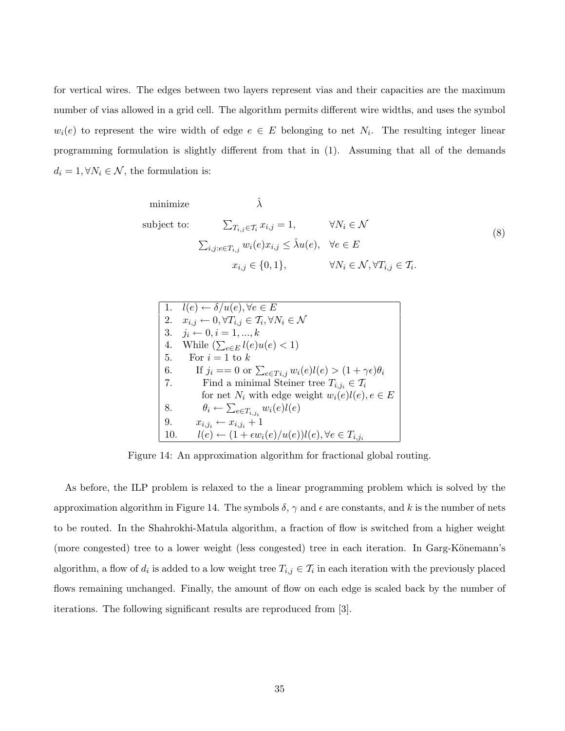for vertical wires. The edges between two layers represent vias and their capacities are the maximum number of vias allowed in a grid cell. The algorithm permits different wire widths, and uses the symbol $w_i(e)$ to represent the wire width of edge $e \in E$ belonging to net $N_i$. The resulting integer linear programming formulation is slightly different from that in (1). Assuming that all of the demands $d_i = 1, \forall N_i \in \mathcal{N}$, the formulation is:

$$
\begin{array}{lll}
\text{minimize} & \hat{\lambda} & \\
\text{subject to:} & \sum_{T_{i,j} \in \mathcal{T}_i} x_{i,j} = 1, & \forall N_i \in \mathcal{N} \\
 & \sum_{i,j: e \in T_{i,j}} w_i(e) x_{i,j} \leq \hat{\lambda} u(e), & \forall e \in E \\
 & x_{i,j} \in \{0,1\}, & \forall N_i \in \mathcal{N}, \forall T_{i,j} \in \mathcal{T}_i.
\end{array}
\tag{8}
$$

```
1.  l(e) ← δ/u(e), ∀e ∈ E
2.  x_{i,j} ← 0, ∀T_{i,j} ∈ T_i, ∀N_i ∈ N
3.  j_i ← 0, i = 1, ..., k
4.  While (Σ_{e∈E} l(e)u(e) < 1)
5.    For i = 1 to k
6.      If j_i == 0 or Σ_{e∈T_{i,j}} w_i(e)l(e) > (1 + γε)θ_i
7.        Find a minimal Steiner tree T_{i,j_i} ∈ T_i
          for net N_i with edge weight w_i(e)l(e), e ∈ E
8.        θ_i ← Σ_{e∈T_{i,j_i}} w_i(e)l(e)
9.      x_{i,j_i} ← x_{i,j_i} + 1
10.     l(e) ← (1 + ε w_i(e)/u(e)) l(e), ∀e ∈ T_{i,j_i}
```

Figure 14: An approximation algorithm for fractional global routing.

As before, the ILP problem is relaxed to the a linear programming problem which is solved by the approximation algorithm in Figure 14. The symbols $\delta$, $\gamma$ and $\epsilon$ are constants, and $k$ is the number of nets to be routed. In the Shahrokhi-Matula algorithm, a fraction of flow is switched from a higher weight (more congested) tree to a lower weight (less congested) tree in each iteration. In Garg-Könemann's algorithm, a flow of $d_i$ is added to a low weight tree $T_{i,j} \in \mathcal{T}_i$ in each iteration with the previously placed flows remaining unchanged. Finally, the amount of flow on each edge is scaled back by the number of iterations. The following significant results are reproduced from [3].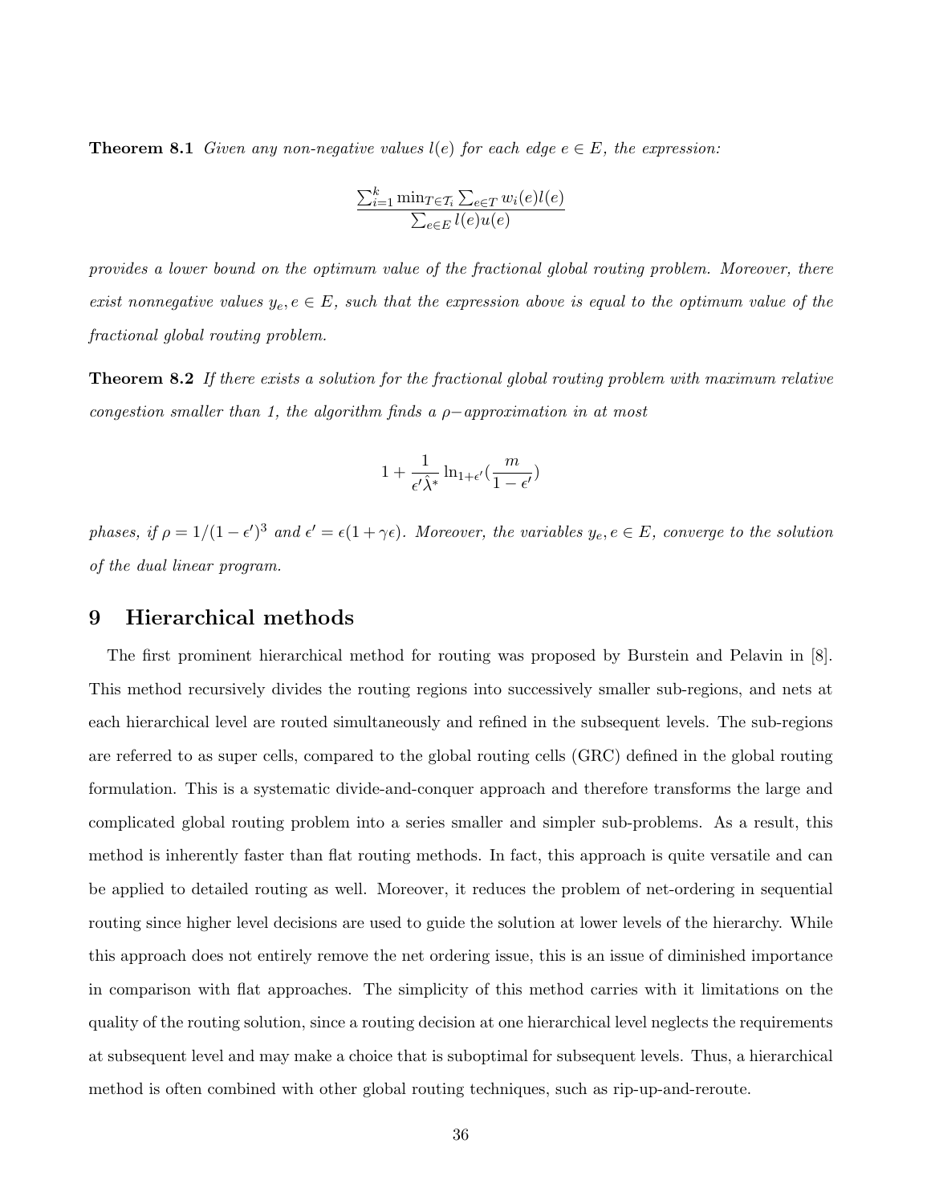**Theorem 8.1** *Given any non-negative values $l(e)$ for each edge $e \in E$, the expression:*

$$\frac{\sum_{i=1}^{k} \min_{T \in \mathcal{T}_i} \sum_{e \in T} w_i(e) l(e)}{\sum_{e \in E} l(e) u(e)}$$

*provides a lower bound on the optimum value of the fractional global routing problem. Moreover, there exist nonnegative values $y_e, e \in E$, such that the expression above is equal to the optimum value of the fractional global routing problem.*

**Theorem 8.2** *If there exists a solution for the fractional global routing problem with maximum relative congestion smaller than 1, the algorithm finds a $\rho-$approximation in at most*

$$1 + \frac{1}{\epsilon' \hat{\lambda}^*} \ln_{1+\epsilon'}\left(\frac{m}{1-\epsilon'}\right)$$

*phases, if $\rho = 1/(1-\epsilon')^3$ and $\epsilon' = \epsilon(1+\gamma\epsilon)$. Moreover, the variables $y_e, e \in E$, converge to the solution of the dual linear program.*

# 9 Hierarchical methods

The first prominent hierarchical method for routing was proposed by Burstein and Pelavin in [8]. This method recursively divides the routing regions into successively smaller sub-regions, and nets at each hierarchical level are routed simultaneously and refined in the subsequent levels. The sub-regions are referred to as super cells, compared to the global routing cells (GRC) defined in the global routing formulation. This is a systematic divide-and-conquer approach and therefore transforms the large and complicated global routing problem into a series smaller and simpler sub-problems. As a result, this method is inherently faster than flat routing methods. In fact, this approach is quite versatile and can be applied to detailed routing as well. Moreover, it reduces the problem of net-ordering in sequential routing since higher level decisions are used to guide the solution at lower levels of the hierarchy. While this approach does not entirely remove the net ordering issue, this is an issue of diminished importance in comparison with flat approaches. The simplicity of this method carries with it limitations on the quality of the routing solution, since a routing decision at one hierarchical level neglects the requirements at subsequent level and may make a choice that is suboptimal for subsequent levels. Thus, a hierarchical method is often combined with other global routing techniques, such as rip-up-and-reroute.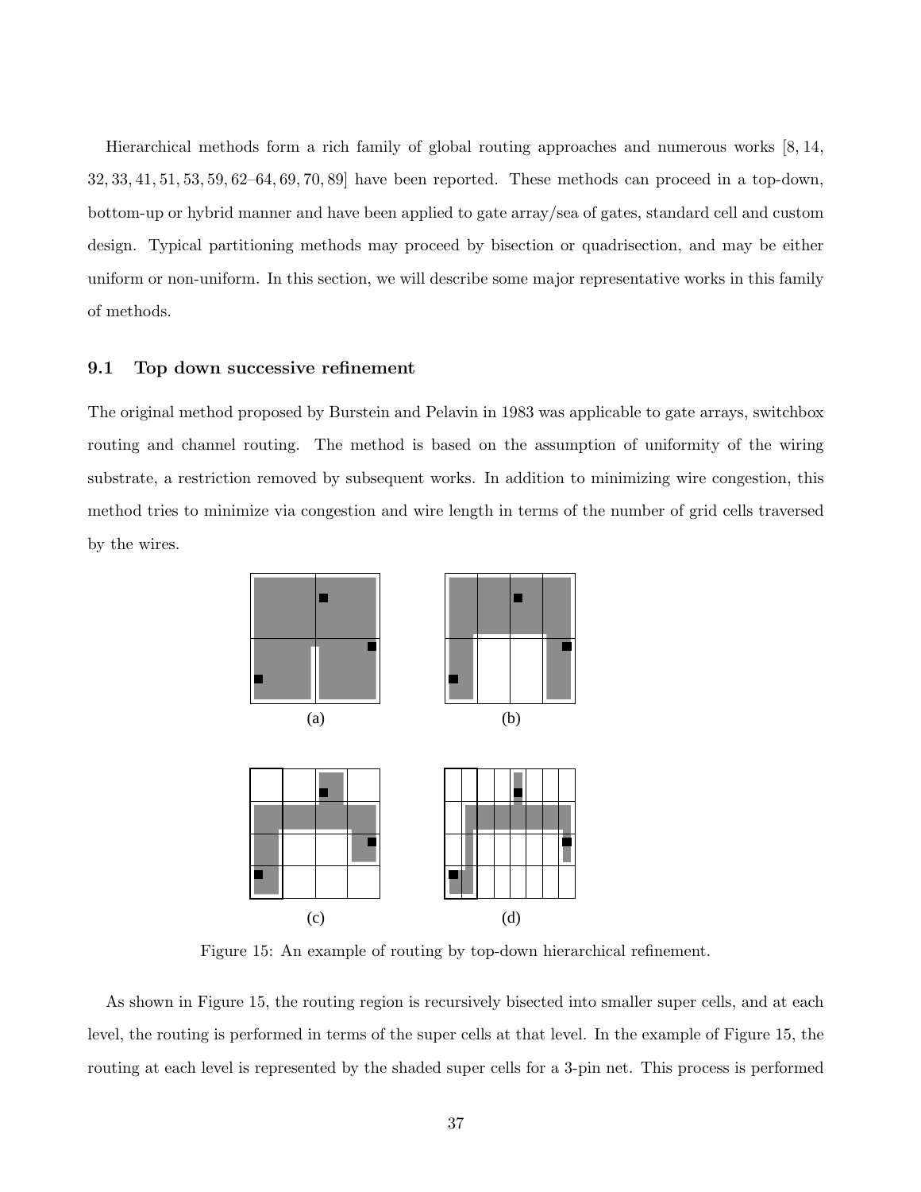Hierarchical methods form a rich family of global routing approaches and numerous works [8, 14, 32, 33, 41, 51, 53, 59, 62–64, 69, 70, 89] have been reported. These methods can proceed in a top-down, bottom-up or hybrid manner and have been applied to gate array/sea of gates, standard cell and custom design. Typical partitioning methods may proceed by bisection or quadrisection, and may be either uniform or non-uniform. In this section, we will describe some major representative works in this family of methods.

### 9.1 Top down successive refinement

The original method proposed by Burstein and Pelavin in 1983 was applicable to gate arrays, switchbox routing and channel routing. The method is based on the assumption of uniformity of the wiring substrate, a restriction removed by subsequent works. In addition to minimizing wire congestion, this method tries to minimize via congestion and wire length in terms of the number of grid cells traversed by the wires.

(a) (b) (c) (d)

Figure 15: An example of routing by top-down hierarchical refinement.

As shown in Figure 15, the routing region is recursively bisected into smaller super cells, and at each level, the routing is performed in terms of the super cells at that level. In the example of Figure 15, the routing at each level is represented by the shaded super cells for a 3-pin net. This process is performed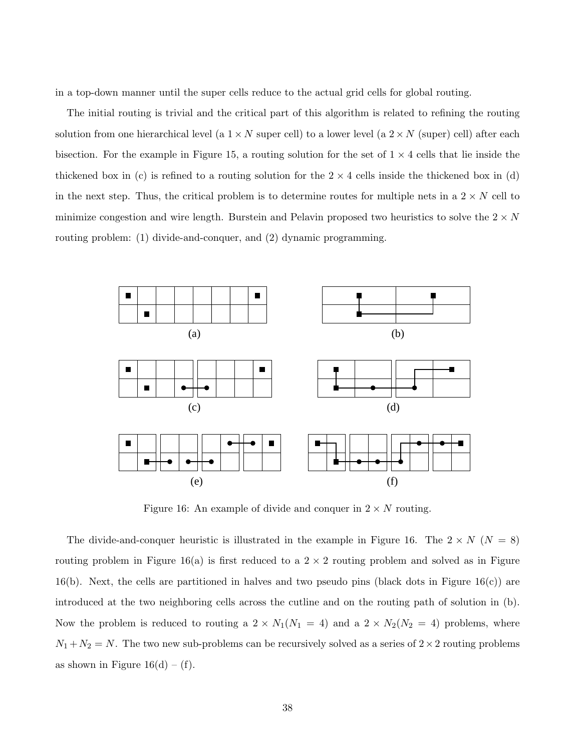in a top-down manner until the super cells reduce to the actual grid cells for global routing.

The initial routing is trivial and the critical part of this algorithm is related to refining the routing solution from one hierarchical level (a $1 \times N$ super cell) to a lower level (a $2 \times N$ (super) cell) after each bisection. For the example in Figure 15, a routing solution for the set of $1 \times 4$ cells that lie inside the thickened box in (c) is refined to a routing solution for the $2 \times 4$ cells inside the thickened box in (d) in the next step. Thus, the critical problem is to determine routes for multiple nets in a $2 \times N$ cell to minimize congestion and wire length. Burstein and Pelavin proposed two heuristics to solve the $2 \times N$ routing problem: (1) divide-and-conquer, and (2) dynamic programming.

Figure 16: An example of divide and conquer in $2 \times N$ routing.

The divide-and-conquer heuristic is illustrated in the example in Figure 16. The $2 \times N$ ($N = 8$) routing problem in Figure 16(a) is first reduced to a $2 \times 2$ routing problem and solved as in Figure 16(b). Next, the cells are partitioned in halves and two pseudo pins (black dots in Figure 16(c)) are introduced at the two neighboring cells across the cutline and on the routing path of solution in (b). Now the problem is reduced to routing a $2 \times N_1 (N_1 = 4)$ and a $2 \times N_2 (N_2 = 4)$ problems, where $N_1 + N_2 = N$. The two new sub-problems can be recursively solved as a series of $2 \times 2$ routing problems as shown in Figure 16(d) – (f).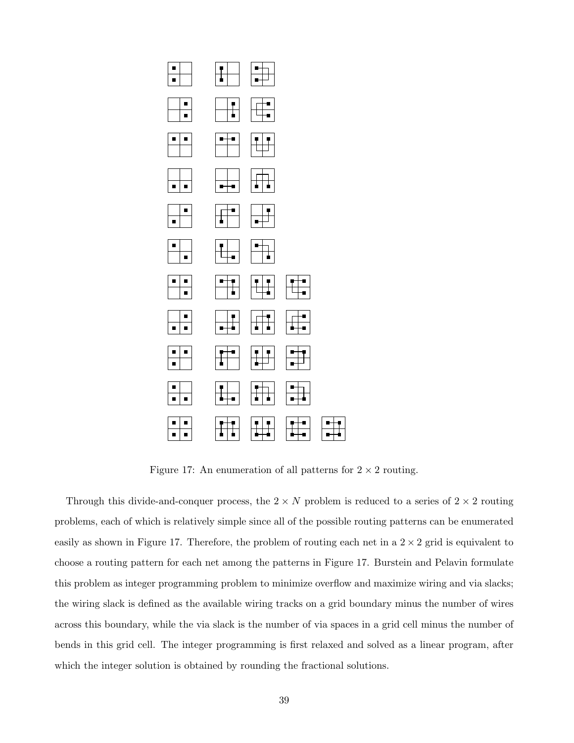Figure 17: An enumeration of all patterns for $2 \times 2$ routing.

Through this divide-and-conquer process, the $2 \times N$ problem is reduced to a series of $2 \times 2$ routing problems, each of which is relatively simple since all of the possible routing patterns can be enumerated easily as shown in Figure 17. Therefore, the problem of routing each net in a $2 \times 2$ grid is equivalent to choose a routing pattern for each net among the patterns in Figure 17. Burstein and Pelavin formulate this problem as integer programming problem to minimize overflow and maximize wiring and via slacks; the wiring slack is defined as the available wiring tracks on a grid boundary minus the number of wires across this boundary, while the via slack is the number of via spaces in a grid cell minus the number of bends in this grid cell. The integer programming is first relaxed and solved as a linear program, after which the integer solution is obtained by rounding the fractional solutions.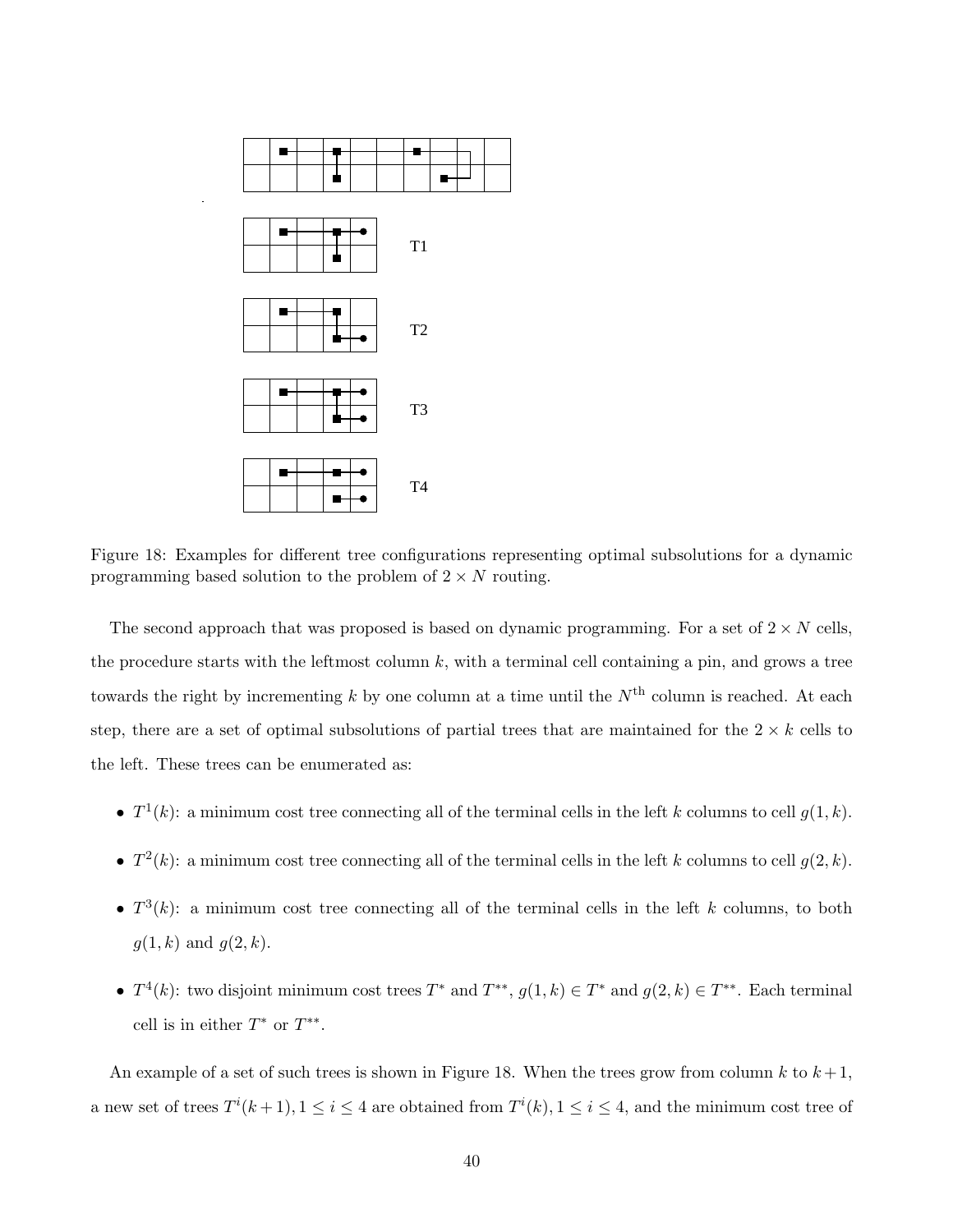Figure 18: Examples for different tree configurations representing optimal subsolutions for a dynamic programming based solution to the problem of $2 \times N$ routing.

The second approach that was proposed is based on dynamic programming. For a set of $2 \times N$ cells, the procedure starts with the leftmost column $k$, with a terminal cell containing a pin, and grows a tree towards the right by incrementing $k$ by one column at a time until the $N^{\text{th}}$ column is reached. At each step, there are a set of optimal subsolutions of partial trees that are maintained for the $2 \times k$ cells to the left. These trees can be enumerated as:

- $T^1(k)$: a minimum cost tree connecting all of the terminal cells in the left $k$ columns to cell $g(1, k)$.
- $T^2(k)$: a minimum cost tree connecting all of the terminal cells in the left $k$ columns to cell $g(2, k)$.
- $T^3(k)$: a minimum cost tree connecting all of the terminal cells in the left $k$ columns, to both $g(1, k)$ and $g(2, k)$.
- $T^4(k)$: two disjoint minimum cost trees $T^*$ and $T^{**}$, $g(1, k) \in T^*$ and $g(2, k) \in T^{**}$. Each terminal cell is in either $T^*$ or $T^{**}$.

An example of a set of such trees is shown in Figure 18. When the trees grow from column $k$ to $k+1$, a new set of trees $T^i(k+1), 1 \leq i \leq 4$ are obtained from $T^i(k), 1 \leq i \leq 4$, and the minimum cost tree of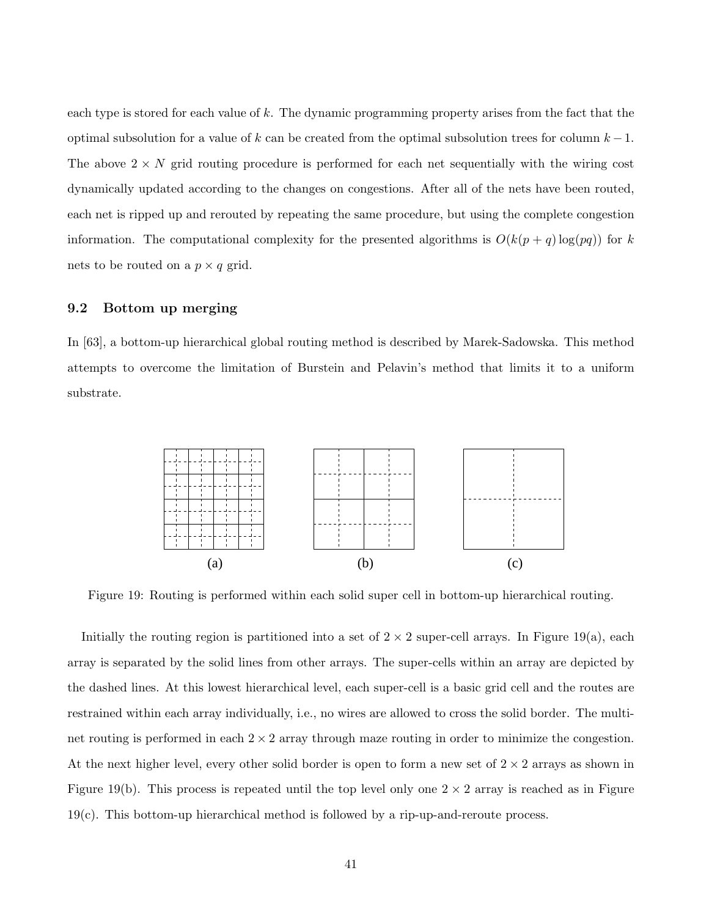each type is stored for each value of $k$. The dynamic programming property arises from the fact that the optimal subsolution for a value of $k$ can be created from the optimal subsolution trees for column $k-1$. The above $2 \times N$ grid routing procedure is performed for each net sequentially with the wiring cost dynamically updated according to the changes on congestions. After all of the nets have been routed, each net is ripped up and rerouted by repeating the same procedure, but using the complete congestion information. The computational complexity for the presented algorithms is $O(k(p+q)\log(pq))$ for $k$ nets to be routed on a $p \times q$ grid.

### 9.2 Bottom up merging

In [63], a bottom-up hierarchical global routing method is described by Marek-Sadowska. This method attempts to overcome the limitation of Burstein and Pelavin's method that limits it to a uniform substrate.

(a) (b) (c)

Figure 19: Routing is performed within each solid super cell in bottom-up hierarchical routing.

Initially the routing region is partitioned into a set of $2 \times 2$ super-cell arrays. In Figure 19(a), each array is separated by the solid lines from other arrays. The super-cells within an array are depicted by the dashed lines. At this lowest hierarchical level, each super-cell is a basic grid cell and the routes are restrained within each array individually, i.e., no wires are allowed to cross the solid border. The multi-net routing is performed in each $2 \times 2$ array through maze routing in order to minimize the congestion. At the next higher level, every other solid border is open to form a new set of $2 \times 2$ arrays as shown in Figure 19(b). This process is repeated until the top level only one $2 \times 2$ array is reached as in Figure 19(c). This bottom-up hierarchical method is followed by a rip-up-and-reroute process.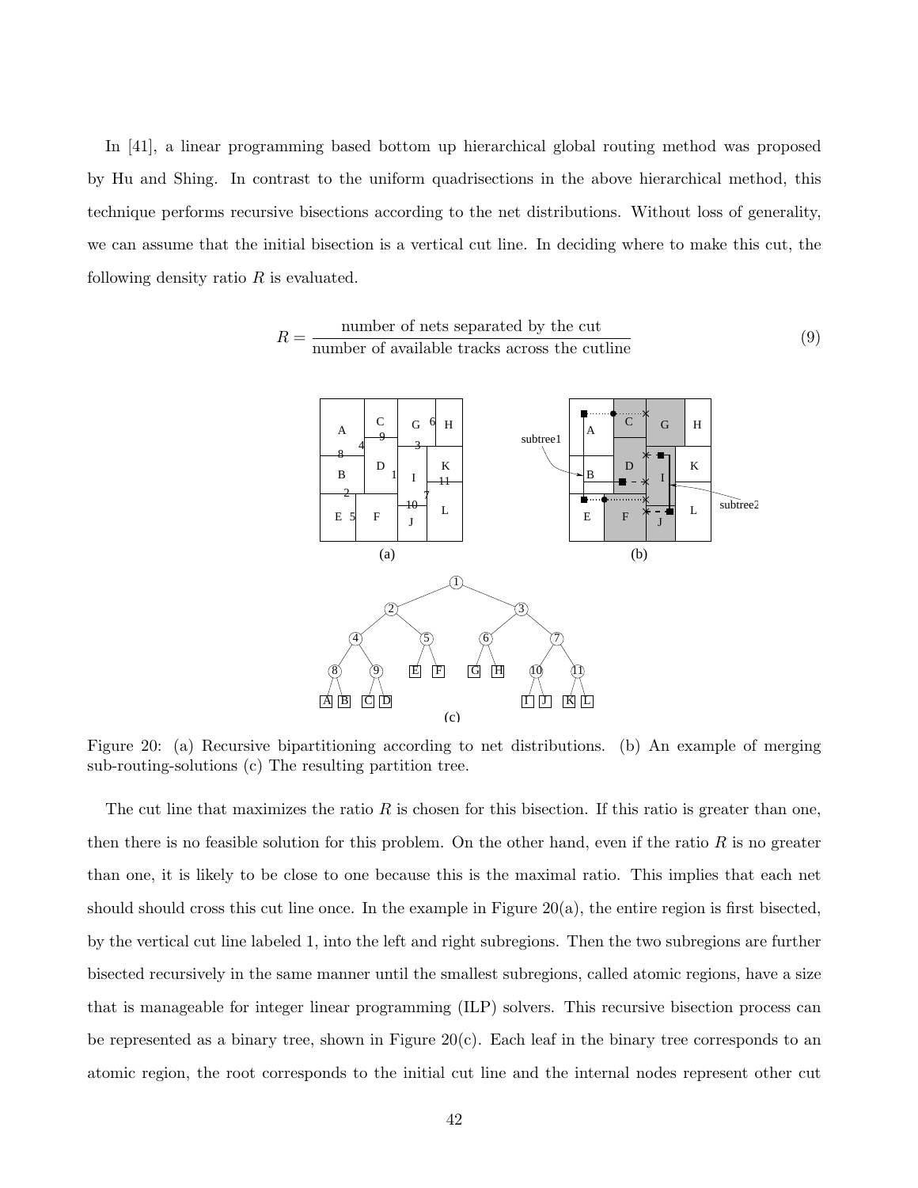In [41], a linear programming based bottom up hierarchical global routing method was proposed by Hu and Shing. In contrast to the uniform quadrisections in the above hierarchical method, this technique performs recursive bisections according to the net distributions. Without loss of generality, we can assume that the initial bisection is a vertical cut line. In deciding where to make this cut, the following density ratio $R$ is evaluated.

$$R = \frac{\text{number of nets separated by the cut}}{\text{number of available tracks across the cutline}} \tag{9}$$

Figure 20: (a) Recursive bipartitioning according to net distributions. (b) An example of merging sub-routing-solutions (c) The resulting partition tree.

The cut line that maximizes the ratio $R$ is chosen for this bisection. If this ratio is greater than one, then there is no feasible solution for this problem. On the other hand, even if the ratio $R$ is no greater than one, it is likely to be close to one because this is the maximal ratio. This implies that each net should should cross this cut line once. In the example in Figure 20(a), the entire region is first bisected, by the vertical cut line labeled 1, into the left and right subregions. Then the two subregions are further bisected recursively in the same manner until the smallest subregions, called atomic regions, have a size that is manageable for integer linear programming (ILP) solvers. This recursive bisection process can be represented as a binary tree, shown in Figure 20(c). Each leaf in the binary tree corresponds to an atomic region, the root corresponds to the initial cut line and the internal nodes represent other cut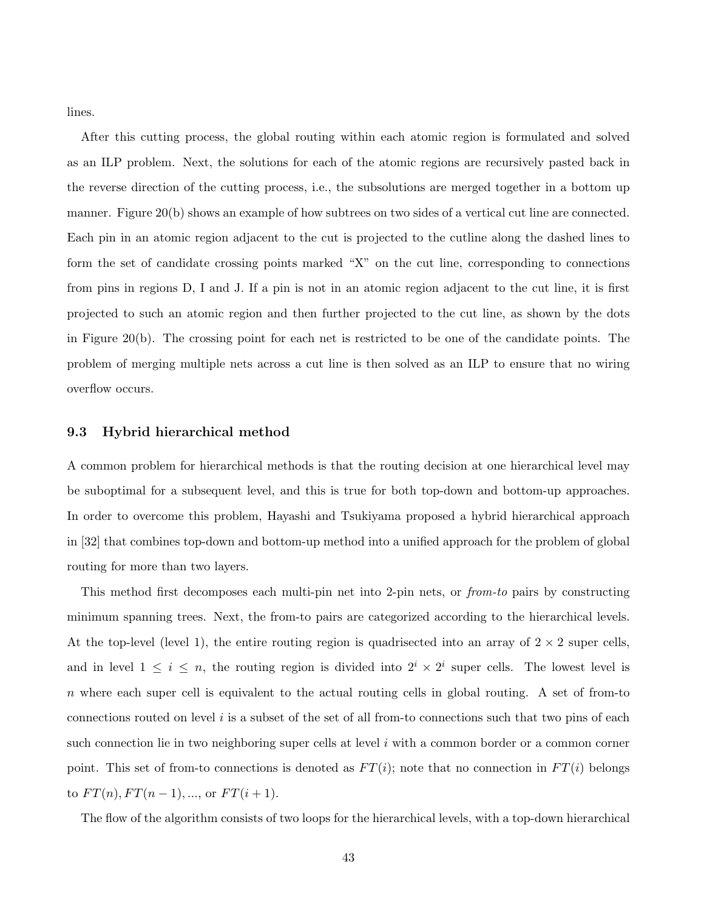lines.

After this cutting process, the global routing within each atomic region is formulated and solved as an ILP problem. Next, the solutions for each of the atomic regions are recursively pasted back in the reverse direction of the cutting process, i.e., the subsolutions are merged together in a bottom up manner. Figure 20(b) shows an example of how subtrees on two sides of a vertical cut line are connected. Each pin in an atomic region adjacent to the cut is projected to the cutline along the dashed lines to form the set of candidate crossing points marked "X" on the cut line, corresponding to connections from pins in regions D, I and J. If a pin is not in an atomic region adjacent to the cut line, it is first projected to such an atomic region and then further projected to the cut line, as shown by the dots in Figure 20(b). The crossing point for each net is restricted to be one of the candidate points. The problem of merging multiple nets across a cut line is then solved as an ILP to ensure that no wiring overflow occurs.

### 9.3 Hybrid hierarchical method

A common problem for hierarchical methods is that the routing decision at one hierarchical level may be suboptimal for a subsequent level, and this is true for both top-down and bottom-up approaches. In order to overcome this problem, Hayashi and Tsukiyama proposed a hybrid hierarchical approach in [32] that combines top-down and bottom-up method into a unified approach for the problem of global routing for more than two layers.

This method first decomposes each multi-pin net into 2-pin nets, or *from-to* pairs by constructing minimum spanning trees. Next, the from-to pairs are categorized according to the hierarchical levels. At the top-level (level 1), the entire routing region is quadrisected into an array of $2 \times 2$ super cells, and in level $1 \leq i \leq n$, the routing region is divided into $2^i \times 2^i$ super cells. The lowest level is $n$ where each super cell is equivalent to the actual routing cells in global routing. A set of from-to connections routed on level $i$ is a subset of the set of all from-to connections such that two pins of each such connection lie in two neighboring super cells at level $i$ with a common border or a common corner point. This set of from-to connections is denoted as $FT(i)$; note that no connection in $FT(i)$ belongs to $FT(n), FT(n-1), ...,$ or $FT(i+1)$.

The flow of the algorithm consists of two loops for the hierarchical levels, with a top-down hierarchical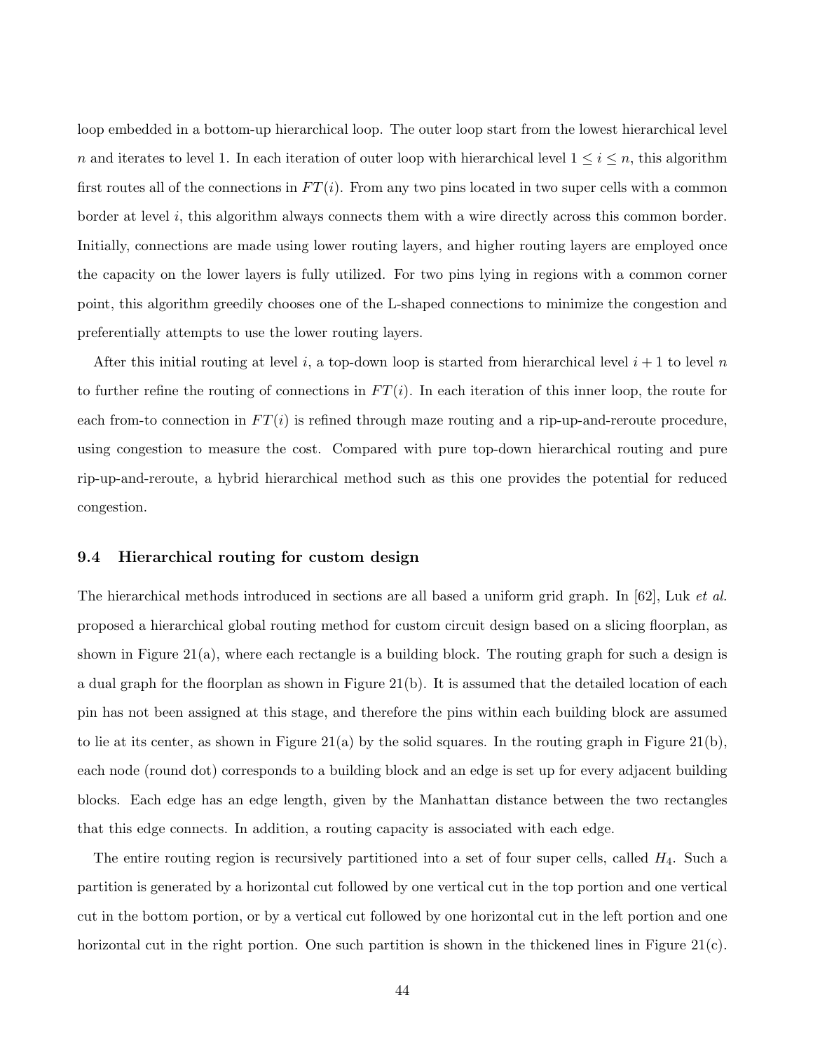loop embedded in a bottom-up hierarchical loop. The outer loop start from the lowest hierarchical level $n$ and iterates to level 1. In each iteration of outer loop with hierarchical level $1 \leq i \leq n$, this algorithm first routes all of the connections in $FT(i)$. From any two pins located in two super cells with a common border at level $i$, this algorithm always connects them with a wire directly across this common border. Initially, connections are made using lower routing layers, and higher routing layers are employed once the capacity on the lower layers is fully utilized. For two pins lying in regions with a common corner point, this algorithm greedily chooses one of the L-shaped connections to minimize the congestion and preferentially attempts to use the lower routing layers.

After this initial routing at level $i$, a top-down loop is started from hierarchical level $i + 1$ to level $n$ to further refine the routing of connections in $FT(i)$. In each iteration of this inner loop, the route for each from-to connection in $FT(i)$ is refined through maze routing and a rip-up-and-reroute procedure, using congestion to measure the cost. Compared with pure top-down hierarchical routing and pure rip-up-and-reroute, a hybrid hierarchical method such as this one provides the potential for reduced congestion.

### 9.4 Hierarchical routing for custom design

The hierarchical methods introduced in sections are all based a uniform grid graph. In [62], Luk *et al.* proposed a hierarchical global routing method for custom circuit design based on a slicing floorplan, as shown in Figure 21(a), where each rectangle is a building block. The routing graph for such a design is a dual graph for the floorplan as shown in Figure 21(b). It is assumed that the detailed location of each pin has not been assigned at this stage, and therefore the pins within each building block are assumed to lie at its center, as shown in Figure 21(a) by the solid squares. In the routing graph in Figure 21(b), each node (round dot) corresponds to a building block and an edge is set up for every adjacent building blocks. Each edge has an edge length, given by the Manhattan distance between the two rectangles that this edge connects. In addition, a routing capacity is associated with each edge.

The entire routing region is recursively partitioned into a set of four super cells, called $H_4$. Such a partition is generated by a horizontal cut followed by one vertical cut in the top portion and one vertical cut in the bottom portion, or by a vertical cut followed by one horizontal cut in the left portion and one horizontal cut in the right portion. One such partition is shown in the thickened lines in Figure 21(c).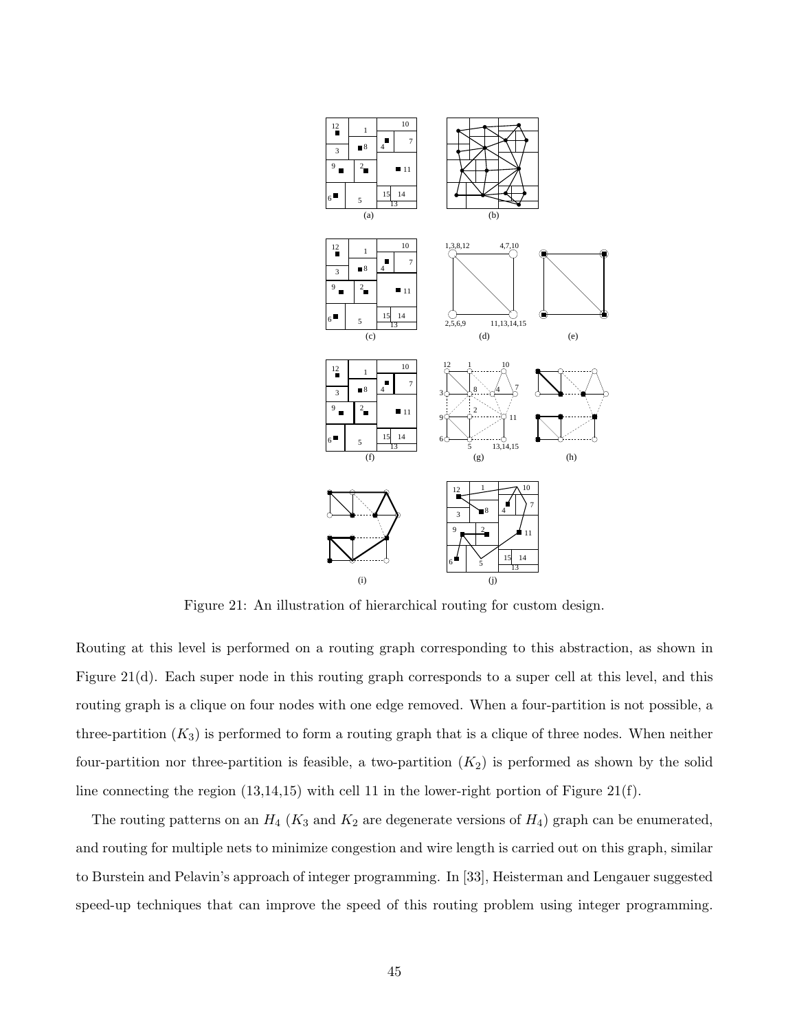Figure 21: An illustration of hierarchical routing for custom design.

Routing at this level is performed on a routing graph corresponding to this abstraction, as shown in Figure 21(d). Each super node in this routing graph corresponds to a super cell at this level, and this routing graph is a clique on four nodes with one edge removed. When a four-partition is not possible, a three-partition ($K_3$) is performed to form a routing graph that is a clique of three nodes. When neither four-partition nor three-partition is feasible, a two-partition ($K_2$) is performed as shown by the solid line connecting the region (13,14,15) with cell 11 in the lower-right portion of Figure 21(f).

The routing patterns on an $H_4$ ($K_3$ and $K_2$ are degenerate versions of $H_4$) graph can be enumerated, and routing for multiple nets to minimize congestion and wire length is carried out on this graph, similar to Burstein and Pelavin's approach of integer programming. In [33], Heisterman and Lengauer suggested speed-up techniques that can improve the speed of this routing problem using integer programming.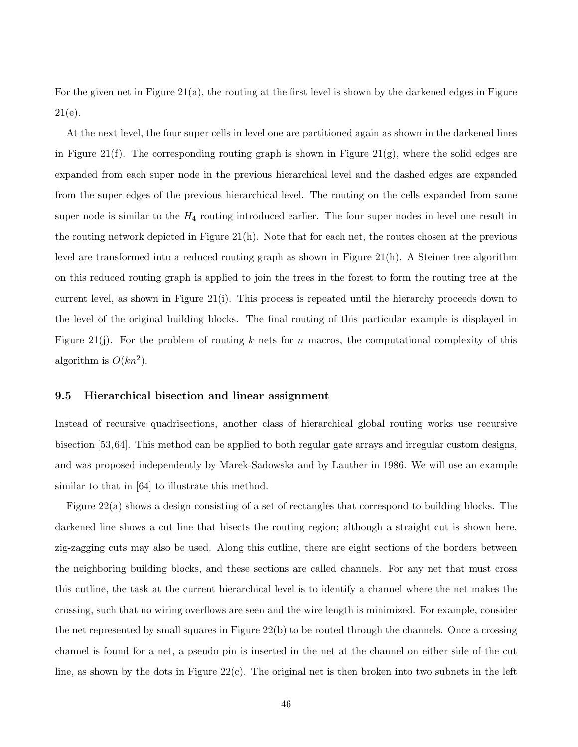For the given net in Figure 21(a), the routing at the first level is shown by the darkened edges in Figure 21(e).

At the next level, the four super cells in level one are partitioned again as shown in the darkened lines in Figure 21(f). The corresponding routing graph is shown in Figure 21(g), where the solid edges are expanded from each super node in the previous hierarchical level and the dashed edges are expanded from the super edges of the previous hierarchical level. The routing on the cells expanded from same super node is similar to the $H_4$ routing introduced earlier. The four super nodes in level one result in the routing network depicted in Figure 21(h). Note that for each net, the routes chosen at the previous level are transformed into a reduced routing graph as shown in Figure 21(h). A Steiner tree algorithm on this reduced routing graph is applied to join the trees in the forest to form the routing tree at the current level, as shown in Figure 21(i). This process is repeated until the hierarchy proceeds down to the level of the original building blocks. The final routing of this particular example is displayed in Figure 21(j). For the problem of routing $k$ nets for $n$ macros, the computational complexity of this algorithm is $O(kn^2)$.

### 9.5 Hierarchical bisection and linear assignment

Instead of recursive quadrisections, another class of hierarchical global routing works use recursive bisection [53,64]. This method can be applied to both regular gate arrays and irregular custom designs, and was proposed independently by Marek-Sadowska and by Lauther in 1986. We will use an example similar to that in [64] to illustrate this method.

Figure 22(a) shows a design consisting of a set of rectangles that correspond to building blocks. The darkened line shows a cut line that bisects the routing region; although a straight cut is shown here, zig-zagging cuts may also be used. Along this cutline, there are eight sections of the borders between the neighboring building blocks, and these sections are called channels. For any net that must cross this cutline, the task at the current hierarchical level is to identify a channel where the net makes the crossing, such that no wiring overflows are seen and the wire length is minimized. For example, consider the net represented by small squares in Figure 22(b) to be routed through the channels. Once a crossing channel is found for a net, a pseudo pin is inserted in the net at the channel on either side of the cut line, as shown by the dots in Figure 22(c). The original net is then broken into two subnets in the left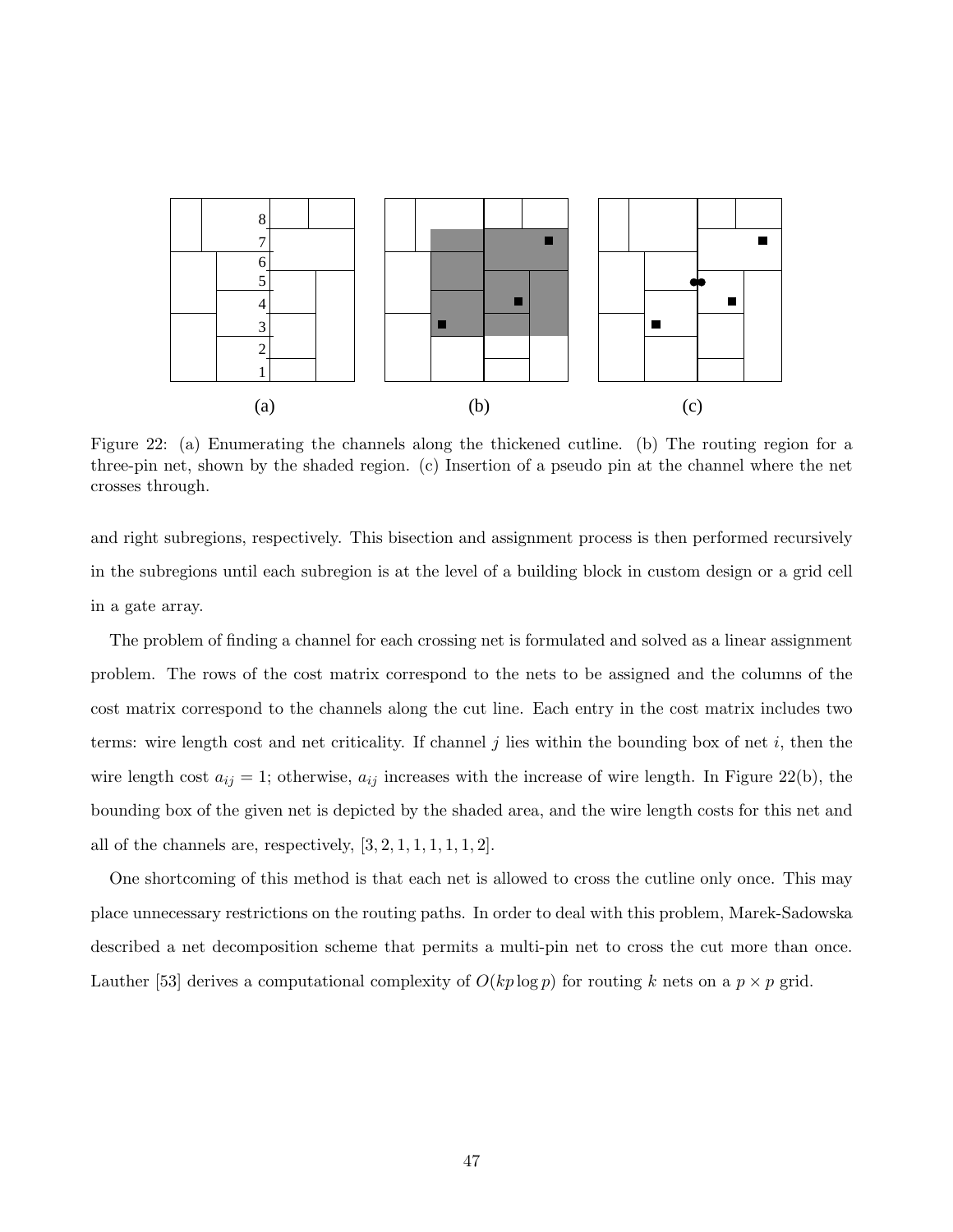Figure 22: (a) Enumerating the channels along the thickened cutline. (b) The routing region for a three-pin net, shown by the shaded region. (c) Insertion of a pseudo pin at the channel where the net crosses through.

and right subregions, respectively. This bisection and assignment process is then performed recursively in the subregions until each subregion is at the level of a building block in custom design or a grid cell in a gate array.

The problem of finding a channel for each crossing net is formulated and solved as a linear assignment problem. The rows of the cost matrix correspond to the nets to be assigned and the columns of the cost matrix correspond to the channels along the cut line. Each entry in the cost matrix includes two terms: wire length cost and net criticality. If channel $j$ lies within the bounding box of net $i$, then the wire length cost $a_{ij} = 1$; otherwise, $a_{ij}$ increases with the increase of wire length. In Figure 22(b), the bounding box of the given net is depicted by the shaded area, and the wire length costs for this net and all of the channels are, respectively, $[3, 2, 1, 1, 1, 1, 1, 2]$.

One shortcoming of this method is that each net is allowed to cross the cutline only once. This may place unnecessary restrictions on the routing paths. In order to deal with this problem, Marek-Sadowska described a net decomposition scheme that permits a multi-pin net to cross the cut more than once. Lauther [53] derives a computational complexity of $O(kp \log p)$ for routing $k$ nets on a $p \times p$ grid.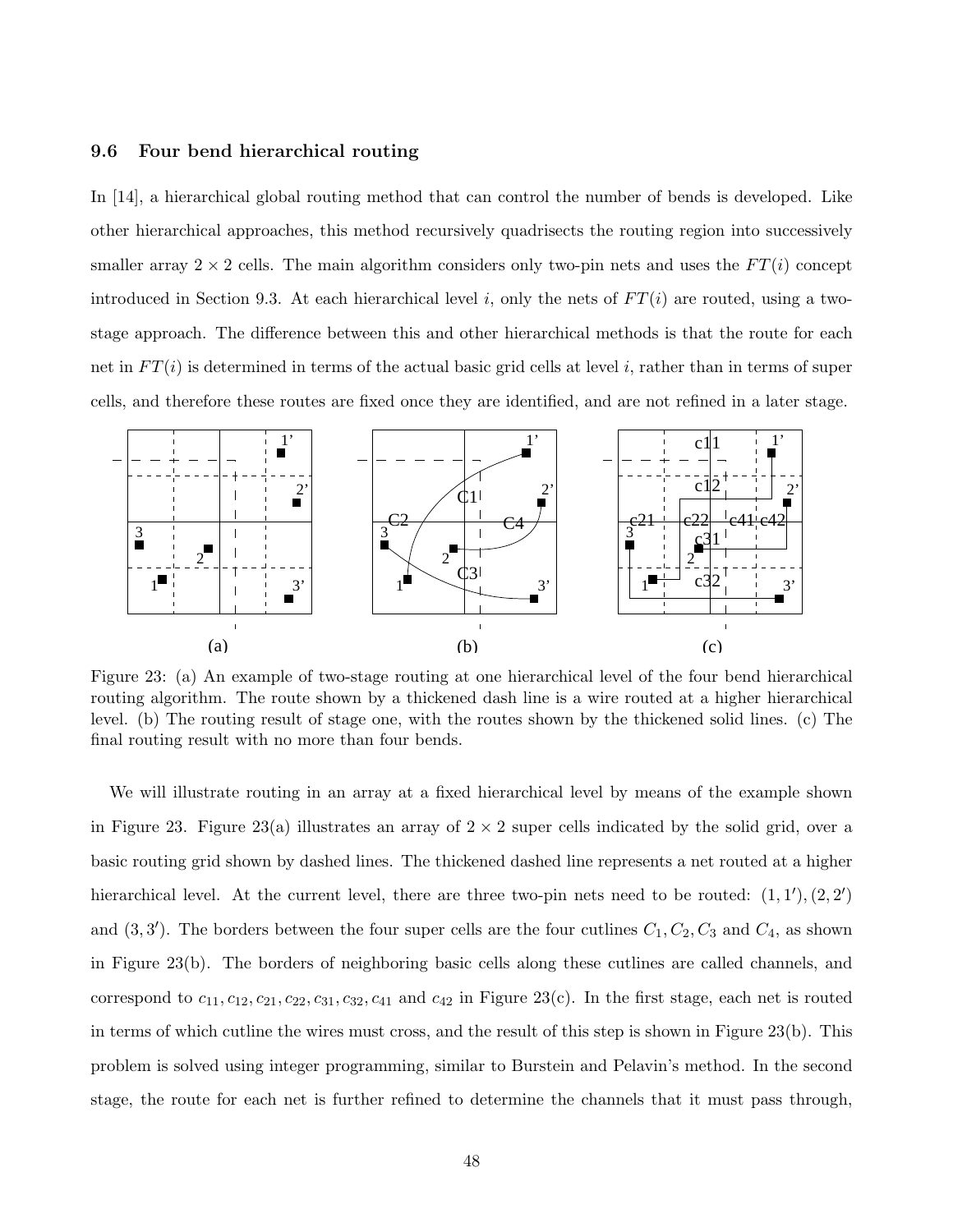### 9.6 Four bend hierarchical routing

In [14], a hierarchical global routing method that can control the number of bends is developed. Like other hierarchical approaches, this method recursively quadrisects the routing region into successively smaller array $2 \times 2$ cells. The main algorithm considers only two-pin nets and uses the $FT(i)$ concept introduced in Section 9.3. At each hierarchical level $i$, only the nets of $FT(i)$ are routed, using a two-stage approach. The difference between this and other hierarchical methods is that the route for each net in $FT(i)$ is determined in terms of the actual basic grid cells at level $i$, rather than in terms of super cells, and therefore these routes are fixed once they are identified, and are not refined in a later stage.

Figure 23: (a) An example of two-stage routing at one hierarchical level of the four bend hierarchical routing algorithm. The route shown by a thickened dash line is a wire routed at a higher hierarchical level. (b) The routing result of stage one, with the routes shown by the thickened solid lines. (c) The final routing result with no more than four bends.

We will illustrate routing in an array at a fixed hierarchical level by means of the example shown in Figure 23. Figure 23(a) illustrates an array of $2 \times 2$ super cells indicated by the solid grid, over a basic routing grid shown by dashed lines. The thickened dashed line represents a net routed at a higher hierarchical level. At the current level, there are three two-pin nets need to be routed: $(1, 1')$, $(2, 2')$ and $(3, 3')$. The borders between the four super cells are the four cutlines $C_1, C_2, C_3$ and $C_4$, as shown in Figure 23(b). The borders of neighboring basic cells along these cutlines are called channels, and correspond to $c_{11}, c_{12}, c_{21}, c_{22}, c_{31}, c_{32}, c_{41}$ and $c_{42}$ in Figure 23(c). In the first stage, each net is routed in terms of which cutline the wires must cross, and the result of this step is shown in Figure 23(b). This problem is solved using integer programming, similar to Burstein and Pelavin's method. In the second stage, the route for each net is further refined to determine the channels that it must pass through,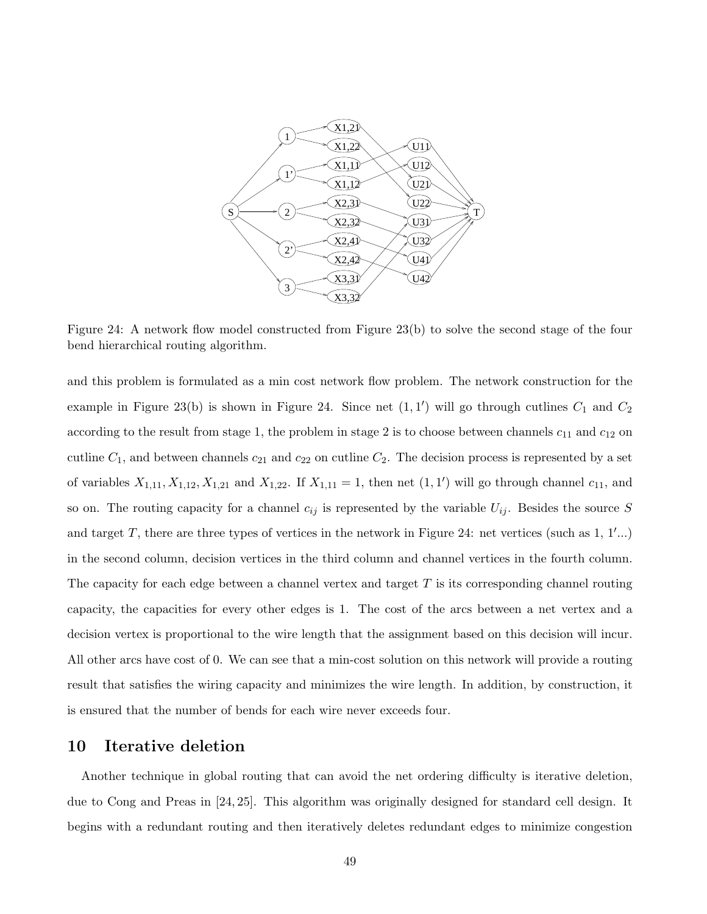Figure 24: A network flow model constructed from Figure 23(b) to solve the second stage of the four bend hierarchical routing algorithm.

and this problem is formulated as a min cost network flow problem. The network construction for the example in Figure 23(b) is shown in Figure 24. Since net $(1, 1')$ will go through cutlines $C_1$ and $C_2$ according to the result from stage 1, the problem in stage 2 is to choose between channels $c_{11}$ and $c_{12}$ on cutline $C_1$, and between channels $c_{21}$ and $c_{22}$ on cutline $C_2$. The decision process is represented by a set of variables $X_{1,11}, X_{1,12}, X_{1,21}$ and $X_{1,22}$. If $X_{1,11} = 1$, then net $(1, 1')$ will go through channel $c_{11}$, and so on. The routing capacity for a channel $c_{ij}$ is represented by the variable $U_{ij}$. Besides the source $S$ and target $T$, there are three types of vertices in the network in Figure 24: net vertices (such as 1, $1'$...) in the second column, decision vertices in the third column and channel vertices in the fourth column. The capacity for each edge between a channel vertex and target $T$ is its corresponding channel routing capacity, the capacities for every other edges is 1. The cost of the arcs between a net vertex and a decision vertex is proportional to the wire length that the assignment based on this decision will incur. All other arcs have cost of 0. We can see that a min-cost solution on this network will provide a routing result that satisfies the wiring capacity and minimizes the wire length. In addition, by construction, it is ensured that the number of bends for each wire never exceeds four.

## 10 Iterative deletion

Another technique in global routing that can avoid the net ordering difficulty is iterative deletion, due to Cong and Preas in [24, 25]. This algorithm was originally designed for standard cell design. It begins with a redundant routing and then iteratively deletes redundant edges to minimize congestion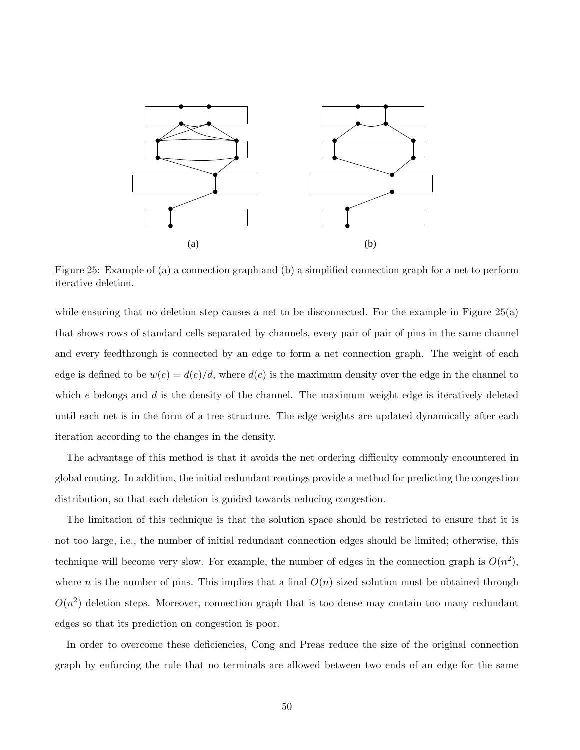Figure 25: Example of (a) a connection graph and (b) a simplified connection graph for a net to perform iterative deletion.

while ensuring that no deletion step causes a net to be disconnected. For the example in Figure 25(a) that shows rows of standard cells separated by channels, every pair of pair of pins in the same channel and every feedthrough is connected by an edge to form a net connection graph. The weight of each edge is defined to be $w(e) = d(e)/d$, where $d(e)$ is the maximum density over the edge in the channel to which $e$ belongs and $d$ is the density of the channel. The maximum weight edge is iteratively deleted until each net is in the form of a tree structure. The edge weights are updated dynamically after each iteration according to the changes in the density.

The advantage of this method is that it avoids the net ordering difficulty commonly encountered in global routing. In addition, the initial redundant routings provide a method for predicting the congestion distribution, so that each deletion is guided towards reducing congestion.

The limitation of this technique is that the solution space should be restricted to ensure that it is not too large, i.e., the number of initial redundant connection edges should be limited; otherwise, this technique will become very slow. For example, the number of edges in the connection graph is $O(n^2)$, where $n$ is the number of pins. This implies that a final $O(n)$ sized solution must be obtained through $O(n^2)$ deletion steps. Moreover, connection graph that is too dense may contain too many redundant edges so that its prediction on congestion is poor.

In order to overcome these deficiencies, Cong and Preas reduce the size of the original connection graph by enforcing the rule that no terminals are allowed between two ends of an edge for the same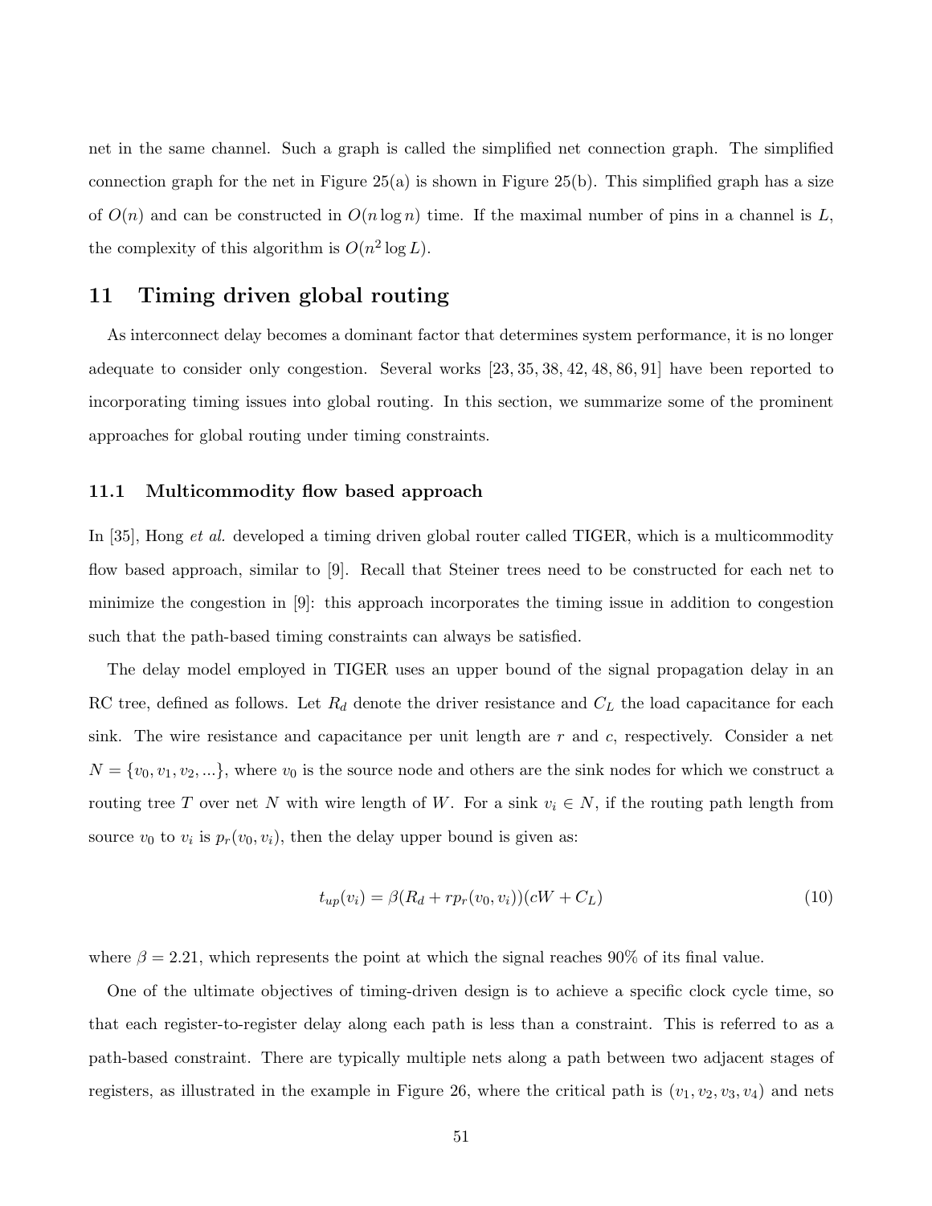net in the same channel. Such a graph is called the simplified net connection graph. The simplified connection graph for the net in Figure 25(a) is shown in Figure 25(b). This simplified graph has a size of $O(n)$ and can be constructed in $O(n \log n)$ time. If the maximal number of pins in a channel is $L$, the complexity of this algorithm is $O(n^2 \log L)$.

## 11 Timing driven global routing

As interconnect delay becomes a dominant factor that determines system performance, it is no longer adequate to consider only congestion. Several works [23, 35, 38, 42, 48, 86, 91] have been reported to incorporating timing issues into global routing. In this section, we summarize some of the prominent approaches for global routing under timing constraints.

### 11.1 Multicommodity flow based approach

In [35], Hong *et al.* developed a timing driven global router called TIGER, which is a multicommodity flow based approach, similar to [9]. Recall that Steiner trees need to be constructed for each net to minimize the congestion in [9]: this approach incorporates the timing issue in addition to congestion such that the path-based timing constraints can always be satisfied.

The delay model employed in TIGER uses an upper bound of the signal propagation delay in an RC tree, defined as follows. Let $R_d$ denote the driver resistance and $C_L$ the load capacitance for each sink. The wire resistance and capacitance per unit length are $r$ and $c$, respectively. Consider a net $N = \{v_0, v_1, v_2, ...\}$, where $v_0$ is the source node and others are the sink nodes for which we construct a routing tree $T$ over net $N$ with wire length of $W$. For a sink $v_i \in N$, if the routing path length from source $v_0$ to $v_i$ is $p_r(v_0, v_i)$, then the delay upper bound is given as:

$$t_{up}(v_i) = \beta(R_d + rp_r(v_0, v_i))(cW + C_L) \tag{10}$$

where $\beta = 2.21$, which represents the point at which the signal reaches 90% of its final value.

One of the ultimate objectives of timing-driven design is to achieve a specific clock cycle time, so that each register-to-register delay along each path is less than a constraint. This is referred to as a path-based constraint. There are typically multiple nets along a path between two adjacent stages of registers, as illustrated in the example in Figure 26, where the critical path is $(v_1, v_2, v_3, v_4)$ and nets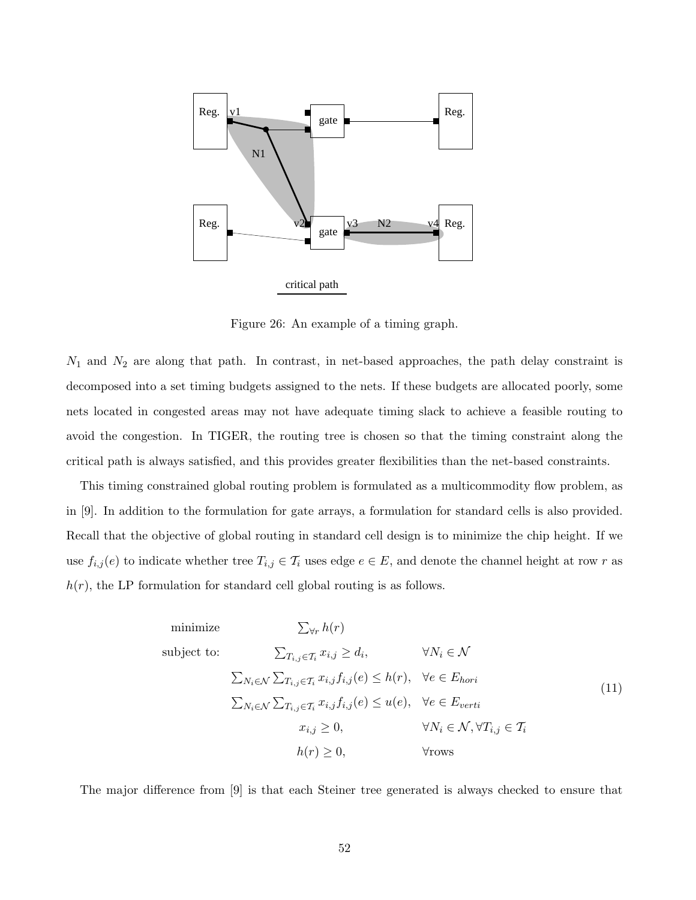Figure 26: An example of a timing graph.

$N_1$ and $N_2$ are along that path. In contrast, in net-based approaches, the path delay constraint is decomposed into a set timing budgets assigned to the nets. If these budgets are allocated poorly, some nets located in congested areas may not have adequate timing slack to achieve a feasible routing to avoid the congestion. In TIGER, the routing tree is chosen so that the timing constraint along the critical path is always satisfied, and this provides greater flexibilities than the net-based constraints.

This timing constrained global routing problem is formulated as a multicommodity flow problem, as in [9]. In addition to the formulation for gate arrays, a formulation for standard cells is also provided. Recall that the objective of global routing in standard cell design is to minimize the chip height. If we use $f_{i,j}(e)$ to indicate whether tree $T_{i,j} \in \mathcal{T}_i$ uses edge $e \in E$, and denote the channel height at row $r$ as $h(r)$, the LP formulation for standard cell global routing is as follows.

$$
\begin{array}{lll}
\text{minimize} & \sum_{\forall r} h(r) & \\
\text{subject to:} & \sum_{T_{i,j} \in \mathcal{T}_i} x_{i,j} \geq d_i, & \forall N_i \in \mathcal{N} \\
& \sum_{N_i \in \mathcal{N}} \sum_{T_{i,j} \in \mathcal{T}_i} x_{i,j} f_{i,j}(e) \leq h(r), & \forall e \in E_{hori} \\
& \sum_{N_i \in \mathcal{N}} \sum_{T_{i,j} \in \mathcal{T}_i} x_{i,j} f_{i,j}(e) \leq u(e), & \forall e \in E_{verti} \\
& x_{i,j} \geq 0, & \forall N_i \in \mathcal{N}, \forall T_{i,j} \in \mathcal{T}_i \\
& h(r) \geq 0, & \forall \text{rows}
\end{array}
\quad (11)
$$

The major difference from [9] is that each Steiner tree generated is always checked to ensure that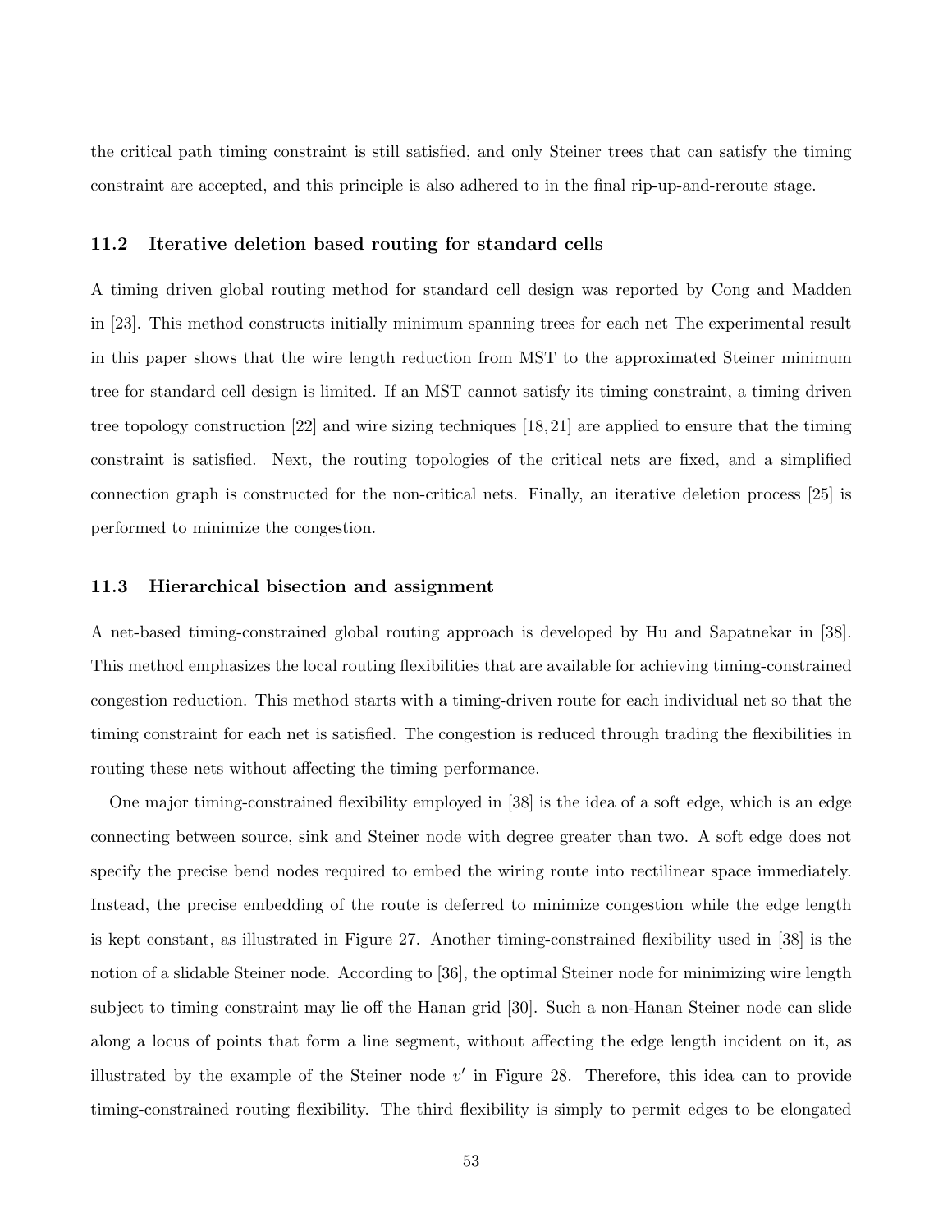the critical path timing constraint is still satisfied, and only Steiner trees that can satisfy the timing constraint are accepted, and this principle is also adhered to in the final rip-up-and-reroute stage.

### 11.2 Iterative deletion based routing for standard cells

A timing driven global routing method for standard cell design was reported by Cong and Madden in [23]. This method constructs initially minimum spanning trees for each net The experimental result in this paper shows that the wire length reduction from MST to the approximated Steiner minimum tree for standard cell design is limited. If an MST cannot satisfy its timing constraint, a timing driven tree topology construction [22] and wire sizing techniques [18, 21] are applied to ensure that the timing constraint is satisfied. Next, the routing topologies of the critical nets are fixed, and a simplified connection graph is constructed for the non-critical nets. Finally, an iterative deletion process [25] is performed to minimize the congestion.

### 11.3 Hierarchical bisection and assignment

A net-based timing-constrained global routing approach is developed by Hu and Sapatnekar in [38]. This method emphasizes the local routing flexibilities that are available for achieving timing-constrained congestion reduction. This method starts with a timing-driven route for each individual net so that the timing constraint for each net is satisfied. The congestion is reduced through trading the flexibilities in routing these nets without affecting the timing performance.

One major timing-constrained flexibility employed in [38] is the idea of a soft edge, which is an edge connecting between source, sink and Steiner node with degree greater than two. A soft edge does not specify the precise bend nodes required to embed the wiring route into rectilinear space immediately. Instead, the precise embedding of the route is deferred to minimize congestion while the edge length is kept constant, as illustrated in Figure 27. Another timing-constrained flexibility used in [38] is the notion of a slidable Steiner node. According to [36], the optimal Steiner node for minimizing wire length subject to timing constraint may lie off the Hanan grid [30]. Such a non-Hanan Steiner node can slide along a locus of points that form a line segment, without affecting the edge length incident on it, as illustrated by the example of the Steiner node $v'$ in Figure 28. Therefore, this idea can to provide timing-constrained routing flexibility. The third flexibility is simply to permit edges to be elongated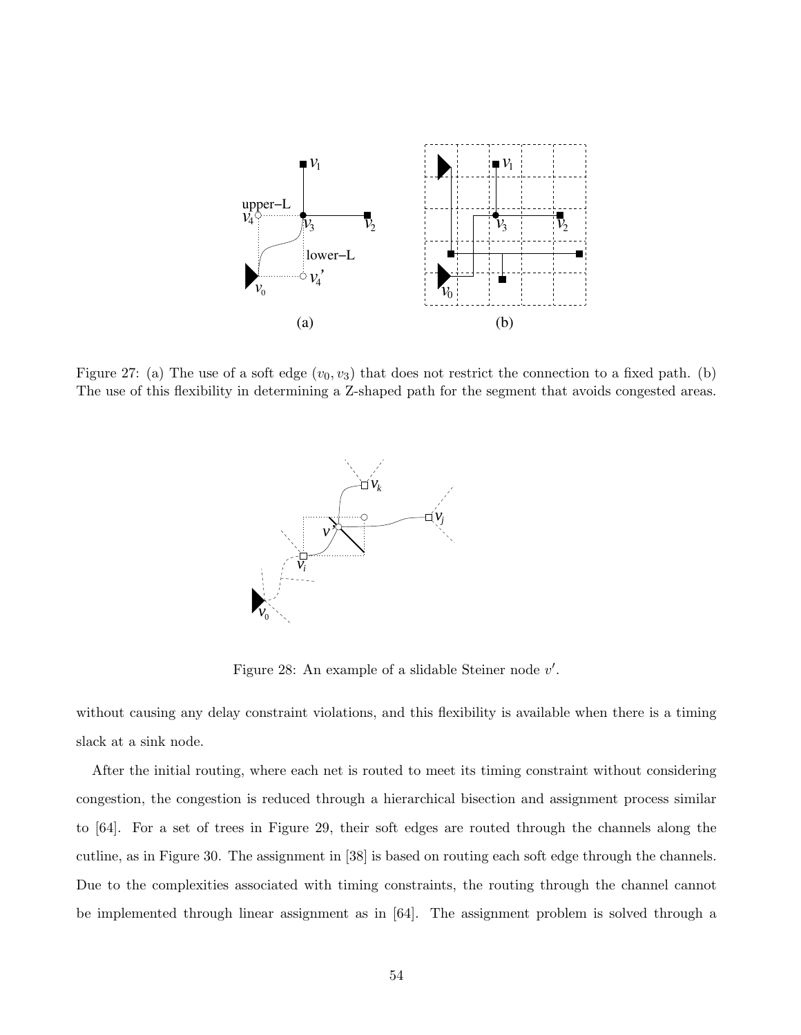Figure 27: (a) The use of a soft edge $(v_0, v_3)$ that does not restrict the connection to a fixed path. (b) The use of this flexibility in determining a Z-shaped path for the segment that avoids congested areas.

Figure 28: An example of a slidable Steiner node $v'$.

without causing any delay constraint violations, and this flexibility is available when there is a timing slack at a sink node.

After the initial routing, where each net is routed to meet its timing constraint without considering congestion, the congestion is reduced through a hierarchical bisection and assignment process similar to [64]. For a set of trees in Figure 29, their soft edges are routed through the channels along the cutline, as in Figure 30. The assignment in [38] is based on routing each soft edge through the channels. Due to the complexities associated with timing constraints, the routing through the channel cannot be implemented through linear assignment as in [64]. The assignment problem is solved through a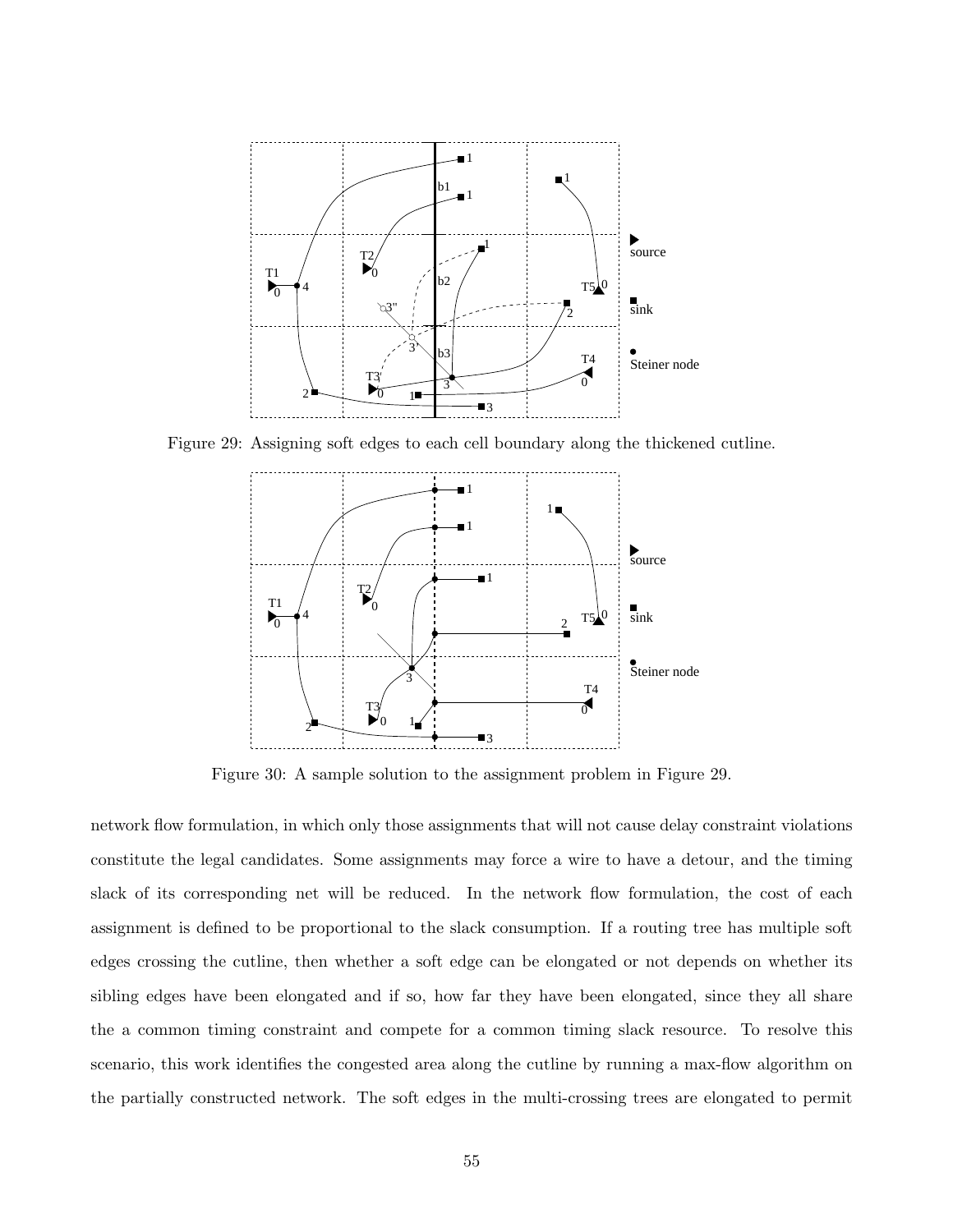Figure 29: Assigning soft edges to each cell boundary along the thickened cutline.

Figure 30: A sample solution to the assignment problem in Figure 29.

network flow formulation, in which only those assignments that will not cause delay constraint violations constitute the legal candidates. Some assignments may force a wire to have a detour, and the timing slack of its corresponding net will be reduced. In the network flow formulation, the cost of each assignment is defined to be proportional to the slack consumption. If a routing tree has multiple soft edges crossing the cutline, then whether a soft edge can be elongated or not depends on whether its sibling edges have been elongated and if so, how far they have been elongated, since they all share the a common timing constraint and compete for a common timing slack resource. To resolve this scenario, this work identifies the congested area along the cutline by running a max-flow algorithm on the partially constructed network. The soft edges in the multi-crossing trees are elongated to permit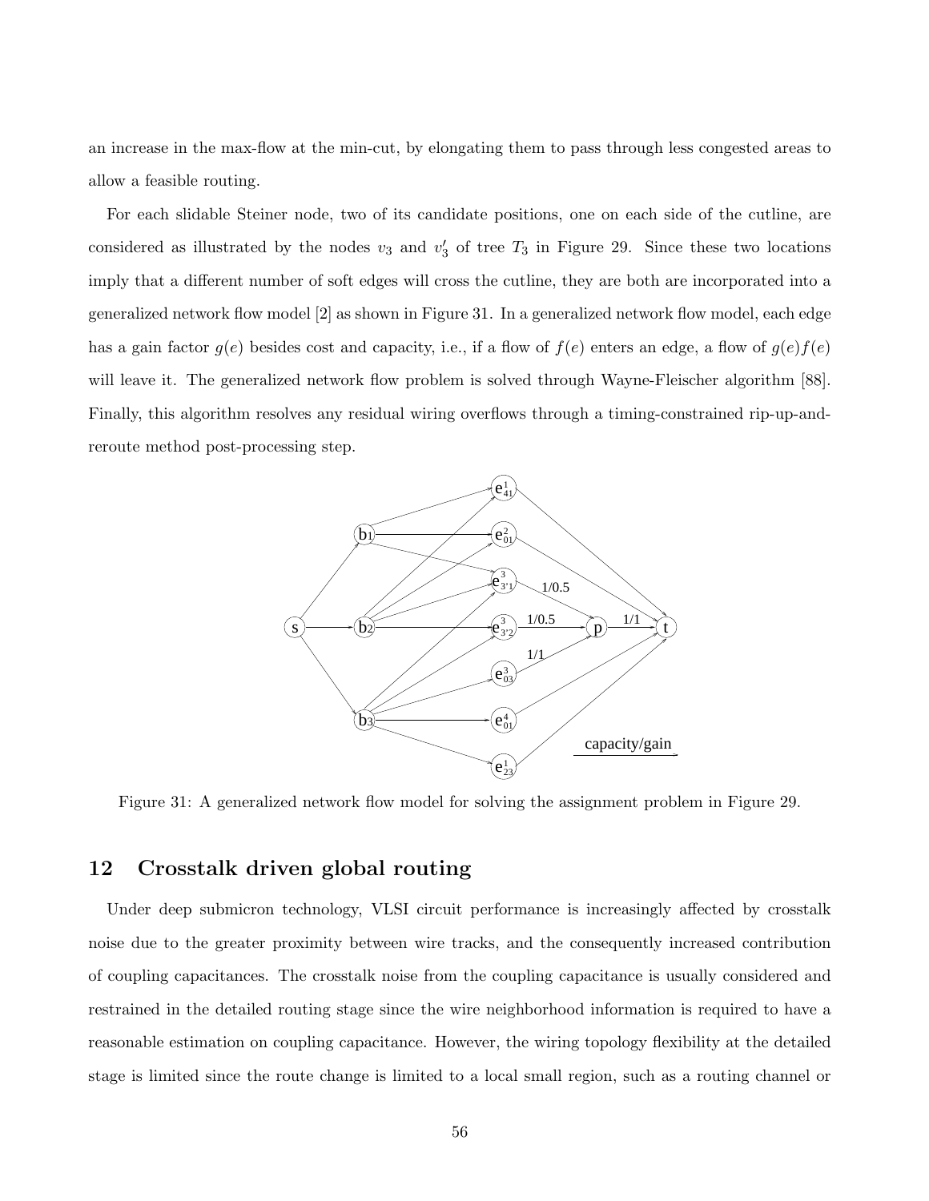an increase in the max-flow at the min-cut, by elongating them to pass through less congested areas to allow a feasible routing.

For each slidable Steiner node, two of its candidate positions, one on each side of the cutline, are considered as illustrated by the nodes $v_3$ and $v_3'$ of tree $T_3$ in Figure 29. Since these two locations imply that a different number of soft edges will cross the cutline, they are both are incorporated into a generalized network flow model [2] as shown in Figure 31. In a generalized network flow model, each edge has a gain factor $g(e)$ besides cost and capacity, i.e., if a flow of $f(e)$ enters an edge, a flow of $g(e)f(e)$ will leave it. The generalized network flow problem is solved through Wayne-Fleischer algorithm [88]. Finally, this algorithm resolves any residual wiring overflows through a timing-constrained rip-up-and-reroute method post-processing step.

Figure 31: A generalized network flow model for solving the assignment problem in Figure 29.

## 12 Crosstalk driven global routing

Under deep submicron technology, VLSI circuit performance is increasingly affected by crosstalk noise due to the greater proximity between wire tracks, and the consequently increased contribution of coupling capacitances. The crosstalk noise from the coupling capacitance is usually considered and restrained in the detailed routing stage since the wire neighborhood information is required to have a reasonable estimation on coupling capacitance. However, the wiring topology flexibility at the detailed stage is limited since the route change is limited to a local small region, such as a routing channel or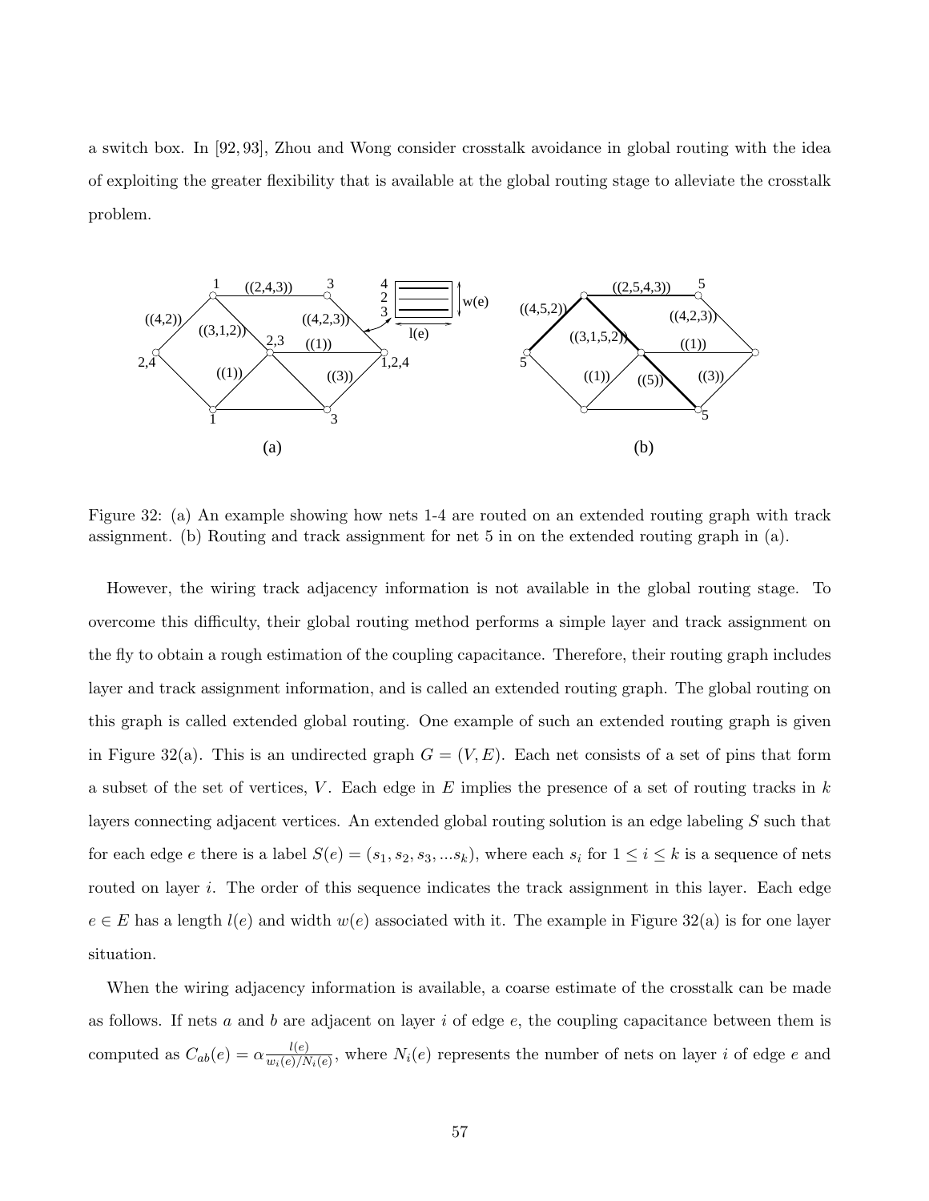a switch box. In [92, 93], Zhou and Wong consider crosstalk avoidance in global routing with the idea of exploiting the greater flexibility that is available at the global routing stage to alleviate the crosstalk problem.

Figure 32: (a) An example showing how nets 1-4 are routed on an extended routing graph with track assignment. (b) Routing and track assignment for net 5 in on the extended routing graph in (a).

However, the wiring track adjacency information is not available in the global routing stage. To overcome this difficulty, their global routing method performs a simple layer and track assignment on the fly to obtain a rough estimation of the coupling capacitance. Therefore, their routing graph includes layer and track assignment information, and is called an extended routing graph. The global routing on this graph is called extended global routing. One example of such an extended routing graph is given in Figure 32(a). This is an undirected graph $G = (V, E)$. Each net consists of a set of pins that form a subset of the set of vertices, $V$. Each edge in $E$ implies the presence of a set of routing tracks in $k$ layers connecting adjacent vertices. An extended global routing solution is an edge labeling $S$ such that for each edge $e$ there is a label $S(e) = (s_1, s_2, s_3, ...s_k)$, where each $s_i$ for $1 \leq i \leq k$ is a sequence of nets routed on layer $i$. The order of this sequence indicates the track assignment in this layer. Each edge $e \in E$ has a length $l(e)$ and width $w(e)$ associated with it. The example in Figure 32(a) is for one layer situation.

When the wiring adjacency information is available, a coarse estimate of the crosstalk can be made as follows. If nets $a$ and $b$ are adjacent on layer $i$ of edge $e$, the coupling capacitance between them is computed as $C_{ab}(e) = \alpha \frac{l(e)}{w_i(e)/N_i(e)}$, where $N_i(e)$ represents the number of nets on layer $i$ of edge $e$ and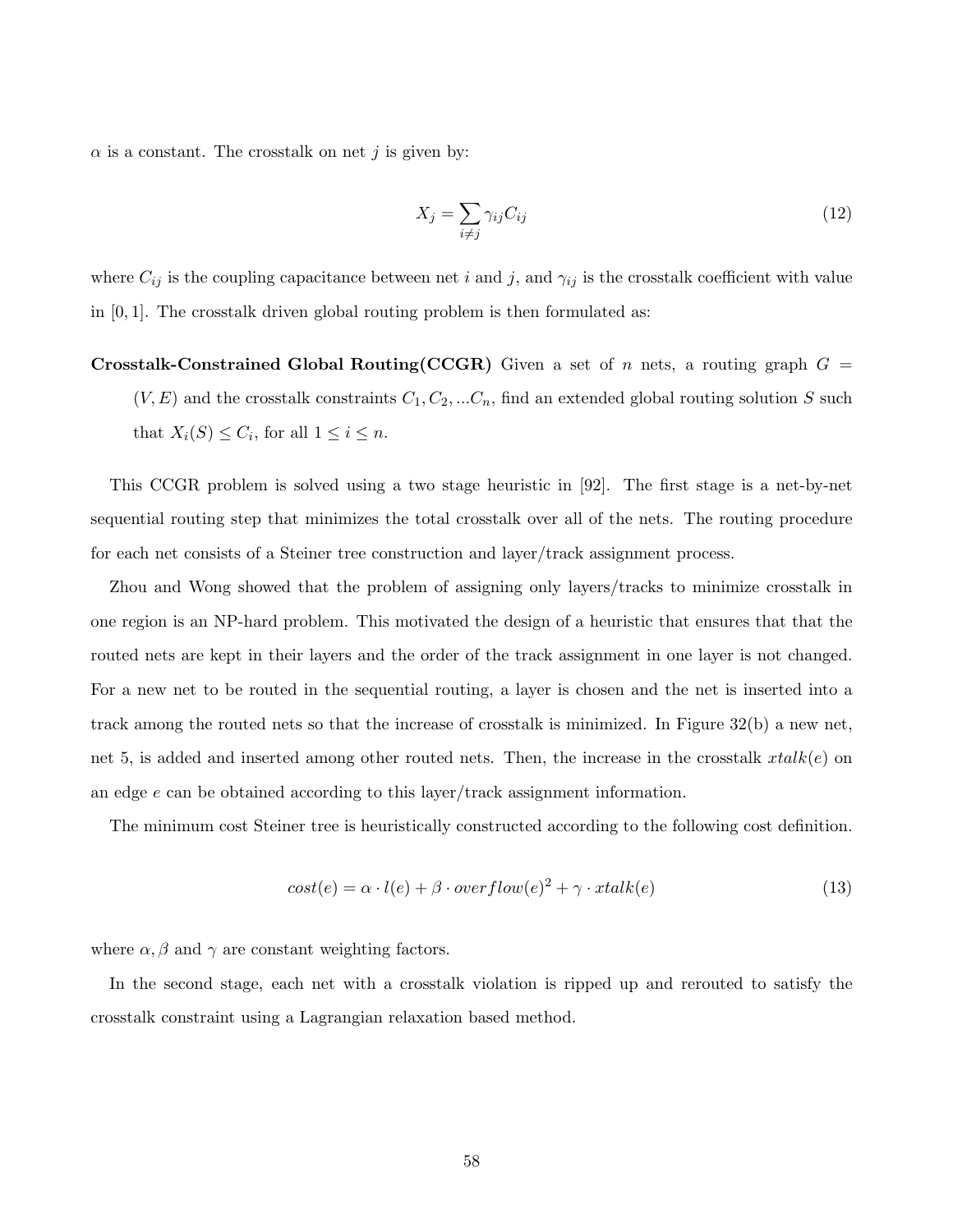$\alpha$ is a constant. The crosstalk on net $j$ is given by:

$$X_j = \sum_{i \neq j} \gamma_{ij} C_{ij} \tag{12}$$

where $C_{ij}$ is the coupling capacitance between net $i$ and $j$, and $\gamma_{ij}$ is the crosstalk coefficient with value in $[0, 1]$. The crosstalk driven global routing problem is then formulated as:

**Crosstalk-Constrained Global Routing(CCGR)** Given a set of $n$ nets, a routing graph $G = (V, E)$ and the crosstalk constraints $C_1, C_2, ...C_n$, find an extended global routing solution $S$ such that $X_i(S) \leq C_i$, for all $1 \leq i \leq n$.

This CCGR problem is solved using a two stage heuristic in [92]. The first stage is a net-by-net sequential routing step that minimizes the total crosstalk over all of the nets. The routing procedure for each net consists of a Steiner tree construction and layer/track assignment process.

Zhou and Wong showed that the problem of assigning only layers/tracks to minimize crosstalk in one region is an NP-hard problem. This motivated the design of a heuristic that ensures that that the routed nets are kept in their layers and the order of the track assignment in one layer is not changed. For a new net to be routed in the sequential routing, a layer is chosen and the net is inserted into a track among the routed nets so that the increase of crosstalk is minimized. In Figure 32(b) a new net, net 5, is added and inserted among other routed nets. Then, the increase in the crosstalk $xtalk(e)$ on an edge $e$ can be obtained according to this layer/track assignment information.

The minimum cost Steiner tree is heuristically constructed according to the following cost definition.

$$cost(e) = \alpha \cdot l(e) + \beta \cdot overflow(e)^2 + \gamma \cdot xtalk(e) \tag{13}$$

where $\alpha, \beta$ and $\gamma$ are constant weighting factors.

In the second stage, each net with a crosstalk violation is ripped up and rerouted to satisfy the crosstalk constraint using a Lagrangian relaxation based method.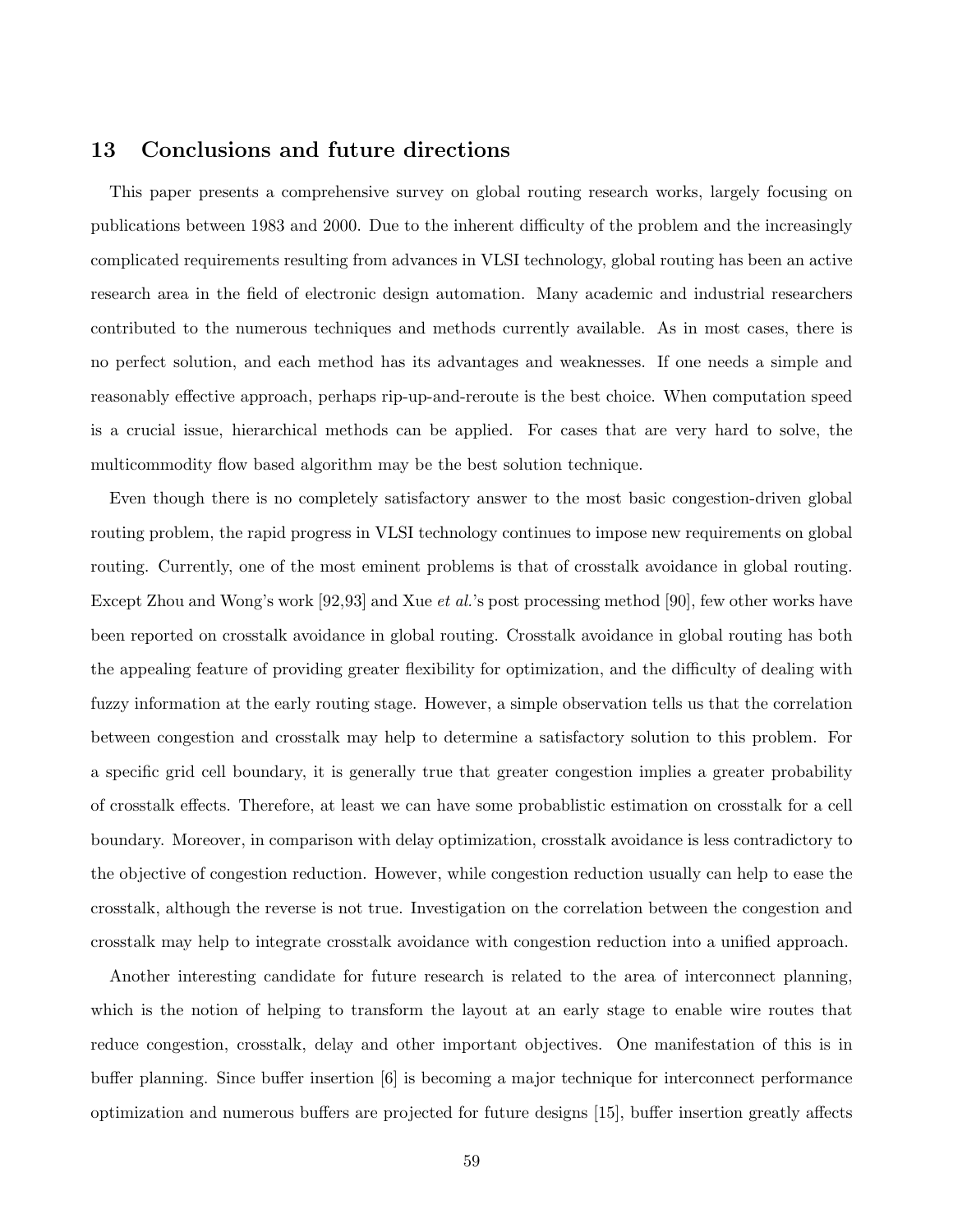## 13 Conclusions and future directions

This paper presents a comprehensive survey on global routing research works, largely focusing on publications between 1983 and 2000. Due to the inherent difficulty of the problem and the increasingly complicated requirements resulting from advances in VLSI technology, global routing has been an active research area in the field of electronic design automation. Many academic and industrial researchers contributed to the numerous techniques and methods currently available. As in most cases, there is no perfect solution, and each method has its advantages and weaknesses. If one needs a simple and reasonably effective approach, perhaps rip-up-and-reroute is the best choice. When computation speed is a crucial issue, hierarchical methods can be applied. For cases that are very hard to solve, the multicommodity flow based algorithm may be the best solution technique.

Even though there is no completely satisfactory answer to the most basic congestion-driven global routing problem, the rapid progress in VLSI technology continues to impose new requirements on global routing. Currently, one of the most eminent problems is that of crosstalk avoidance in global routing. Except Zhou and Wong's work [92,93] and Xue *et al.*'s post processing method [90], few other works have been reported on crosstalk avoidance in global routing. Crosstalk avoidance in global routing has both the appealing feature of providing greater flexibility for optimization, and the difficulty of dealing with fuzzy information at the early routing stage. However, a simple observation tells us that the correlation between congestion and crosstalk may help to determine a satisfactory solution to this problem. For a specific grid cell boundary, it is generally true that greater congestion implies a greater probability of crosstalk effects. Therefore, at least we can have some probablistic estimation on crosstalk for a cell boundary. Moreover, in comparison with delay optimization, crosstalk avoidance is less contradictory to the objective of congestion reduction. However, while congestion reduction usually can help to ease the crosstalk, although the reverse is not true. Investigation on the correlation between the congestion and crosstalk may help to integrate crosstalk avoidance with congestion reduction into a unified approach.

Another interesting candidate for future research is related to the area of interconnect planning, which is the notion of helping to transform the layout at an early stage to enable wire routes that reduce congestion, crosstalk, delay and other important objectives. One manifestation of this is in buffer planning. Since buffer insertion [6] is becoming a major technique for interconnect performance optimization and numerous buffers are projected for future designs [15], buffer insertion greatly affects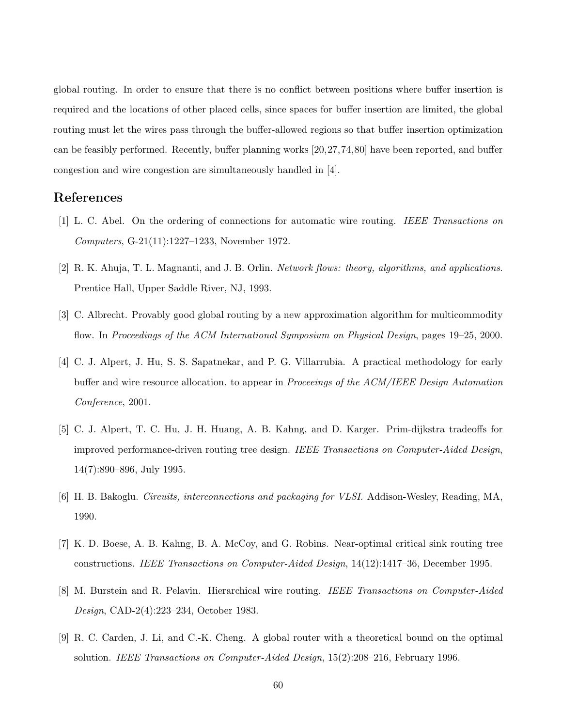global routing. In order to ensure that there is no conflict between positions where buffer insertion is required and the locations of other placed cells, since spaces for buffer insertion are limited, the global routing must let the wires pass through the buffer-allowed regions so that buffer insertion optimization can be feasibly performed. Recently, buffer planning works [20,27,74,80] have been reported, and buffer congestion and wire congestion are simultaneously handled in [4].

## References

[1] L. C. Abel. On the ordering of connections for automatic wire routing. *IEEE Transactions on Computers*, G-21(11):1227–1233, November 1972.

[2] R. K. Ahuja, T. L. Magnanti, and J. B. Orlin. *Network flows: theory, algorithms, and applications*. Prentice Hall, Upper Saddle River, NJ, 1993.

[3] C. Albrecht. Provably good global routing by a new approximation algorithm for multicommodity flow. In *Proceedings of the ACM International Symposium on Physical Design*, pages 19–25, 2000.

[4] C. J. Alpert, J. Hu, S. S. Sapatnekar, and P. G. Villarrubia. A practical methodology for early buffer and wire resource allocation. to appear in *Proceeings of the ACM/IEEE Design Automation Conference*, 2001.

[5] C. J. Alpert, T. C. Hu, J. H. Huang, A. B. Kahng, and D. Karger. Prim-dijkstra tradeoffs for improved performance-driven routing tree design. *IEEE Transactions on Computer-Aided Design*, 14(7):890–896, July 1995.

[6] H. B. Bakoglu. *Circuits, interconnections and packaging for VLSI*. Addison-Wesley, Reading, MA, 1990.

[7] K. D. Boese, A. B. Kahng, B. A. McCoy, and G. Robins. Near-optimal critical sink routing tree constructions. *IEEE Transactions on Computer-Aided Design*, 14(12):1417–36, December 1995.

[8] M. Burstein and R. Pelavin. Hierarchical wire routing. *IEEE Transactions on Computer-Aided Design*, CAD-2(4):223–234, October 1983.

[9] R. C. Carden, J. Li, and C.-K. Cheng. A global router with a theoretical bound on the optimal solution. *IEEE Transactions on Computer-Aided Design*, 15(2):208–216, February 1996.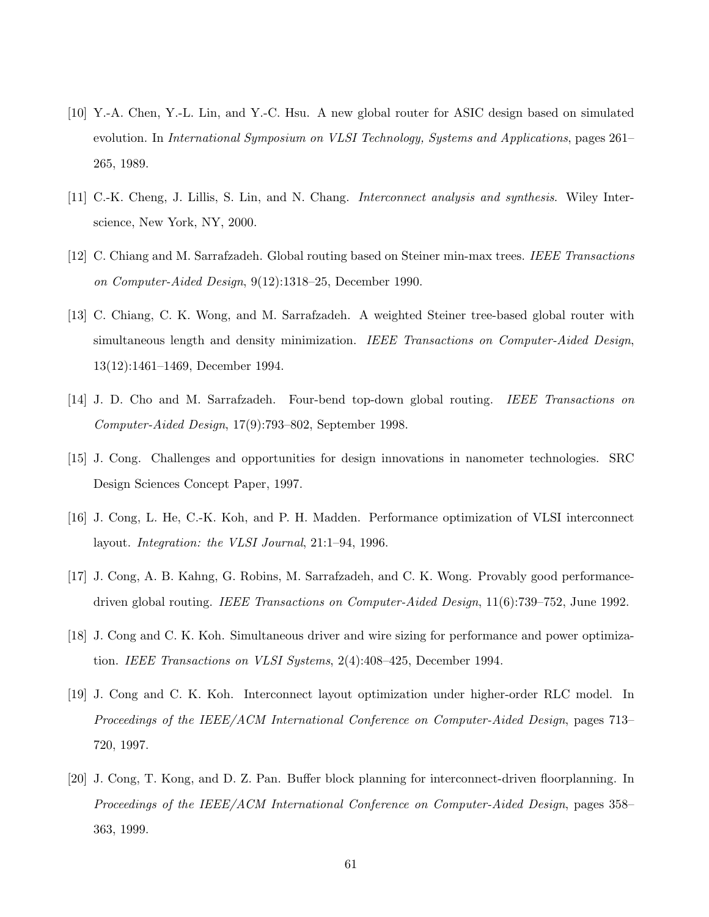[10] Y.-A. Chen, Y.-L. Lin, and Y.-C. Hsu. A new global router for ASIC design based on simulated evolution. In *International Symposium on VLSI Technology, Systems and Applications*, pages 261–265, 1989.

[11] C.-K. Cheng, J. Lillis, S. Lin, and N. Chang. *Interconnect analysis and synthesis*. Wiley Interscience, New York, NY, 2000.

[12] C. Chiang and M. Sarrafzadeh. Global routing based on Steiner min-max trees. *IEEE Transactions on Computer-Aided Design*, 9(12):1318–25, December 1990.

[13] C. Chiang, C. K. Wong, and M. Sarrafzadeh. A weighted Steiner tree-based global router with simultaneous length and density minimization. *IEEE Transactions on Computer-Aided Design*, 13(12):1461–1469, December 1994.

[14] J. D. Cho and M. Sarrafzadeh. Four-bend top-down global routing. *IEEE Transactions on Computer-Aided Design*, 17(9):793–802, September 1998.

[15] J. Cong. Challenges and opportunities for design innovations in nanometer technologies. SRC Design Sciences Concept Paper, 1997.

[16] J. Cong, L. He, C.-K. Koh, and P. H. Madden. Performance optimization of VLSI interconnect layout. *Integration: the VLSI Journal*, 21:1–94, 1996.

[17] J. Cong, A. B. Kahng, G. Robins, M. Sarrafzadeh, and C. K. Wong. Provably good performance-driven global routing. *IEEE Transactions on Computer-Aided Design*, 11(6):739–752, June 1992.

[18] J. Cong and C. K. Koh. Simultaneous driver and wire sizing for performance and power optimization. *IEEE Transactions on VLSI Systems*, 2(4):408–425, December 1994.

[19] J. Cong and C. K. Koh. Interconnect layout optimization under higher-order RLC model. In *Proceedings of the IEEE/ACM International Conference on Computer-Aided Design*, pages 713–720, 1997.

[20] J. Cong, T. Kong, and D. Z. Pan. Buffer block planning for interconnect-driven floorplanning. In *Proceedings of the IEEE/ACM International Conference on Computer-Aided Design*, pages 358–363, 1999.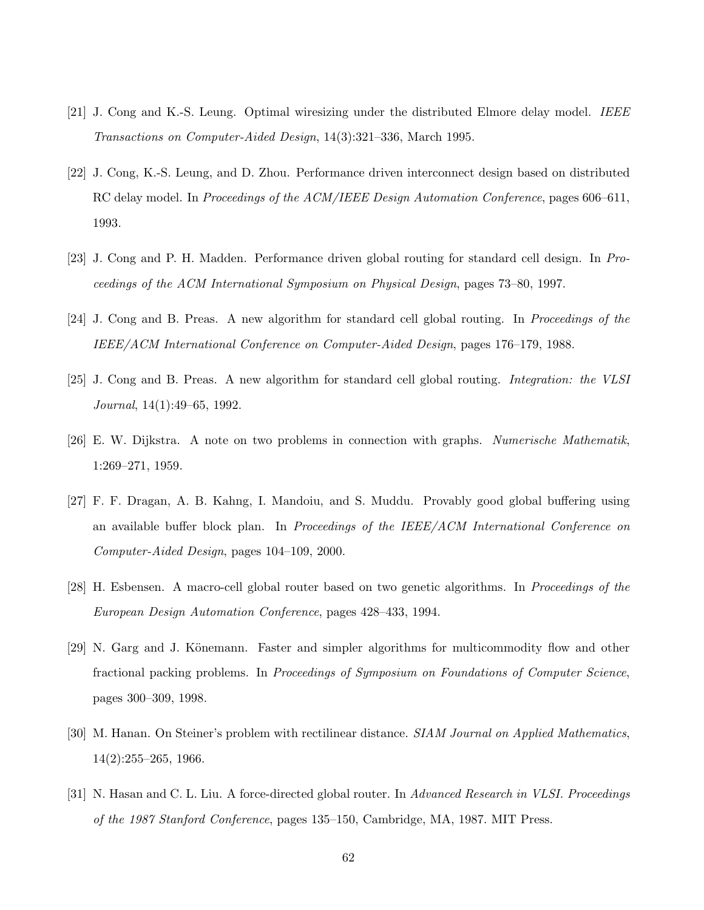[21] J. Cong and K.-S. Leung. Optimal wiresizing under the distributed Elmore delay model. *IEEE Transactions on Computer-Aided Design*, 14(3):321–336, March 1995.

[22] J. Cong, K.-S. Leung, and D. Zhou. Performance driven interconnect design based on distributed RC delay model. In *Proceedings of the ACM/IEEE Design Automation Conference*, pages 606–611, 1993.

[23] J. Cong and P. H. Madden. Performance driven global routing for standard cell design. In *Proceedings of the ACM International Symposium on Physical Design*, pages 73–80, 1997.

[24] J. Cong and B. Preas. A new algorithm for standard cell global routing. In *Proceedings of the IEEE/ACM International Conference on Computer-Aided Design*, pages 176–179, 1988.

[25] J. Cong and B. Preas. A new algorithm for standard cell global routing. *Integration: the VLSI Journal*, 14(1):49–65, 1992.

[26] E. W. Dijkstra. A note on two problems in connection with graphs. *Numerische Mathematik*, 1:269–271, 1959.

[27] F. F. Dragan, A. B. Kahng, I. Mandoiu, and S. Muddu. Provably good global buffering using an available buffer block plan. In *Proceedings of the IEEE/ACM International Conference on Computer-Aided Design*, pages 104–109, 2000.

[28] H. Esbensen. A macro-cell global router based on two genetic algorithms. In *Proceedings of the European Design Automation Conference*, pages 428–433, 1994.

[29] N. Garg and J. Könemann. Faster and simpler algorithms for multicommodity flow and other fractional packing problems. In *Proceedings of Symposium on Foundations of Computer Science*, pages 300–309, 1998.

[30] M. Hanan. On Steiner's problem with rectilinear distance. *SIAM Journal on Applied Mathematics*, 14(2):255–265, 1966.

[31] N. Hasan and C. L. Liu. A force-directed global router. In *Advanced Research in VLSI. Proceedings of the 1987 Stanford Conference*, pages 135–150, Cambridge, MA, 1987. MIT Press.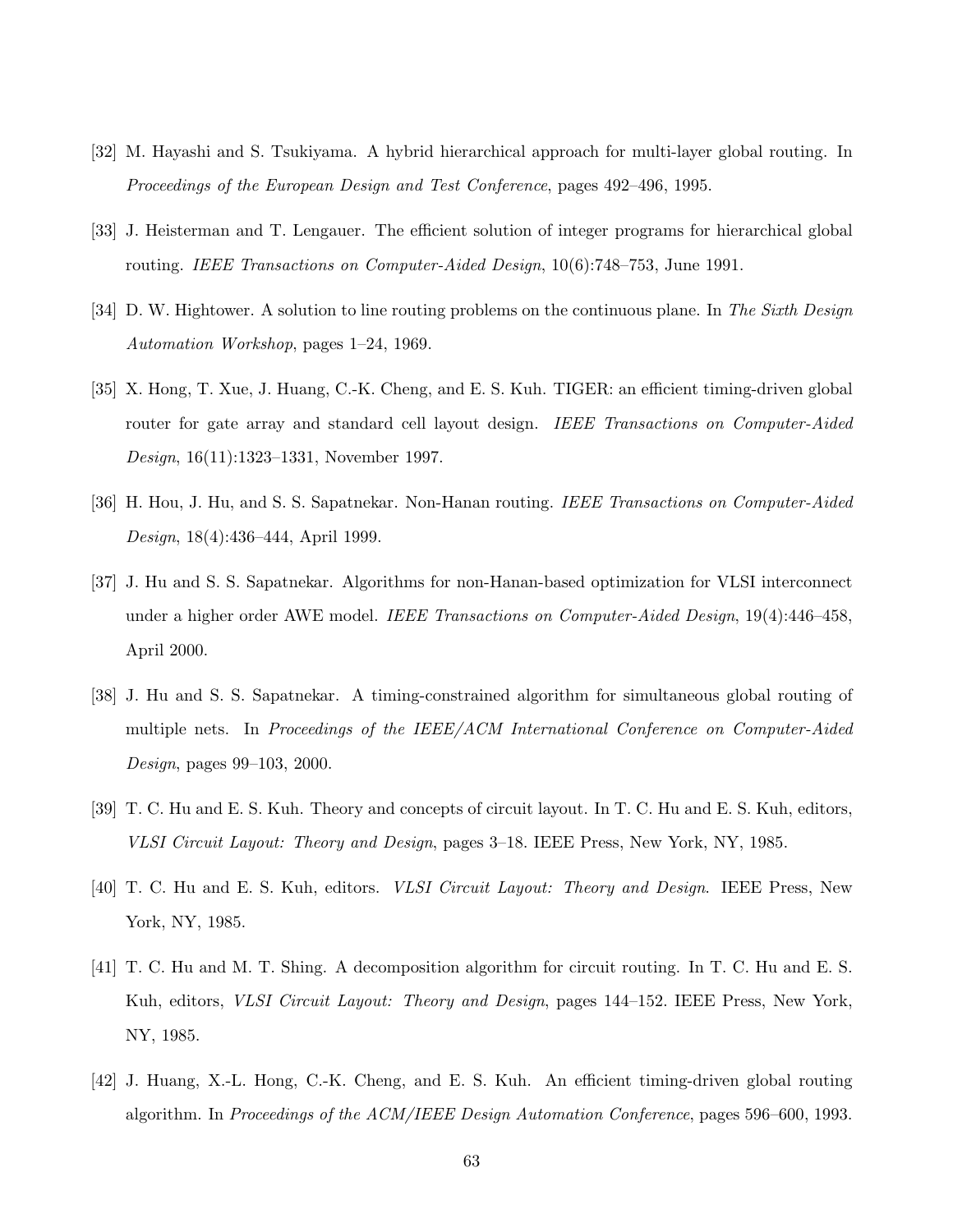[32] M. Hayashi and S. Tsukiyama. A hybrid hierarchical approach for multi-layer global routing. In *Proceedings of the European Design and Test Conference*, pages 492–496, 1995.

[33] J. Heisterman and T. Lengauer. The efficient solution of integer programs for hierarchical global routing. *IEEE Transactions on Computer-Aided Design*, 10(6):748–753, June 1991.

[34] D. W. Hightower. A solution to line routing problems on the continuous plane. In *The Sixth Design Automation Workshop*, pages 1–24, 1969.

[35] X. Hong, T. Xue, J. Huang, C.-K. Cheng, and E. S. Kuh. TIGER: an efficient timing-driven global router for gate array and standard cell layout design. *IEEE Transactions on Computer-Aided Design*, 16(11):1323–1331, November 1997.

[36] H. Hou, J. Hu, and S. S. Sapatnekar. Non-Hanan routing. *IEEE Transactions on Computer-Aided Design*, 18(4):436–444, April 1999.

[37] J. Hu and S. S. Sapatnekar. Algorithms for non-Hanan-based optimization for VLSI interconnect under a higher order AWE model. *IEEE Transactions on Computer-Aided Design*, 19(4):446–458, April 2000.

[38] J. Hu and S. S. Sapatnekar. A timing-constrained algorithm for simultaneous global routing of multiple nets. In *Proceedings of the IEEE/ACM International Conference on Computer-Aided Design*, pages 99–103, 2000.

[39] T. C. Hu and E. S. Kuh. Theory and concepts of circuit layout. In T. C. Hu and E. S. Kuh, editors, *VLSI Circuit Layout: Theory and Design*, pages 3–18. IEEE Press, New York, NY, 1985.

[40] T. C. Hu and E. S. Kuh, editors. *VLSI Circuit Layout: Theory and Design*. IEEE Press, New York, NY, 1985.

[41] T. C. Hu and M. T. Shing. A decomposition algorithm for circuit routing. In T. C. Hu and E. S. Kuh, editors, *VLSI Circuit Layout: Theory and Design*, pages 144–152. IEEE Press, New York, NY, 1985.

[42] J. Huang, X.-L. Hong, C.-K. Cheng, and E. S. Kuh. An efficient timing-driven global routing algorithm. In *Proceedings of the ACM/IEEE Design Automation Conference*, pages 596–600, 1993.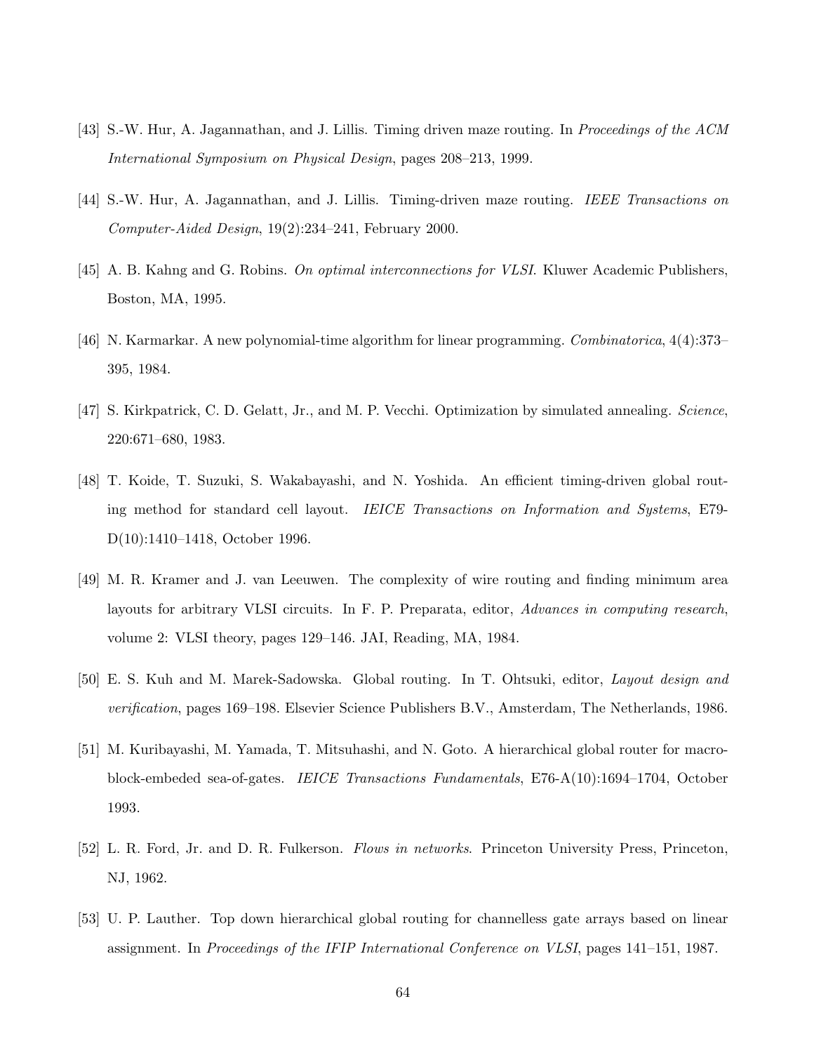[43] S.-W. Hur, A. Jagannathan, and J. Lillis. Timing driven maze routing. In *Proceedings of the ACM International Symposium on Physical Design*, pages 208–213, 1999.

[44] S.-W. Hur, A. Jagannathan, and J. Lillis. Timing-driven maze routing. *IEEE Transactions on Computer-Aided Design*, 19(2):234–241, February 2000.

[45] A. B. Kahng and G. Robins. *On optimal interconnections for VLSI*. Kluwer Academic Publishers, Boston, MA, 1995.

[46] N. Karmarkar. A new polynomial-time algorithm for linear programming. *Combinatorica*, 4(4):373–395, 1984.

[47] S. Kirkpatrick, C. D. Gelatt, Jr., and M. P. Vecchi. Optimization by simulated annealing. *Science*, 220:671–680, 1983.

[48] T. Koide, T. Suzuki, S. Wakabayashi, and N. Yoshida. An efficient timing-driven global routing method for standard cell layout. *IEICE Transactions on Information and Systems*, E79-D(10):1410–1418, October 1996.

[49] M. R. Kramer and J. van Leeuwen. The complexity of wire routing and finding minimum area layouts for arbitrary VLSI circuits. In F. P. Preparata, editor, *Advances in computing research*, volume 2: VLSI theory, pages 129–146. JAI, Reading, MA, 1984.

[50] E. S. Kuh and M. Marek-Sadowska. Global routing. In T. Ohtsuki, editor, *Layout design and verification*, pages 169–198. Elsevier Science Publishers B.V., Amsterdam, The Netherlands, 1986.

[51] M. Kuribayashi, M. Yamada, T. Mitsuhashi, and N. Goto. A hierarchical global router for macro-block-embeded sea-of-gates. *IEICE Transactions Fundamentals*, E76-A(10):1694–1704, October 1993.

[52] L. R. Ford, Jr. and D. R. Fulkerson. *Flows in networks*. Princeton University Press, Princeton, NJ, 1962.

[53] U. P. Lauther. Top down hierarchical global routing for channelless gate arrays based on linear assignment. In *Proceedings of the IFIP International Conference on VLSI*, pages 141–151, 1987.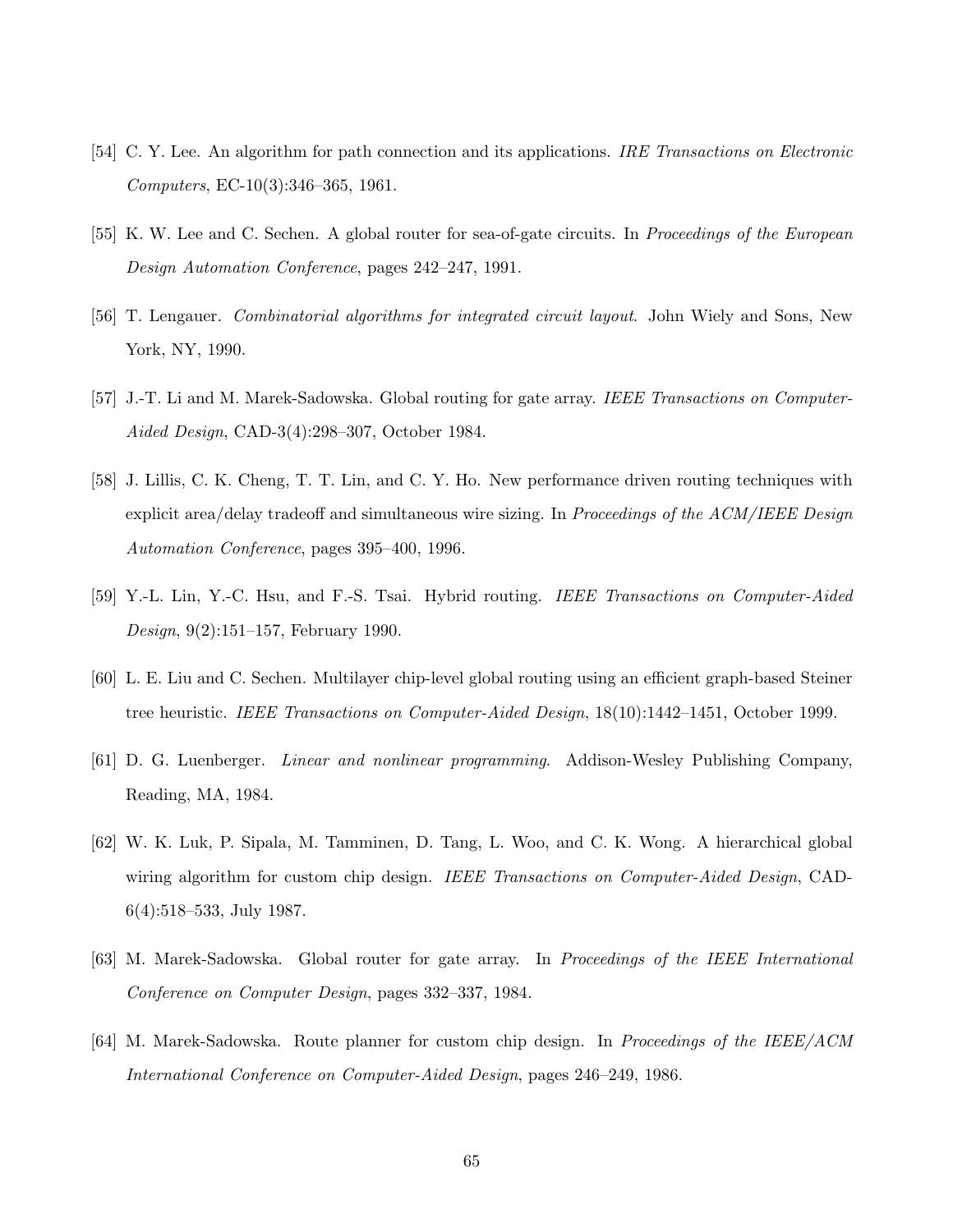[54] C. Y. Lee. An algorithm for path connection and its applications. *IRE Transactions on Electronic Computers*, EC-10(3):346–365, 1961.

[55] K. W. Lee and C. Sechen. A global router for sea-of-gate circuits. In *Proceedings of the European Design Automation Conference*, pages 242–247, 1991.

[56] T. Lengauer. *Combinatorial algorithms for integrated circuit layout*. John Wiely and Sons, New York, NY, 1990.

[57] J.-T. Li and M. Marek-Sadowska. Global routing for gate array. *IEEE Transactions on Computer-Aided Design*, CAD-3(4):298–307, October 1984.

[58] J. Lillis, C. K. Cheng, T. T. Lin, and C. Y. Ho. New performance driven routing techniques with explicit area/delay tradeoff and simultaneous wire sizing. In *Proceedings of the ACM/IEEE Design Automation Conference*, pages 395–400, 1996.

[59] Y.-L. Lin, Y.-C. Hsu, and F.-S. Tsai. Hybrid routing. *IEEE Transactions on Computer-Aided Design*, 9(2):151–157, February 1990.

[60] L. E. Liu and C. Sechen. Multilayer chip-level global routing using an efficient graph-based Steiner tree heuristic. *IEEE Transactions on Computer-Aided Design*, 18(10):1442–1451, October 1999.

[61] D. G. Luenberger. *Linear and nonlinear programming.* Addison-Wesley Publishing Company, Reading, MA, 1984.

[62] W. K. Luk, P. Sipala, M. Tamminen, D. Tang, L. Woo, and C. K. Wong. A hierarchical global wiring algorithm for custom chip design. *IEEE Transactions on Computer-Aided Design*, CAD-6(4):518–533, July 1987.

[63] M. Marek-Sadowska. Global router for gate array. In *Proceedings of the IEEE International Conference on Computer Design*, pages 332–337, 1984.

[64] M. Marek-Sadowska. Route planner for custom chip design. In *Proceedings of the IEEE/ACM International Conference on Computer-Aided Design*, pages 246–249, 1986.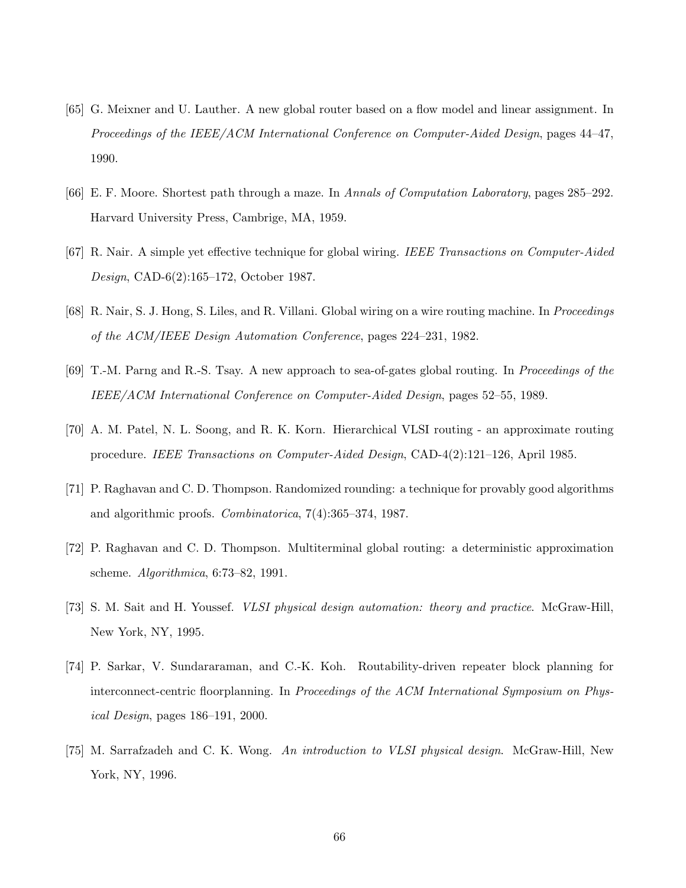[65] G. Meixner and U. Lauther. A new global router based on a flow model and linear assignment. In *Proceedings of the IEEE/ACM International Conference on Computer-Aided Design*, pages 44–47, 1990.

[66] E. F. Moore. Shortest path through a maze. In *Annals of Computation Laboratory*, pages 285–292. Harvard University Press, Cambrige, MA, 1959.

[67] R. Nair. A simple yet effective technique for global wiring. *IEEE Transactions on Computer-Aided Design*, CAD-6(2):165–172, October 1987.

[68] R. Nair, S. J. Hong, S. Liles, and R. Villani. Global wiring on a wire routing machine. In *Proceedings of the ACM/IEEE Design Automation Conference*, pages 224–231, 1982.

[69] T.-M. Parng and R.-S. Tsay. A new approach to sea-of-gates global routing. In *Proceedings of the IEEE/ACM International Conference on Computer-Aided Design*, pages 52–55, 1989.

[70] A. M. Patel, N. L. Soong, and R. K. Korn. Hierarchical VLSI routing - an approximate routing procedure. *IEEE Transactions on Computer-Aided Design*, CAD-4(2):121–126, April 1985.

[71] P. Raghavan and C. D. Thompson. Randomized rounding: a technique for provably good algorithms and algorithmic proofs. *Combinatorica*, 7(4):365–374, 1987.

[72] P. Raghavan and C. D. Thompson. Multiterminal global routing: a deterministic approximation scheme. *Algorithmica*, 6:73–82, 1991.

[73] S. M. Sait and H. Youssef. *VLSI physical design automation: theory and practice*. McGraw-Hill, New York, NY, 1995.

[74] P. Sarkar, V. Sundararaman, and C.-K. Koh. Routability-driven repeater block planning for interconnect-centric floorplanning. In *Proceedings of the ACM International Symposium on Physical Design*, pages 186–191, 2000.

[75] M. Sarrafzadeh and C. K. Wong. *An introduction to VLSI physical design*. McGraw-Hill, New York, NY, 1996.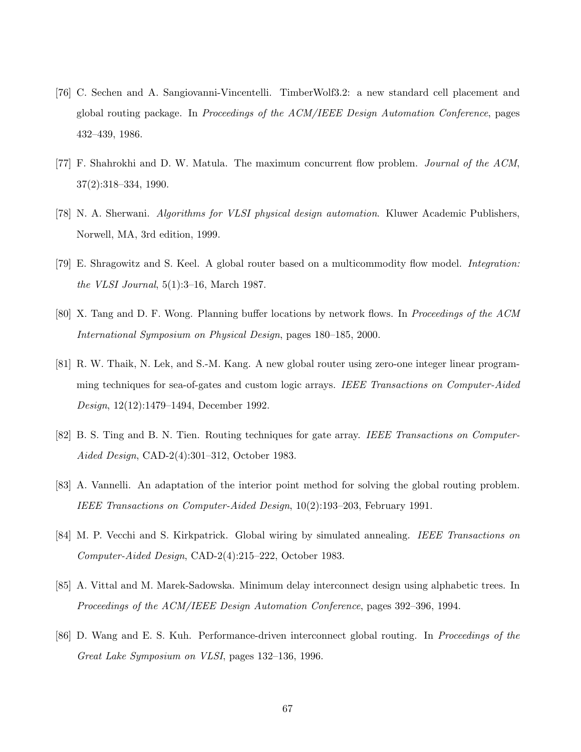[76] C. Sechen and A. Sangiovanni-Vincentelli. TimberWolf3.2: a new standard cell placement and global routing package. In *Proceedings of the ACM/IEEE Design Automation Conference*, pages 432–439, 1986.

[77] F. Shahrokhi and D. W. Matula. The maximum concurrent flow problem. *Journal of the ACM*, 37(2):318–334, 1990.

[78] N. A. Sherwani. *Algorithms for VLSI physical design automation*. Kluwer Academic Publishers, Norwell, MA, 3rd edition, 1999.

[79] E. Shragowitz and S. Keel. A global router based on a multicommodity flow model. *Integration: the VLSI Journal*, 5(1):3–16, March 1987.

[80] X. Tang and D. F. Wong. Planning buffer locations by network flows. In *Proceedings of the ACM International Symposium on Physical Design*, pages 180–185, 2000.

[81] R. W. Thaik, N. Lek, and S.-M. Kang. A new global router using zero-one integer linear programming techniques for sea-of-gates and custom logic arrays. *IEEE Transactions on Computer-Aided Design*, 12(12):1479–1494, December 1992.

[82] B. S. Ting and B. N. Tien. Routing techniques for gate array. *IEEE Transactions on Computer-Aided Design*, CAD-2(4):301–312, October 1983.

[83] A. Vannelli. An adaptation of the interior point method for solving the global routing problem. *IEEE Transactions on Computer-Aided Design*, 10(2):193–203, February 1991.

[84] M. P. Vecchi and S. Kirkpatrick. Global wiring by simulated annealing. *IEEE Transactions on Computer-Aided Design*, CAD-2(4):215–222, October 1983.

[85] A. Vittal and M. Marek-Sadowska. Minimum delay interconnect design using alphabetic trees. In *Proceedings of the ACM/IEEE Design Automation Conference*, pages 392–396, 1994.

[86] D. Wang and E. S. Kuh. Performance-driven interconnect global routing. In *Proceedings of the Great Lake Symposium on VLSI*, pages 132–136, 1996.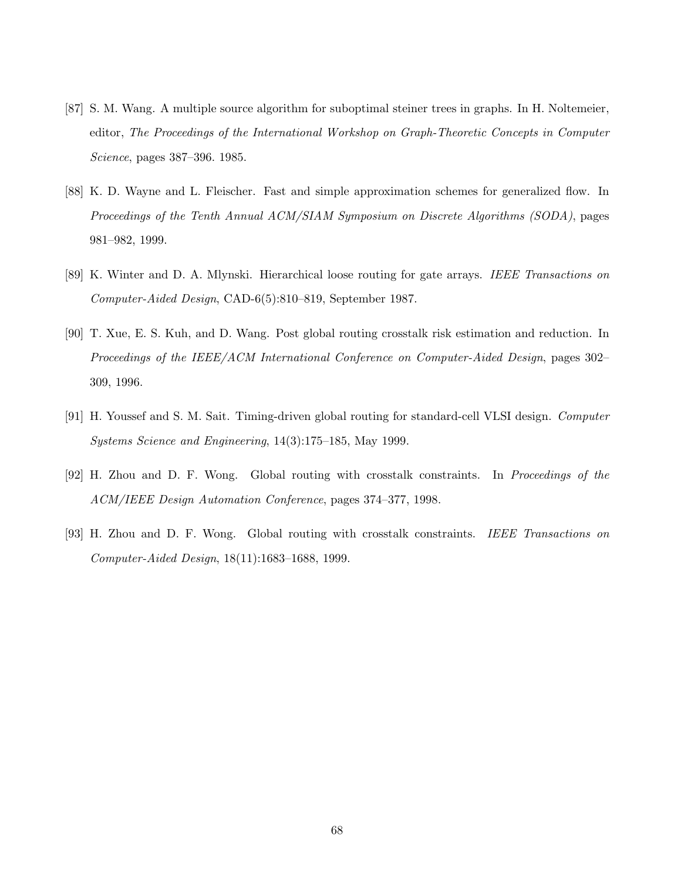[87] S. M. Wang. A multiple source algorithm for suboptimal steiner trees in graphs. In H. Noltemeier, editor, *The Proceedings of the International Workshop on Graph-Theoretic Concepts in Computer Science*, pages 387–396. 1985.

[88] K. D. Wayne and L. Fleischer. Fast and simple approximation schemes for generalized flow. In *Proceedings of the Tenth Annual ACM/SIAM Symposium on Discrete Algorithms (SODA)*, pages 981–982, 1999.

[89] K. Winter and D. A. Mlynski. Hierarchical loose routing for gate arrays. *IEEE Transactions on Computer-Aided Design*, CAD-6(5):810–819, September 1987.

[90] T. Xue, E. S. Kuh, and D. Wang. Post global routing crosstalk risk estimation and reduction. In *Proceedings of the IEEE/ACM International Conference on Computer-Aided Design*, pages 302–309, 1996.

[91] H. Youssef and S. M. Sait. Timing-driven global routing for standard-cell VLSI design. *Computer Systems Science and Engineering*, 14(3):175–185, May 1999.

[92] H. Zhou and D. F. Wong. Global routing with crosstalk constraints. In *Proceedings of the ACM/IEEE Design Automation Conference*, pages 374–377, 1998.

[93] H. Zhou and D. F. Wong. Global routing with crosstalk constraints. *IEEE Transactions on Computer-Aided Design*, 18(11):1683–1688, 1999.